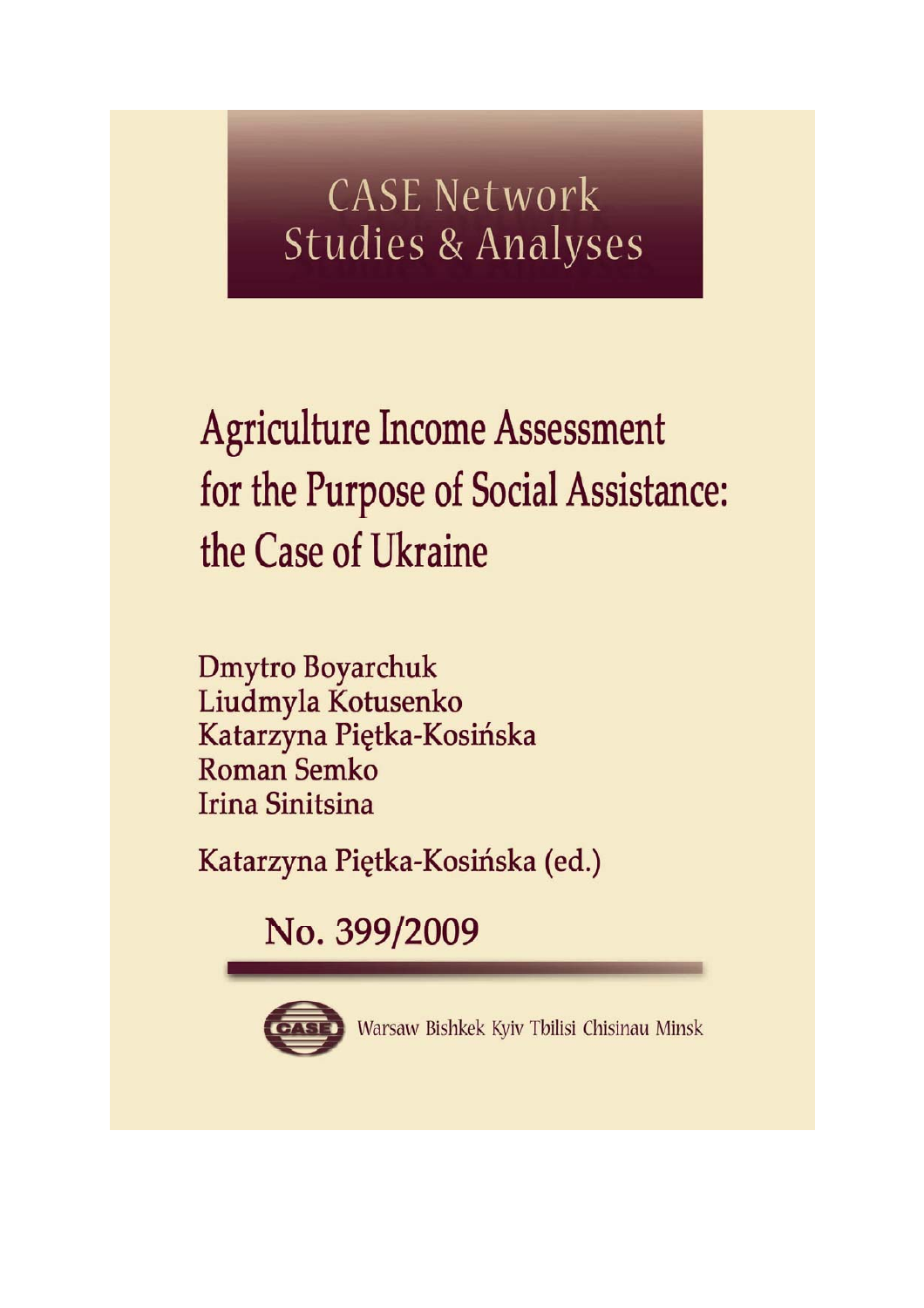CASE Network Studies & Analyses

# Agriculture Income Assessment for the Purpose of Social Assistance: the Case of Ukraine

Dmytro Boyarchuk
Liudmyla Kotusenko
Katarzyna Piętka-Kosińska
Roman Semko
Irina Sinitsina

Katarzyna Piętka-Kosińska (ed.)

No. 399/2009

Warsaw Bishkek Kyiv Tbilisi Chisinau Minsk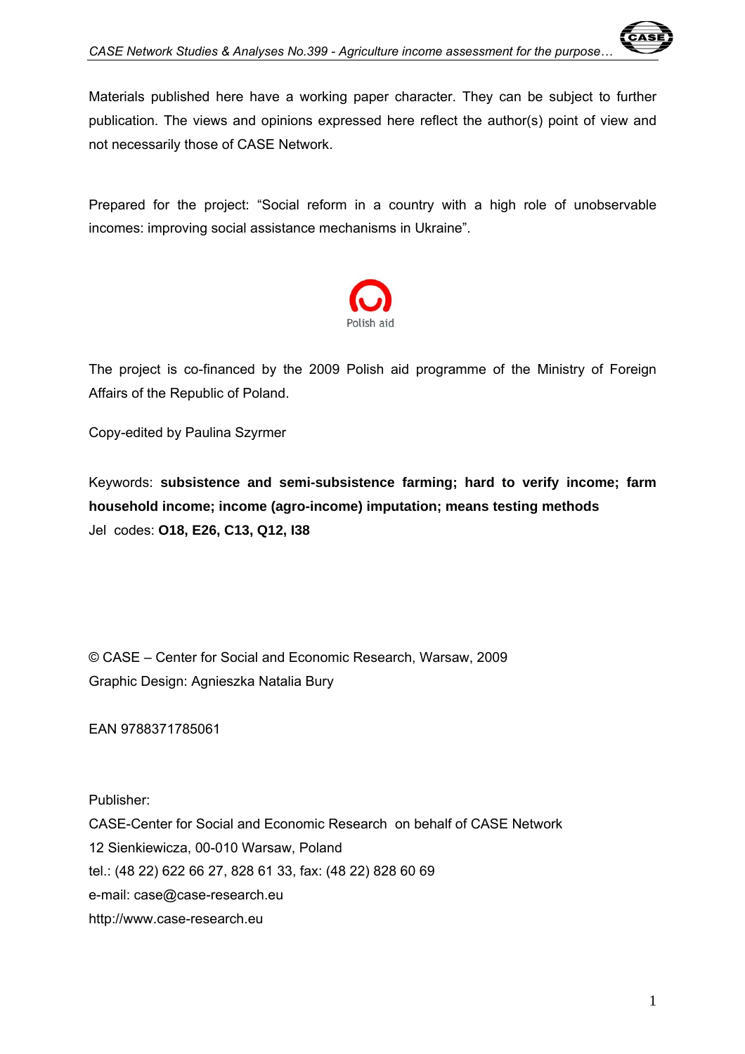Materials published here have a working paper character. They can be subject to further publication. The views and opinions expressed here reflect the author(s) point of view and not necessarily those of CASE Network.

Prepared for the project: "Social reform in a country with a high role of unobservable incomes: improving social assistance mechanisms in Ukraine".

Polish aid

The project is co-financed by the 2009 Polish aid programme of the Ministry of Foreign Affairs of the Republic of Poland.

Copy-edited by Paulina Szyrmer

Keywords: **subsistence and semi-subsistence farming; hard to verify income; farm household income; income (agro-income) imputation; means testing methods**

Jel codes: **O18, E26, C13, Q12, I38**

© CASE – Center for Social and Economic Research, Warsaw, 2009

Graphic Design: Agnieszka Natalia Bury

EAN 9788371785061

Publisher:

CASE-Center for Social and Economic Research on behalf of CASE Network

12 Sienkiewicza, 00-010 Warsaw, Poland

tel.: (48 22) 622 66 27, 828 61 33, fax: (48 22) 828 60 69

e-mail: case@case-research.eu

http://www.case-research.eu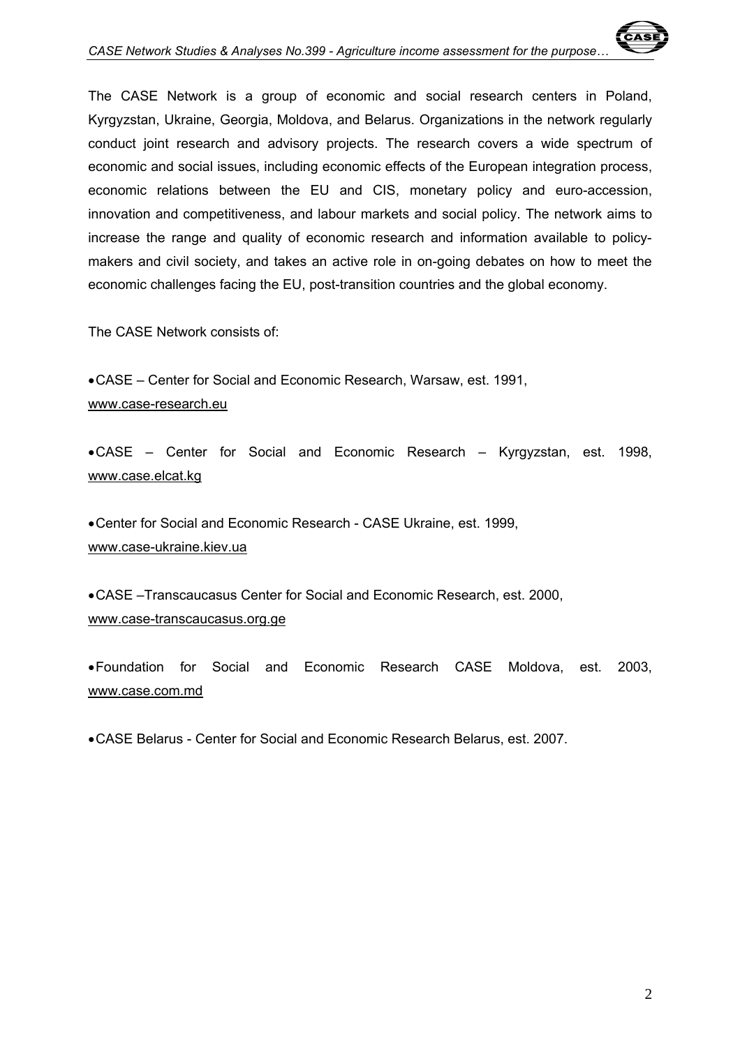The CASE Network is a group of economic and social research centers in Poland, Kyrgyzstan, Ukraine, Georgia, Moldova, and Belarus. Organizations in the network regularly conduct joint research and advisory projects. The research covers a wide spectrum of economic and social issues, including economic effects of the European integration process, economic relations between the EU and CIS, monetary policy and euro-accession, innovation and competitiveness, and labour markets and social policy. The network aims to increase the range and quality of economic research and information available to policy-makers and civil society, and takes an active role in on-going debates on how to meet the economic challenges facing the EU, post-transition countries and the global economy.

The CASE Network consists of:

- CASE – Center for Social and Economic Research, Warsaw, est. 1991, www.case-research.eu
- CASE – Center for Social and Economic Research – Kyrgyzstan, est. 1998, www.case.elcat.kg
- Center for Social and Economic Research - CASE Ukraine, est. 1999, www.case-ukraine.kiev.ua
- CASE –Transcaucasus Center for Social and Economic Research, est. 2000, www.case-transcaucasus.org.ge
- Foundation for Social and Economic Research CASE Moldova, est. 2003, www.case.com.md
- CASE Belarus - Center for Social and Economic Research Belarus, est. 2007.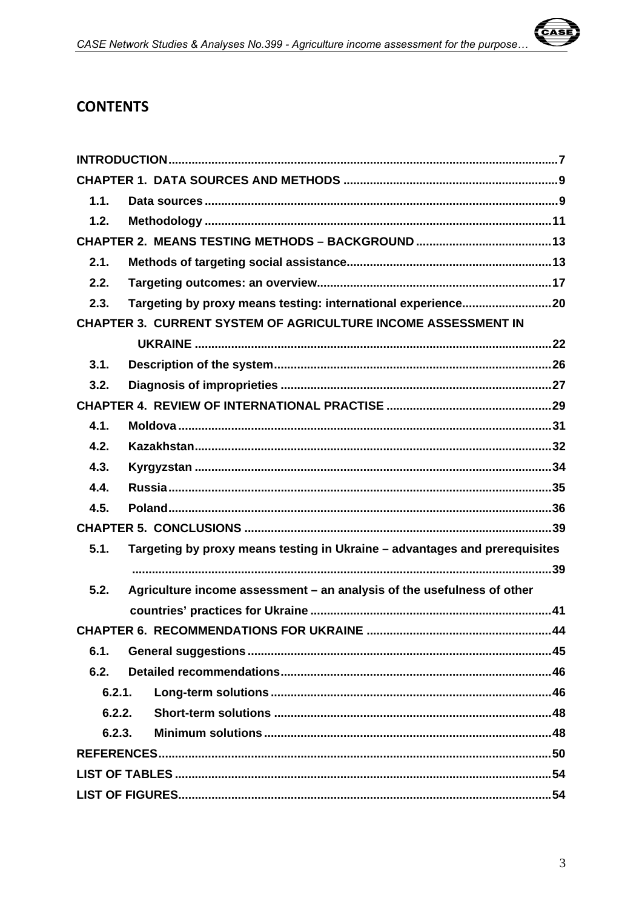# CONTENTS

INTRODUCTION .......... 7

CHAPTER 1. DATA SOURCES AND METHODS .......... 9

- 1.1. Data sources .......... 9
- 1.2. Methodology .......... 11

CHAPTER 2. MEANS TESTING METHODS – BACKGROUND .......... 13

- 2.1. Methods of targeting social assistance .......... 13
- 2.2. Targeting outcomes: an overview .......... 17
- 2.3. Targeting by proxy means testing: international experience .......... 20

CHAPTER 3. CURRENT SYSTEM OF AGRICULTURE INCOME ASSESSMENT IN UKRAINE .......... 22

- 3.1. Description of the system .......... 26
- 3.2. Diagnosis of improprieties .......... 27

CHAPTER 4. REVIEW OF INTERNATIONAL PRACTISE .......... 29

- 4.1. Moldova .......... 31
- 4.2. Kazakhstan .......... 32
- 4.3. Kyrgyzstan .......... 34
- 4.4. Russia .......... 35
- 4.5. Poland .......... 36

CHAPTER 5. CONCLUSIONS .......... 39

- 5.1. Targeting by proxy means testing in Ukraine – advantages and prerequisites .......... 39
- 5.2. Agriculture income assessment – an analysis of the usefulness of other countries' practices for Ukraine .......... 41

CHAPTER 6. RECOMMENDATIONS FOR UKRAINE .......... 44

- 6.1. General suggestions .......... 45
- 6.2. Detailed recommendations .......... 46
  - 6.2.1. Long-term solutions .......... 46
  - 6.2.2. Short-term solutions .......... 48
  - 6.2.3. Minimum solutions .......... 48

REFERENCES .......... 50

LIST OF TABLES .......... 54

LIST OF FIGURES .......... 54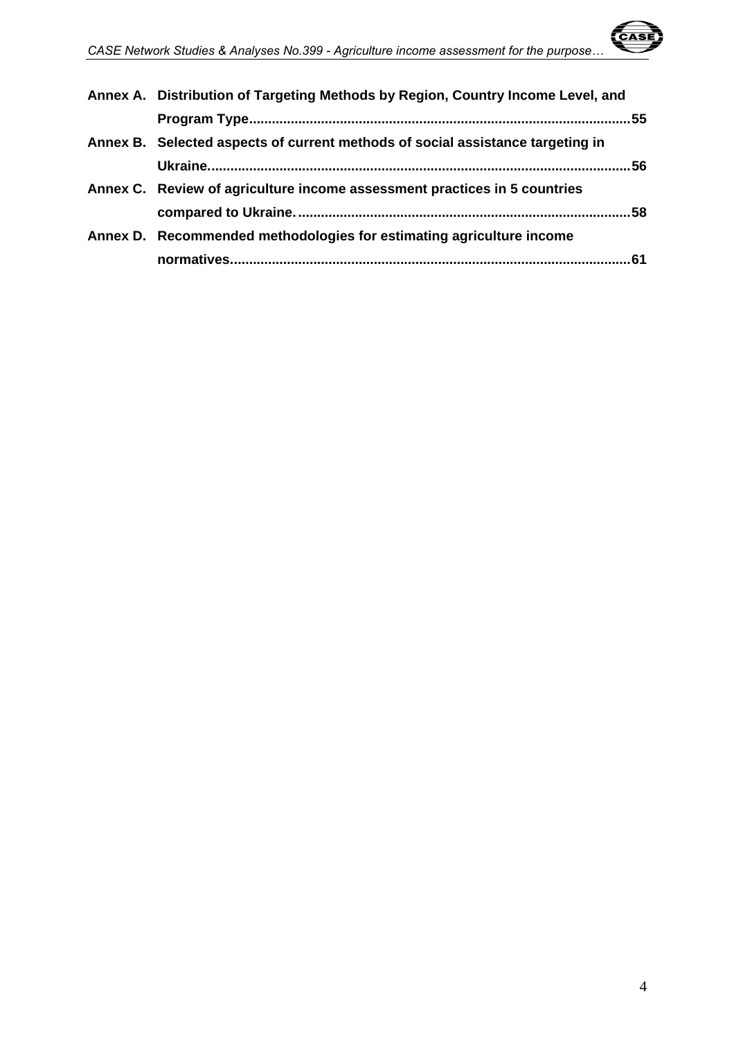**Annex A. Distribution of Targeting Methods by Region, Country Income Level, and Program Type..........55**

**Annex B. Selected aspects of current methods of social assistance targeting in Ukraine..........56**

**Annex C. Review of agriculture income assessment practices in 5 countries compared to Ukraine..........58**

**Annex D. Recommended methodologies for estimating agriculture income normatives..........61**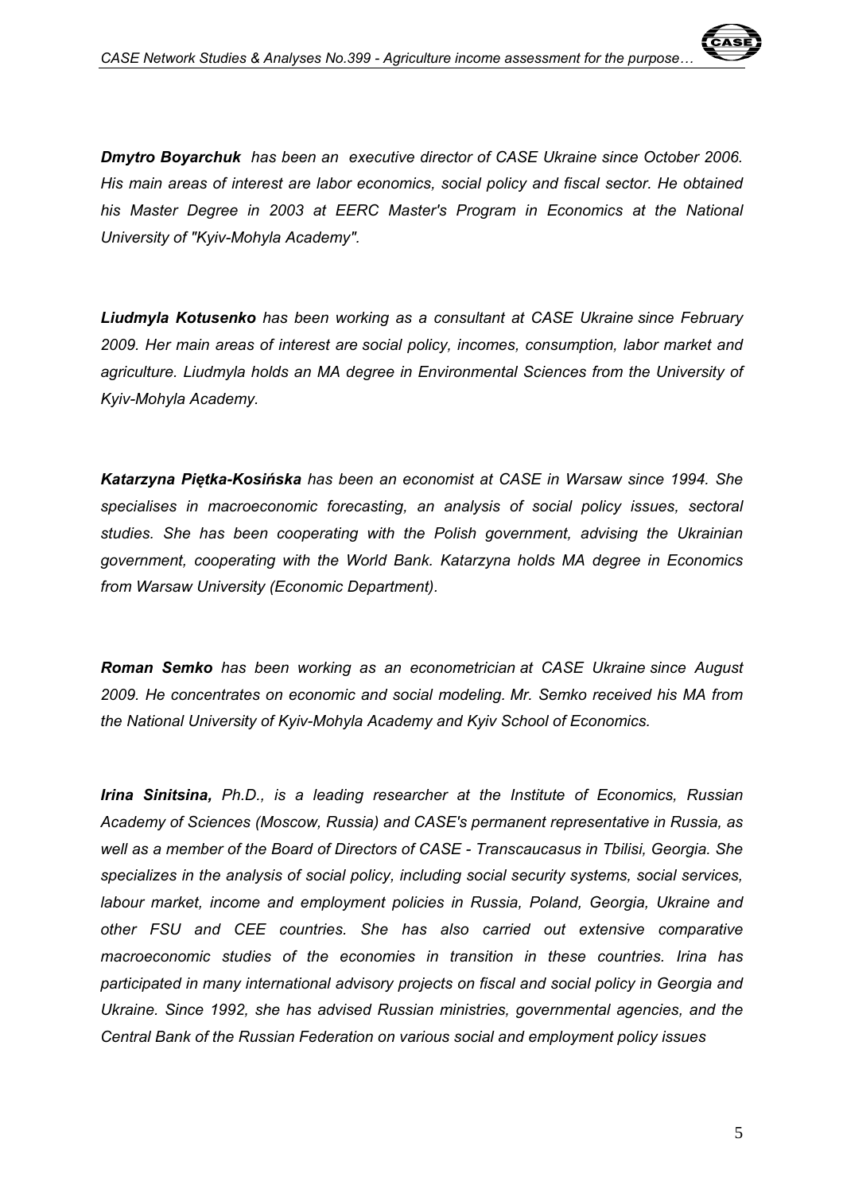***Dmytro Boyarchuk*** *has been an executive director of CASE Ukraine since October 2006. His main areas of interest are labor economics, social policy and fiscal sector. He obtained his Master Degree in 2003 at EERC Master's Program in Economics at the National University of "Kyiv-Mohyla Academy".*

***Liudmyla Kotusenko*** *has been working as a consultant at CASE Ukraine since February 2009. Her main areas of interest are social policy, incomes, consumption, labor market and agriculture. Liudmyla holds an MA degree in Environmental Sciences from the University of Kyiv-Mohyla Academy.*

***Katarzyna Piętka-Kosińska*** *has been an economist at CASE in Warsaw since 1994. She specialises in macroeconomic forecasting, an analysis of social policy issues, sectoral studies. She has been cooperating with the Polish government, advising the Ukrainian government, cooperating with the World Bank. Katarzyna holds MA degree in Economics from Warsaw University (Economic Department).*

***Roman Semko*** *has been working as an econometrician at CASE Ukraine since August 2009. He concentrates on economic and social modeling. Mr. Semko received his MA from the National University of Kyiv-Mohyla Academy and Kyiv School of Economics.*

***Irina Sinitsina,*** *Ph.D., is a leading researcher at the Institute of Economics, Russian Academy of Sciences (Moscow, Russia) and CASE's permanent representative in Russia, as well as a member of the Board of Directors of CASE - Transcaucasus in Tbilisi, Georgia. She specializes in the analysis of social policy, including social security systems, social services, labour market, income and employment policies in Russia, Poland, Georgia, Ukraine and other FSU and CEE countries. She has also carried out extensive comparative macroeconomic studies of the economies in transition in these countries. Irina has participated in many international advisory projects on fiscal and social policy in Georgia and Ukraine. Since 1992, she has advised Russian ministries, governmental agencies, and the Central Bank of the Russian Federation on various social and employment policy issues*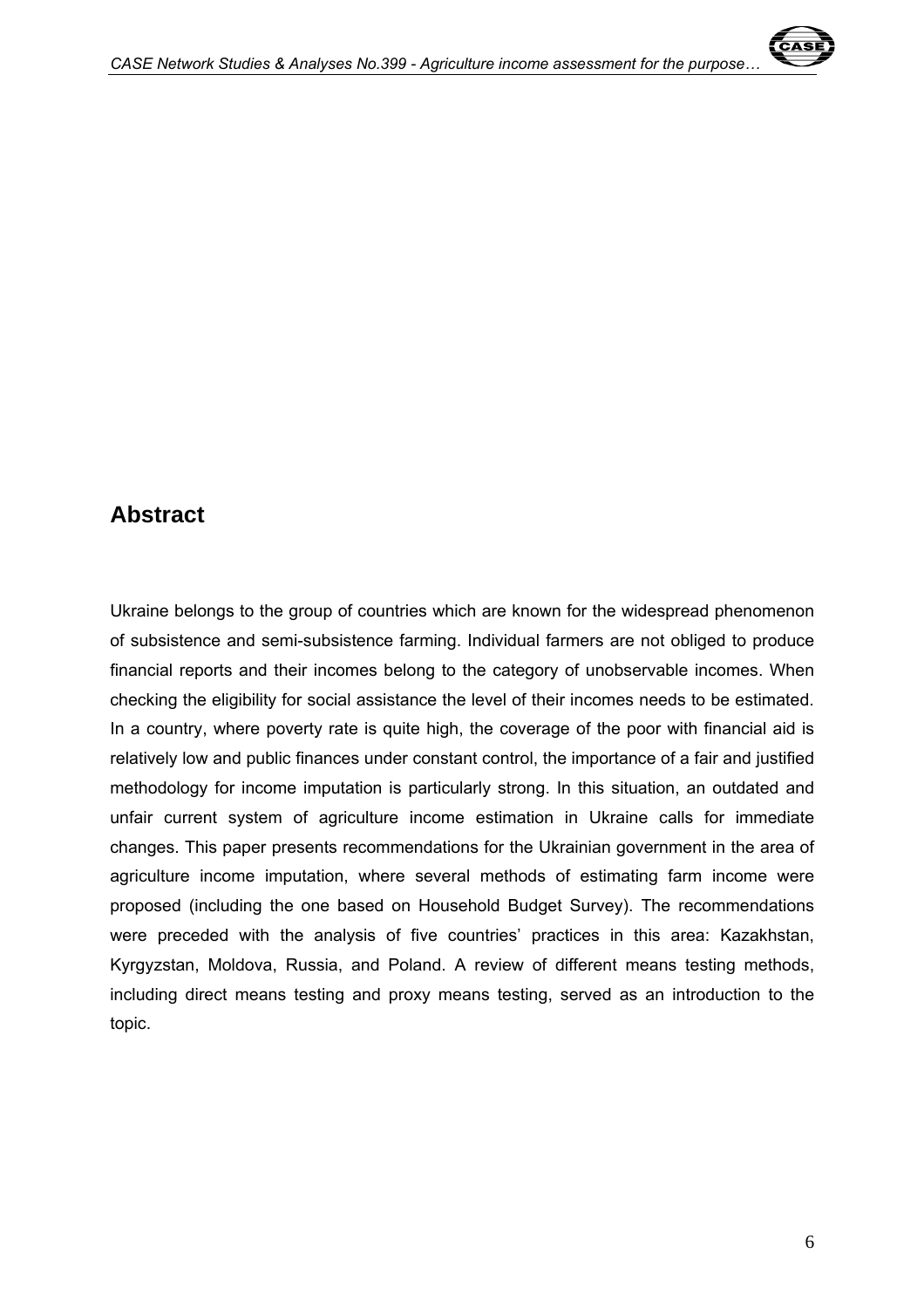## Abstract

Ukraine belongs to the group of countries which are known for the widespread phenomenon of subsistence and semi-subsistence farming. Individual farmers are not obliged to produce financial reports and their incomes belong to the category of unobservable incomes. When checking the eligibility for social assistance the level of their incomes needs to be estimated. In a country, where poverty rate is quite high, the coverage of the poor with financial aid is relatively low and public finances under constant control, the importance of a fair and justified methodology for income imputation is particularly strong. In this situation, an outdated and unfair current system of agriculture income estimation in Ukraine calls for immediate changes. This paper presents recommendations for the Ukrainian government in the area of agriculture income imputation, where several methods of estimating farm income were proposed (including the one based on Household Budget Survey). The recommendations were preceded with the analysis of five countries' practices in this area: Kazakhstan, Kyrgyzstan, Moldova, Russia, and Poland. A review of different means testing methods, including direct means testing and proxy means testing, served as an introduction to the topic.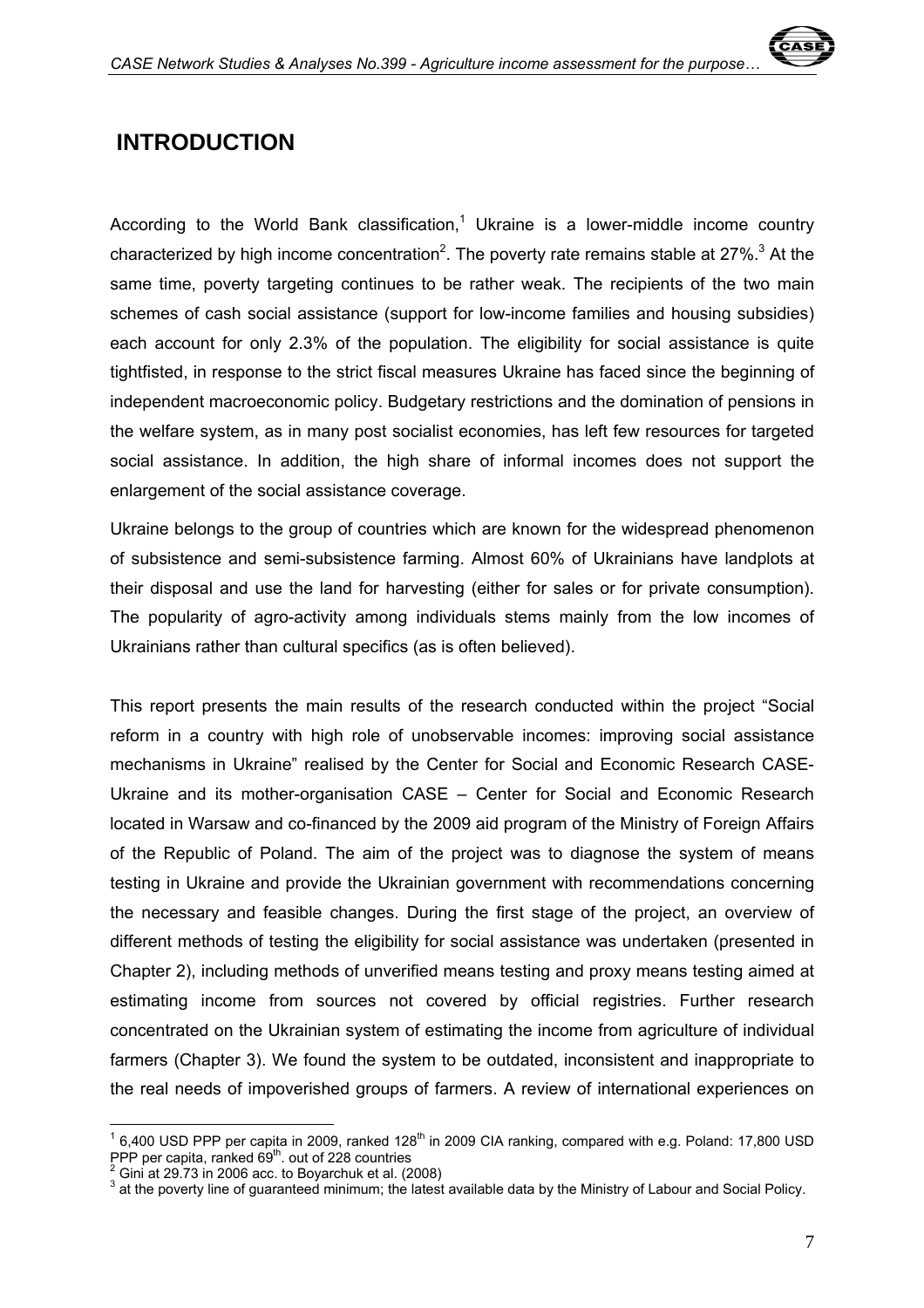# INTRODUCTION

According to the World Bank classification,[1] Ukraine is a lower-middle income country characterized by high income concentration[2]. The poverty rate remains stable at 27%.[3] At the same time, poverty targeting continues to be rather weak. The recipients of the two main schemes of cash social assistance (support for low-income families and housing subsidies) each account for only 2.3% of the population. The eligibility for social assistance is quite tightfisted, in response to the strict fiscal measures Ukraine has faced since the beginning of independent macroeconomic policy. Budgetary restrictions and the domination of pensions in the welfare system, as in many post socialist economies, has left few resources for targeted social assistance. In addition, the high share of informal incomes does not support the enlargement of the social assistance coverage.

Ukraine belongs to the group of countries which are known for the widespread phenomenon of subsistence and semi-subsistence farming. Almost 60% of Ukrainians have landplots at their disposal and use the land for harvesting (either for sales or for private consumption). The popularity of agro-activity among individuals stems mainly from the low incomes of Ukrainians rather than cultural specifics (as is often believed).

This report presents the main results of the research conducted within the project "Social reform in a country with high role of unobservable incomes: improving social assistance mechanisms in Ukraine" realised by the Center for Social and Economic Research CASE-Ukraine and its mother-organisation CASE – Center for Social and Economic Research located in Warsaw and co-financed by the 2009 aid program of the Ministry of Foreign Affairs of the Republic of Poland. The aim of the project was to diagnose the system of means testing in Ukraine and provide the Ukrainian government with recommendations concerning the necessary and feasible changes. During the first stage of the project, an overview of different methods of testing the eligibility for social assistance was undertaken (presented in Chapter 2), including methods of unverified means testing and proxy means testing aimed at estimating income from sources not covered by official registries. Further research concentrated on the Ukrainian system of estimating the income from agriculture of individual farmers (Chapter 3). We found the system to be outdated, inconsistent and inappropriate to the real needs of impoverished groups of farmers. A review of international experiences on

---

[1] 6,400 USD PPP per capita in 2009, ranked 128th in 2009 CIA ranking, compared with e.g. Poland: 17,800 USD PPP per capita, ranked 69th. out of 228 countries

[2] Gini at 29.73 in 2006 acc. to Boyarchuk et al. (2008)

[3] at the poverty line of guaranteed minimum; the latest available data by the Ministry of Labour and Social Policy.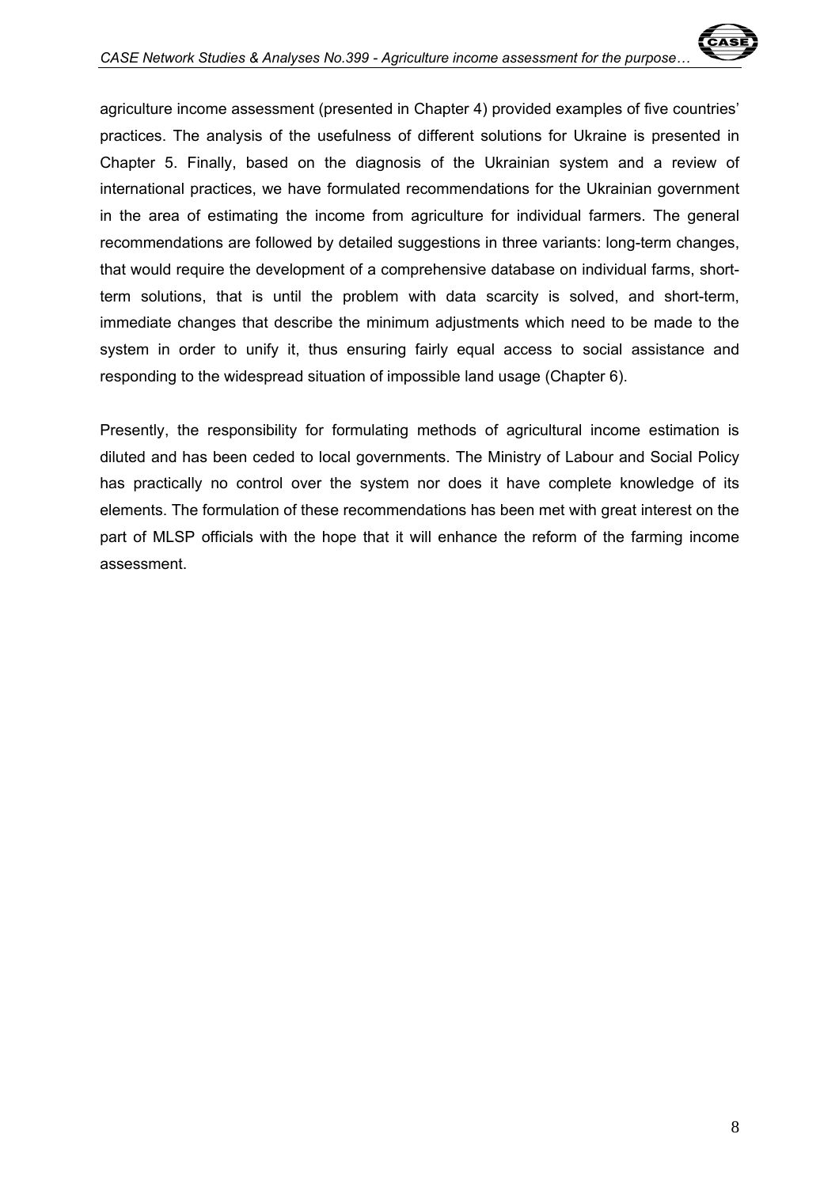agriculture income assessment (presented in Chapter 4) provided examples of five countries' practices. The analysis of the usefulness of different solutions for Ukraine is presented in Chapter 5. Finally, based on the diagnosis of the Ukrainian system and a review of international practices, we have formulated recommendations for the Ukrainian government in the area of estimating the income from agriculture for individual farmers. The general recommendations are followed by detailed suggestions in three variants: long-term changes, that would require the development of a comprehensive database on individual farms, short-term solutions, that is until the problem with data scarcity is solved, and short-term, immediate changes that describe the minimum adjustments which need to be made to the system in order to unify it, thus ensuring fairly equal access to social assistance and responding to the widespread situation of impossible land usage (Chapter 6).

Presently, the responsibility for formulating methods of agricultural income estimation is diluted and has been ceded to local governments. The Ministry of Labour and Social Policy has practically no control over the system nor does it have complete knowledge of its elements. The formulation of these recommendations has been met with great interest on the part of MLSP officials with the hope that it will enhance the reform of the farming income assessment.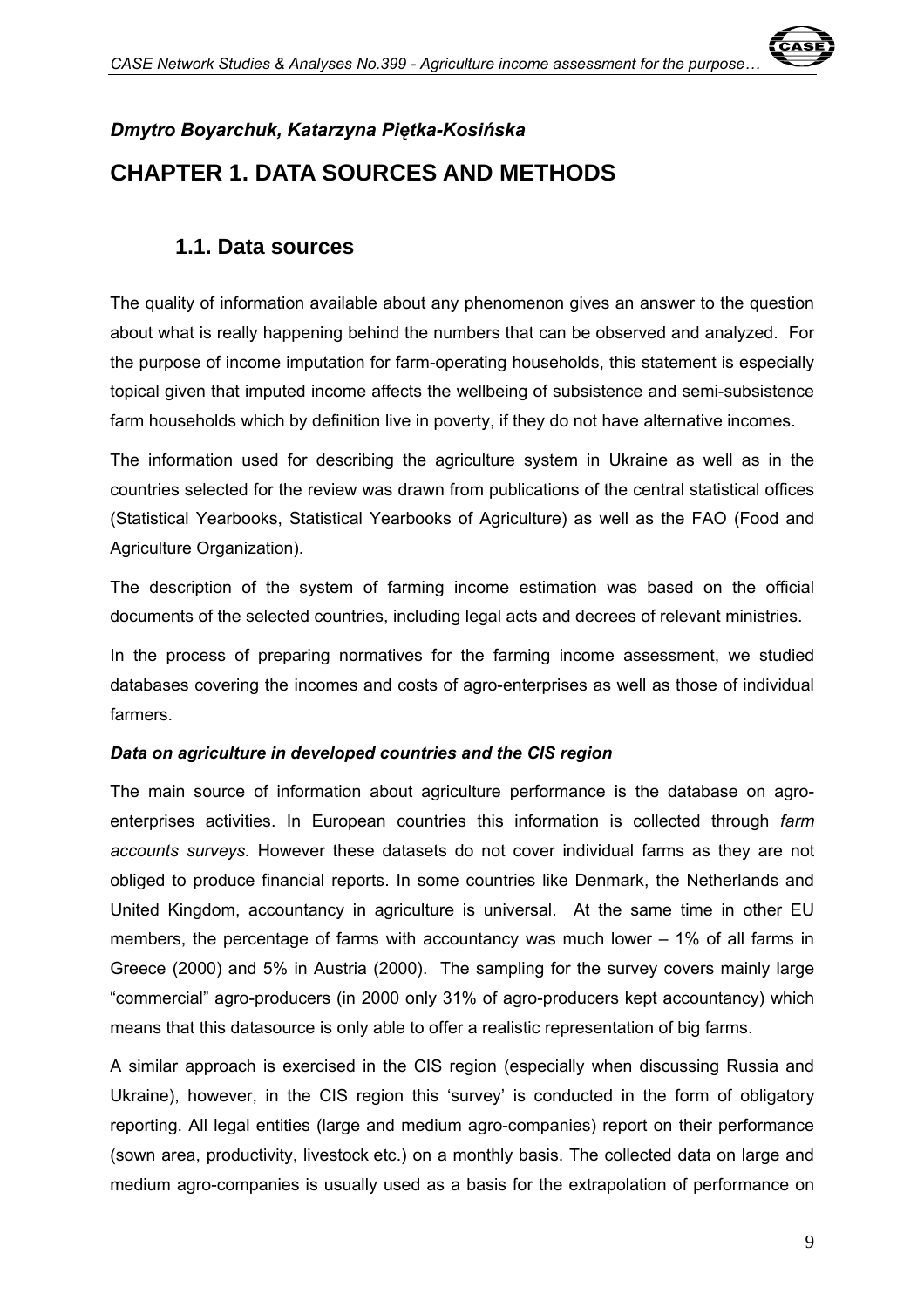*Dmytro Boyarchuk, Katarzyna Piętka-Kosińska*

# CHAPTER 1. DATA SOURCES AND METHODS

## 1.1. Data sources

The quality of information available about any phenomenon gives an answer to the question about what is really happening behind the numbers that can be observed and analyzed. For the purpose of income imputation for farm-operating households, this statement is especially topical given that imputed income affects the wellbeing of subsistence and semi-subsistence farm households which by definition live in poverty, if they do not have alternative incomes.

The information used for describing the agriculture system in Ukraine as well as in the countries selected for the review was drawn from publications of the central statistical offices (Statistical Yearbooks, Statistical Yearbooks of Agriculture) as well as the FAO (Food and Agriculture Organization).

The description of the system of farming income estimation was based on the official documents of the selected countries, including legal acts and decrees of relevant ministries.

In the process of preparing normatives for the farming income assessment, we studied databases covering the incomes and costs of agro-enterprises as well as those of individual farmers.

***Data on agriculture in developed countries and the CIS region***

The main source of information about agriculture performance is the database on agro-enterprises activities. In European countries this information is collected through *farm accounts surveys.* However these datasets do not cover individual farms as they are not obliged to produce financial reports. In some countries like Denmark, the Netherlands and United Kingdom, accountancy in agriculture is universal. At the same time in other EU members, the percentage of farms with accountancy was much lower – 1% of all farms in Greece (2000) and 5% in Austria (2000). The sampling for the survey covers mainly large "commercial" agro-producers (in 2000 only 31% of agro-producers kept accountancy) which means that this datasource is only able to offer a realistic representation of big farms.

A similar approach is exercised in the CIS region (especially when discussing Russia and Ukraine), however, in the CIS region this 'survey' is conducted in the form of obligatory reporting. All legal entities (large and medium agro-companies) report on their performance (sown area, productivity, livestock etc.) on a monthly basis. The collected data on large and medium agro-companies is usually used as a basis for the extrapolation of performance on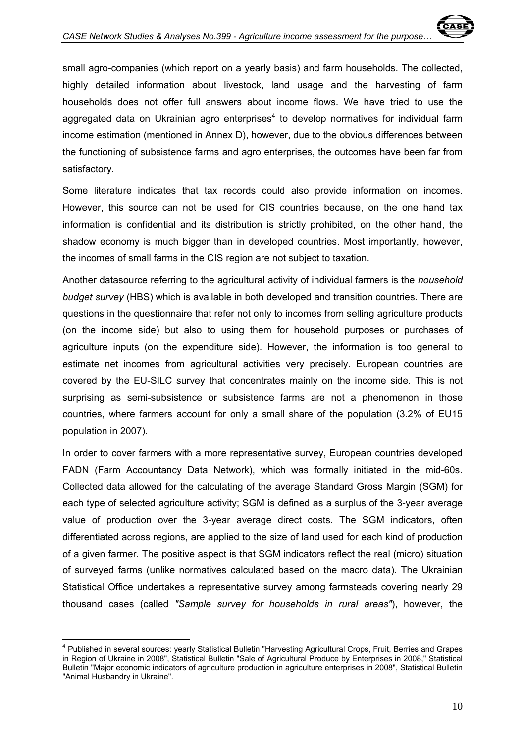small agro-companies (which report on a yearly basis) and farm households. The collected, highly detailed information about livestock, land usage and the harvesting of farm households does not offer full answers about income flows. We have tried to use the aggregated data on Ukrainian agro enterprises[4] to develop normatives for individual farm income estimation (mentioned in Annex D), however, due to the obvious differences between the functioning of subsistence farms and agro enterprises, the outcomes have been far from satisfactory.

Some literature indicates that tax records could also provide information on incomes. However, this source can not be used for CIS countries because, on the one hand tax information is confidential and its distribution is strictly prohibited, on the other hand, the shadow economy is much bigger than in developed countries. Most importantly, however, the incomes of small farms in the CIS region are not subject to taxation.

Another datasource referring to the agricultural activity of individual farmers is the *household budget survey* (HBS) which is available in both developed and transition countries. There are questions in the questionnaire that refer not only to incomes from selling agriculture products (on the income side) but also to using them for household purposes or purchases of agriculture inputs (on the expenditure side). However, the information is too general to estimate net incomes from agricultural activities very precisely. European countries are covered by the EU-SILC survey that concentrates mainly on the income side. This is not surprising as semi-subsistence or subsistence farms are not a phenomenon in those countries, where farmers account for only a small share of the population (3.2% of EU15 population in 2007).

In order to cover farmers with a more representative survey, European countries developed FADN (Farm Accountancy Data Network), which was formally initiated in the mid-60s. Collected data allowed for the calculating of the average Standard Gross Margin (SGM) for each type of selected agriculture activity; SGM is defined as a surplus of the 3-year average value of production over the 3-year average direct costs. The SGM indicators, often differentiated across regions, are applied to the size of land used for each kind of production of a given farmer. The positive aspect is that SGM indicators reflect the real (micro) situation of surveyed farms (unlike normatives calculated based on the macro data). The Ukrainian Statistical Office undertakes a representative survey among farmsteads covering nearly 29 thousand cases (called *"Sample survey for households in rural areas"*), however, the

---

[4] Published in several sources: yearly Statistical Bulletin "Harvesting Agricultural Crops, Fruit, Berries and Grapes in Region of Ukraine in 2008", Statistical Bulletin "Sale of Agricultural Produce by Enterprises in 2008," Statistical Bulletin "Major economic indicators of agriculture production in agriculture enterprises in 2008", Statistical Bulletin "Animal Husbandry in Ukraine".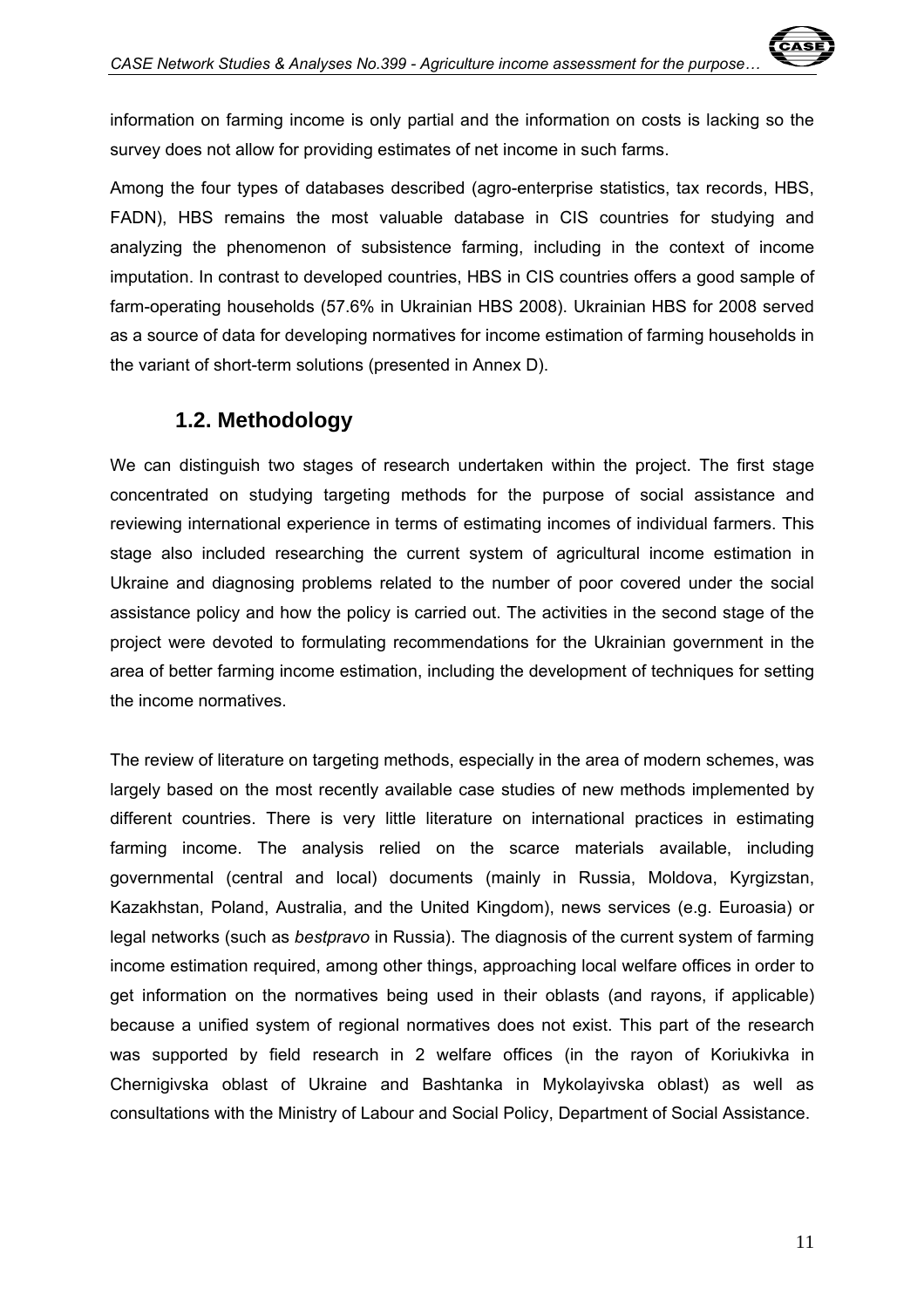information on farming income is only partial and the information on costs is lacking so the survey does not allow for providing estimates of net income in such farms.

Among the four types of databases described (agro-enterprise statistics, tax records, HBS, FADN), HBS remains the most valuable database in CIS countries for studying and analyzing the phenomenon of subsistence farming, including in the context of income imputation. In contrast to developed countries, HBS in CIS countries offers a good sample of farm-operating households (57.6% in Ukrainian HBS 2008). Ukrainian HBS for 2008 served as a source of data for developing normatives for income estimation of farming households in the variant of short-term solutions (presented in Annex D).

## 1.2. Methodology

We can distinguish two stages of research undertaken within the project. The first stage concentrated on studying targeting methods for the purpose of social assistance and reviewing international experience in terms of estimating incomes of individual farmers. This stage also included researching the current system of agricultural income estimation in Ukraine and diagnosing problems related to the number of poor covered under the social assistance policy and how the policy is carried out. The activities in the second stage of the project were devoted to formulating recommendations for the Ukrainian government in the area of better farming income estimation, including the development of techniques for setting the income normatives.

The review of literature on targeting methods, especially in the area of modern schemes, was largely based on the most recently available case studies of new methods implemented by different countries. There is very little literature on international practices in estimating farming income. The analysis relied on the scarce materials available, including governmental (central and local) documents (mainly in Russia, Moldova, Kyrgizstan, Kazakhstan, Poland, Australia, and the United Kingdom), news services (e.g. Euroasia) or legal networks (such as *bestpravo* in Russia). The diagnosis of the current system of farming income estimation required, among other things, approaching local welfare offices in order to get information on the normatives being used in their oblasts (and rayons, if applicable) because a unified system of regional normatives does not exist. This part of the research was supported by field research in 2 welfare offices (in the rayon of Koriukivka in Chernigivska oblast of Ukraine and Bashtanka in Mykolayivska oblast) as well as consultations with the Ministry of Labour and Social Policy, Department of Social Assistance.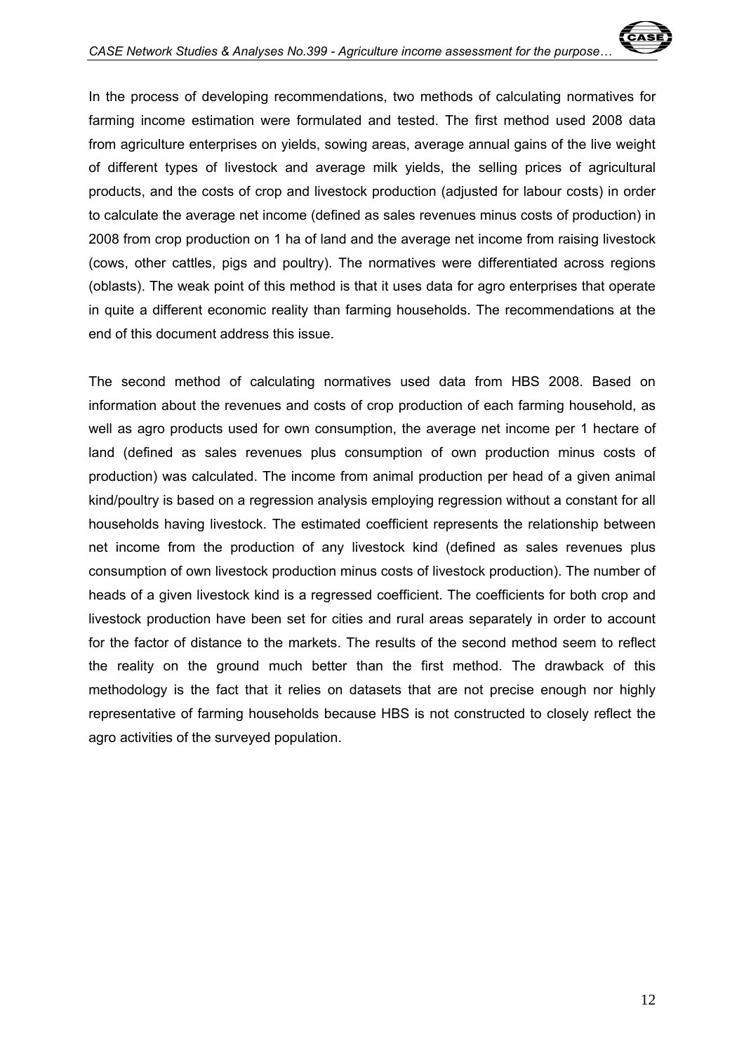In the process of developing recommendations, two methods of calculating normatives for farming income estimation were formulated and tested. The first method used 2008 data from agriculture enterprises on yields, sowing areas, average annual gains of the live weight of different types of livestock and average milk yields, the selling prices of agricultural products, and the costs of crop and livestock production (adjusted for labour costs) in order to calculate the average net income (defined as sales revenues minus costs of production) in 2008 from crop production on 1 ha of land and the average net income from raising livestock (cows, other cattles, pigs and poultry). The normatives were differentiated across regions (oblasts). The weak point of this method is that it uses data for agro enterprises that operate in quite a different economic reality than farming households. The recommendations at the end of this document address this issue.

The second method of calculating normatives used data from HBS 2008. Based on information about the revenues and costs of crop production of each farming household, as well as agro products used for own consumption, the average net income per 1 hectare of land (defined as sales revenues plus consumption of own production minus costs of production) was calculated. The income from animal production per head of a given animal kind/poultry is based on a regression analysis employing regression without a constant for all households having livestock. The estimated coefficient represents the relationship between net income from the production of any livestock kind (defined as sales revenues plus consumption of own livestock production minus costs of livestock production). The number of heads of a given livestock kind is a regressed coefficient. The coefficients for both crop and livestock production have been set for cities and rural areas separately in order to account for the factor of distance to the markets. The results of the second method seem to reflect the reality on the ground much better than the first method. The drawback of this methodology is the fact that it relies on datasets that are not precise enough nor highly representative of farming households because HBS is not constructed to closely reflect the agro activities of the surveyed population.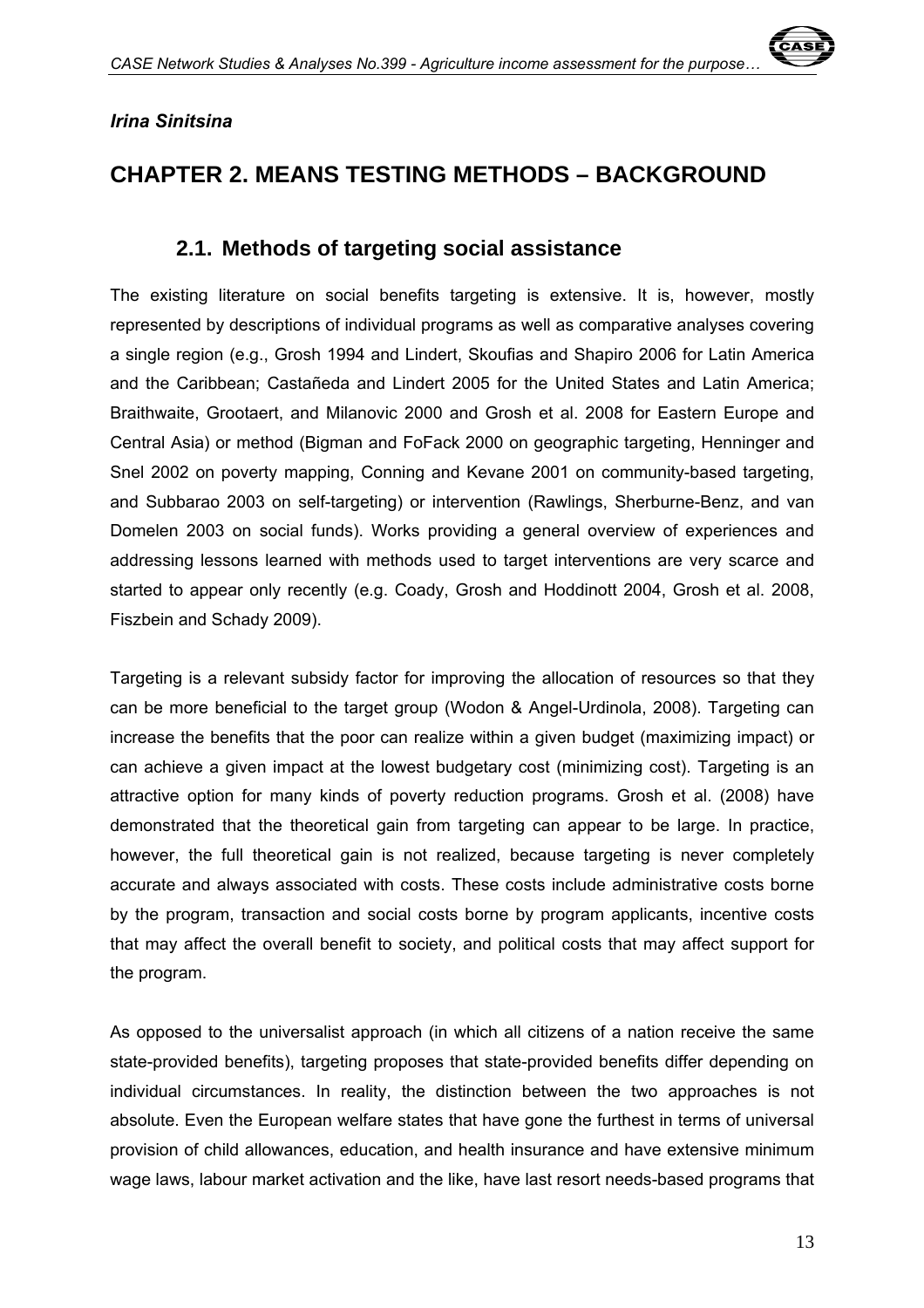*Irina Sinitsina*

# CHAPTER 2. MEANS TESTING METHODS – BACKGROUND

## 2.1. Methods of targeting social assistance

The existing literature on social benefits targeting is extensive. It is, however, mostly represented by descriptions of individual programs as well as comparative analyses covering a single region (e.g., Grosh 1994 and Lindert, Skoufias and Shapiro 2006 for Latin America and the Caribbean; Castañeda and Lindert 2005 for the United States and Latin America; Braithwaite, Grootaert, and Milanovic 2000 and Grosh et al. 2008 for Eastern Europe and Central Asia) or method (Bigman and FoFack 2000 on geographic targeting, Henninger and Snel 2002 on poverty mapping, Conning and Kevane 2001 on community-based targeting, and Subbarao 2003 on self-targeting) or intervention (Rawlings, Sherburne-Benz, and van Domelen 2003 on social funds). Works providing a general overview of experiences and addressing lessons learned with methods used to target interventions are very scarce and started to appear only recently (e.g. Coady, Grosh and Hoddinott 2004, Grosh et al. 2008, Fiszbein and Schady 2009).

Targeting is a relevant subsidy factor for improving the allocation of resources so that they can be more beneficial to the target group (Wodon & Angel-Urdinola, 2008). Targeting can increase the benefits that the poor can realize within a given budget (maximizing impact) or can achieve a given impact at the lowest budgetary cost (minimizing cost). Targeting is an attractive option for many kinds of poverty reduction programs. Grosh et al. (2008) have demonstrated that the theoretical gain from targeting can appear to be large. In practice, however, the full theoretical gain is not realized, because targeting is never completely accurate and always associated with costs. These costs include administrative costs borne by the program, transaction and social costs borne by program applicants, incentive costs that may affect the overall benefit to society, and political costs that may affect support for the program.

As opposed to the universalist approach (in which all citizens of a nation receive the same state-provided benefits), targeting proposes that state-provided benefits differ depending on individual circumstances. In reality, the distinction between the two approaches is not absolute. Even the European welfare states that have gone the furthest in terms of universal provision of child allowances, education, and health insurance and have extensive minimum wage laws, labour market activation and the like, have last resort needs-based programs that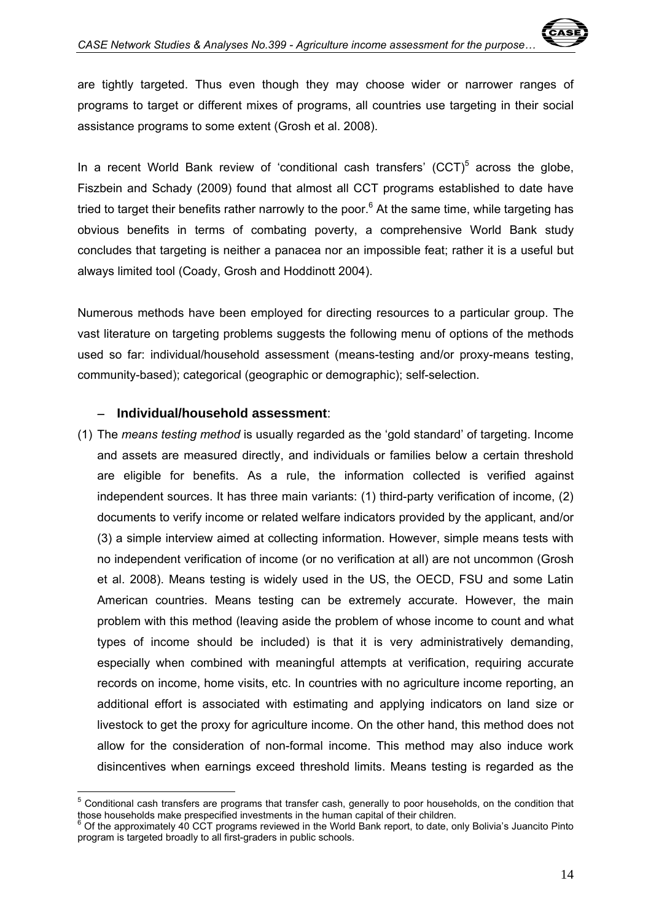are tightly targeted. Thus even though they may choose wider or narrower ranges of programs to target or different mixes of programs, all countries use targeting in their social assistance programs to some extent (Grosh et al. 2008).

In a recent World Bank review of 'conditional cash transfers' (CCT)[5] across the globe, Fiszbein and Schady (2009) found that almost all CCT programs established to date have tried to target their benefits rather narrowly to the poor.[6] At the same time, while targeting has obvious benefits in terms of combating poverty, a comprehensive World Bank study concludes that targeting is neither a panacea nor an impossible feat; rather it is a useful but always limited tool (Coady, Grosh and Hoddinott 2004).

Numerous methods have been employed for directing resources to a particular group. The vast literature on targeting problems suggests the following menu of options of the methods used so far: individual/household assessment (means-testing and/or proxy-means testing, community-based); categorical (geographic or demographic); self-selection.

– **Individual/household assessment**:

(1) The *means testing method* is usually regarded as the 'gold standard' of targeting. Income and assets are measured directly, and individuals or families below a certain threshold are eligible for benefits. As a rule, the information collected is verified against independent sources. It has three main variants: (1) third-party verification of income, (2) documents to verify income or related welfare indicators provided by the applicant, and/or (3) a simple interview aimed at collecting information. However, simple means tests with no independent verification of income (or no verification at all) are not uncommon (Grosh et al. 2008). Means testing is widely used in the US, the OECD, FSU and some Latin American countries. Means testing can be extremely accurate. However, the main problem with this method (leaving aside the problem of whose income to count and what types of income should be included) is that it is very administratively demanding, especially when combined with meaningful attempts at verification, requiring accurate records on income, home visits, etc. In countries with no agriculture income reporting, an additional effort is associated with estimating and applying indicators on land size or livestock to get the proxy for agriculture income. On the other hand, this method does not allow for the consideration of non-formal income. This method may also induce work disincentives when earnings exceed threshold limits. Means testing is regarded as the

[5] Conditional cash transfers are programs that transfer cash, generally to poor households, on the condition that those households make prespecified investments in the human capital of their children.

[6] Of the approximately 40 CCT programs reviewed in the World Bank report, to date, only Bolivia's Juancito Pinto program is targeted broadly to all first-graders in public schools.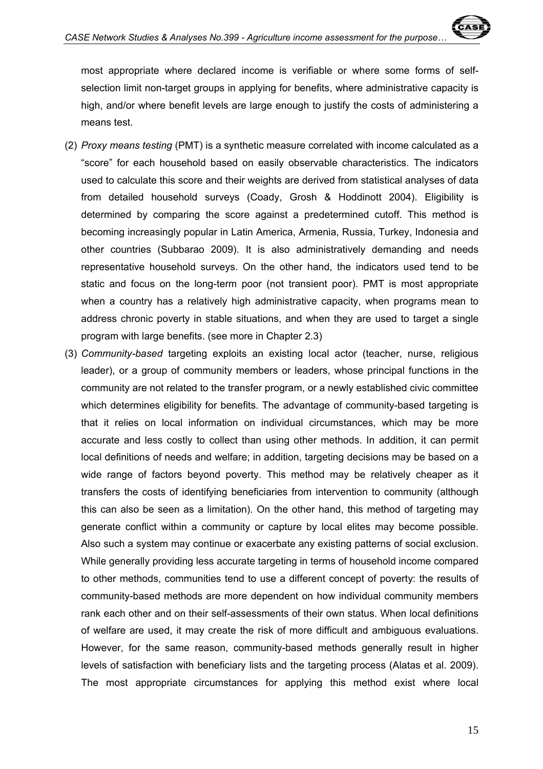most appropriate where declared income is verifiable or where some forms of self-selection limit non-target groups in applying for benefits, where administrative capacity is high, and/or where benefit levels are large enough to justify the costs of administering a means test.

(2) *Proxy means testing* (PMT) is a synthetic measure correlated with income calculated as a "score" for each household based on easily observable characteristics. The indicators used to calculate this score and their weights are derived from statistical analyses of data from detailed household surveys (Coady, Grosh & Hoddinott 2004). Eligibility is determined by comparing the score against a predetermined cutoff. This method is becoming increasingly popular in Latin America, Armenia, Russia, Turkey, Indonesia and other countries (Subbarao 2009). It is also administratively demanding and needs representative household surveys. On the other hand, the indicators used tend to be static and focus on the long-term poor (not transient poor). PMT is most appropriate when a country has a relatively high administrative capacity, when programs mean to address chronic poverty in stable situations, and when they are used to target a single program with large benefits. (see more in Chapter 2.3)

(3) *Community-based* targeting exploits an existing local actor (teacher, nurse, religious leader), or a group of community members or leaders, whose principal functions in the community are not related to the transfer program, or a newly established civic committee which determines eligibility for benefits. The advantage of community-based targeting is that it relies on local information on individual circumstances, which may be more accurate and less costly to collect than using other methods. In addition, it can permit local definitions of needs and welfare; in addition, targeting decisions may be based on a wide range of factors beyond poverty. This method may be relatively cheaper as it transfers the costs of identifying beneficiaries from intervention to community (although this can also be seen as a limitation). On the other hand, this method of targeting may generate conflict within a community or capture by local elites may become possible. Also such a system may continue or exacerbate any existing patterns of social exclusion. While generally providing less accurate targeting in terms of household income compared to other methods, communities tend to use a different concept of poverty: the results of community-based methods are more dependent on how individual community members rank each other and on their self-assessments of their own status. When local definitions of welfare are used, it may create the risk of more difficult and ambiguous evaluations. However, for the same reason, community-based methods generally result in higher levels of satisfaction with beneficiary lists and the targeting process (Alatas et al. 2009). The most appropriate circumstances for applying this method exist where local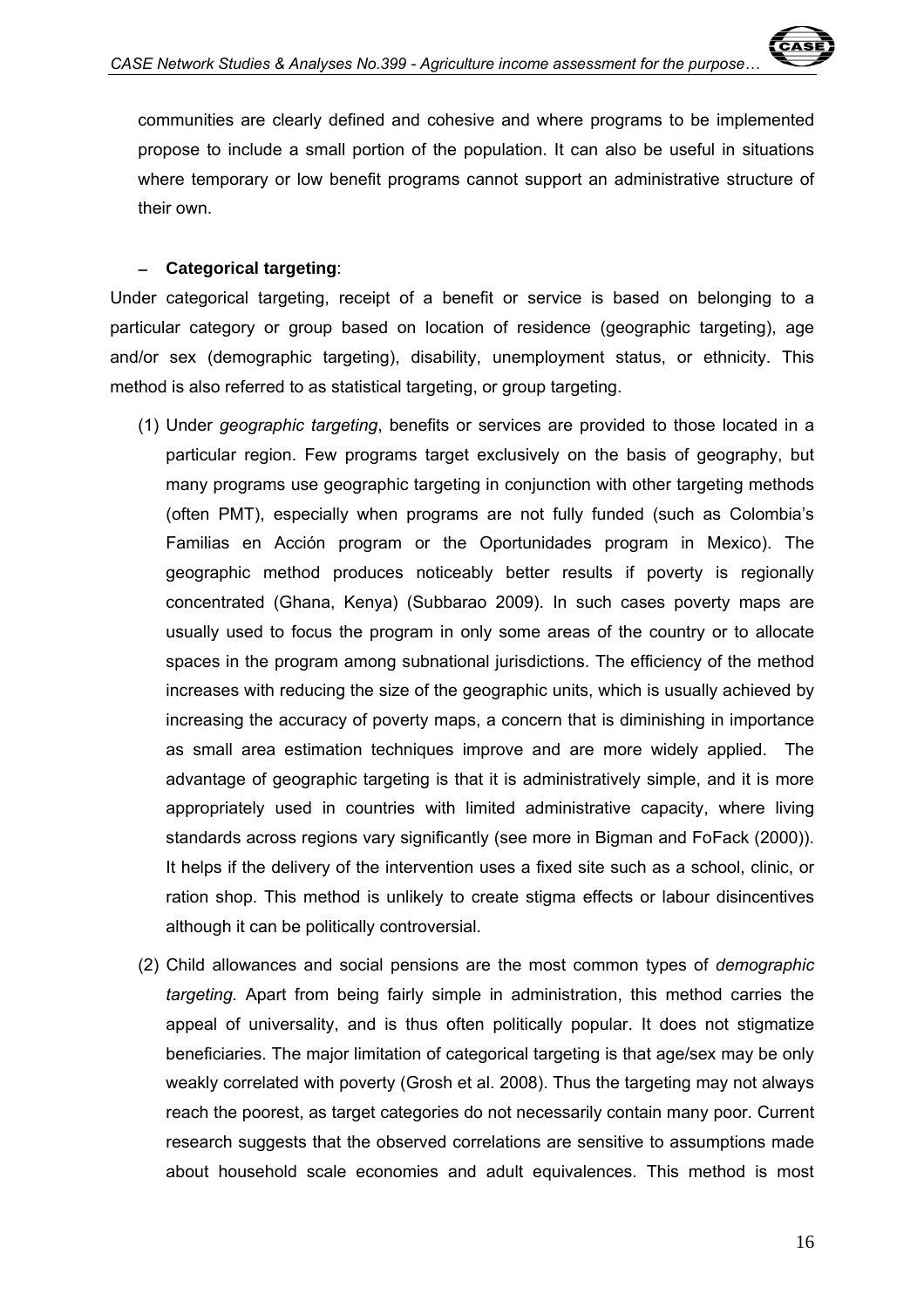communities are clearly defined and cohesive and where programs to be implemented propose to include a small portion of the population. It can also be useful in situations where temporary or low benefit programs cannot support an administrative structure of their own.

– **Categorical targeting**:

Under categorical targeting, receipt of a benefit or service is based on belonging to a particular category or group based on location of residence (geographic targeting), age and/or sex (demographic targeting), disability, unemployment status, or ethnicity. This method is also referred to as statistical targeting, or group targeting.

(1) Under *geographic targeting*, benefits or services are provided to those located in a particular region. Few programs target exclusively on the basis of geography, but many programs use geographic targeting in conjunction with other targeting methods (often PMT), especially when programs are not fully funded (such as Colombia's Familias en Acción program or the Oportunidades program in Mexico). The geographic method produces noticeably better results if poverty is regionally concentrated (Ghana, Kenya) (Subbarao 2009). In such cases poverty maps are usually used to focus the program in only some areas of the country or to allocate spaces in the program among subnational jurisdictions. The efficiency of the method increases with reducing the size of the geographic units, which is usually achieved by increasing the accuracy of poverty maps, a concern that is diminishing in importance as small area estimation techniques improve and are more widely applied. The advantage of geographic targeting is that it is administratively simple, and it is more appropriately used in countries with limited administrative capacity, where living standards across regions vary significantly (see more in Bigman and FoFack (2000)). It helps if the delivery of the intervention uses a fixed site such as a school, clinic, or ration shop. This method is unlikely to create stigma effects or labour disincentives although it can be politically controversial.

(2) Child allowances and social pensions are the most common types of *demographic targeting*. Apart from being fairly simple in administration, this method carries the appeal of universality, and is thus often politically popular. It does not stigmatize beneficiaries. The major limitation of categorical targeting is that age/sex may be only weakly correlated with poverty (Grosh et al. 2008). Thus the targeting may not always reach the poorest, as target categories do not necessarily contain many poor. Current research suggests that the observed correlations are sensitive to assumptions made about household scale economies and adult equivalences. This method is most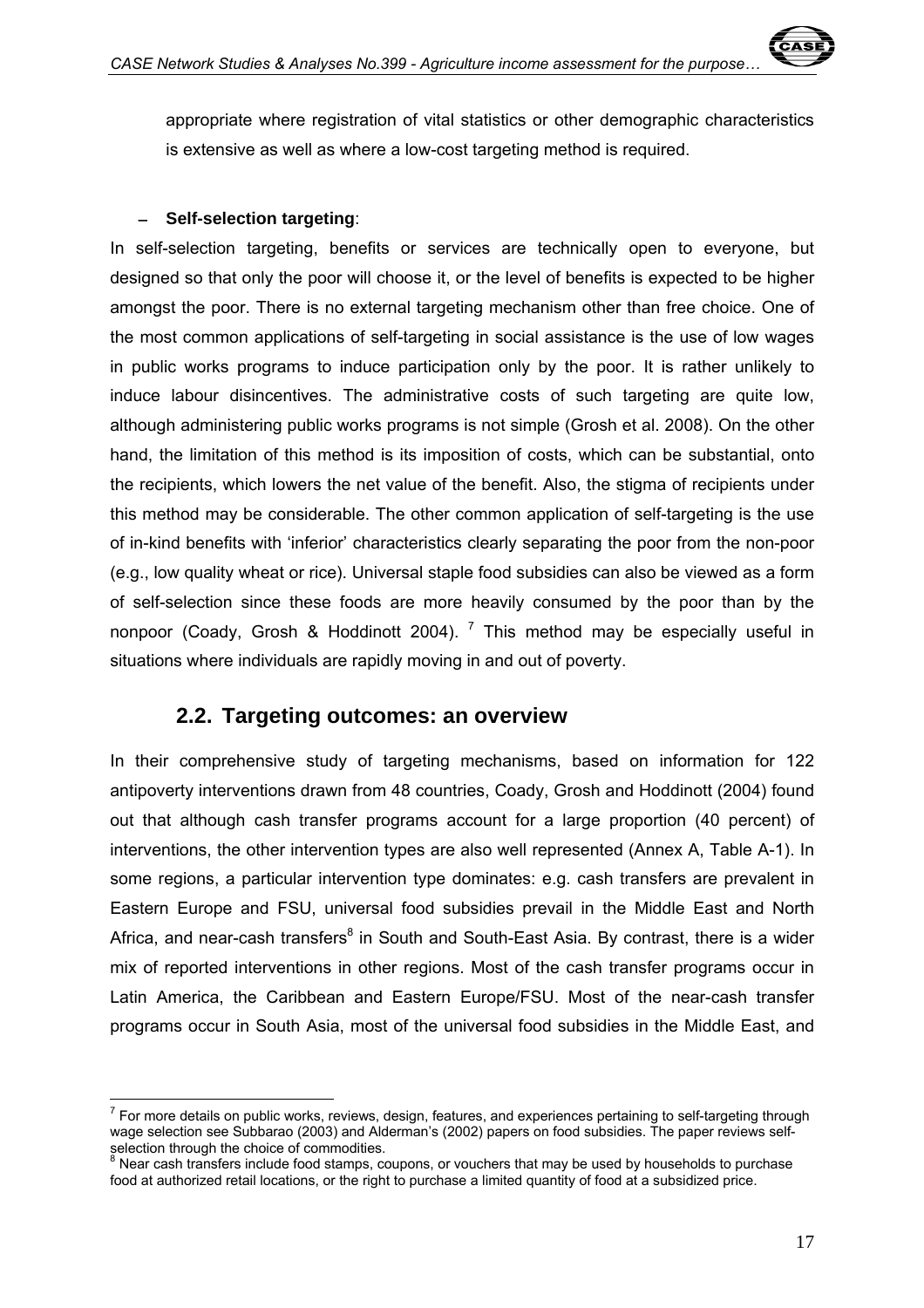appropriate where registration of vital statistics or other demographic characteristics is extensive as well as where a low-cost targeting method is required.

– **Self-selection targeting**:

In self-selection targeting, benefits or services are technically open to everyone, but designed so that only the poor will choose it, or the level of benefits is expected to be higher amongst the poor. There is no external targeting mechanism other than free choice. One of the most common applications of self-targeting in social assistance is the use of low wages in public works programs to induce participation only by the poor. It is rather unlikely to induce labour disincentives. The administrative costs of such targeting are quite low, although administering public works programs is not simple (Grosh et al. 2008). On the other hand, the limitation of this method is its imposition of costs, which can be substantial, onto the recipients, which lowers the net value of the benefit. Also, the stigma of recipients under this method may be considerable. The other common application of self-targeting is the use of in-kind benefits with 'inferior' characteristics clearly separating the poor from the non-poor (e.g., low quality wheat or rice). Universal staple food subsidies can also be viewed as a form of self-selection since these foods are more heavily consumed by the poor than by the nonpoor (Coady, Grosh & Hoddinott 2004). [7] This method may be especially useful in situations where individuals are rapidly moving in and out of poverty.

## 2.2. Targeting outcomes: an overview

In their comprehensive study of targeting mechanisms, based on information for 122 antipoverty interventions drawn from 48 countries, Coady, Grosh and Hoddinott (2004) found out that although cash transfer programs account for a large proportion (40 percent) of interventions, the other intervention types are also well represented (Annex A, Table A-1). In some regions, a particular intervention type dominates: e.g. cash transfers are prevalent in Eastern Europe and FSU, universal food subsidies prevail in the Middle East and North Africa, and near-cash transfers[8] in South and South-East Asia. By contrast, there is a wider mix of reported interventions in other regions. Most of the cash transfer programs occur in Latin America, the Caribbean and Eastern Europe/FSU. Most of the near-cash transfer programs occur in South Asia, most of the universal food subsidies in the Middle East, and

---

[7] For more details on public works, reviews, design, features, and experiences pertaining to self-targeting through wage selection see Subbarao (2003) and Alderman's (2002) papers on food subsidies. The paper reviews self-selection through the choice of commodities.

[8] Near cash transfers include food stamps, coupons, or vouchers that may be used by households to purchase food at authorized retail locations, or the right to purchase a limited quantity of food at a subsidized price.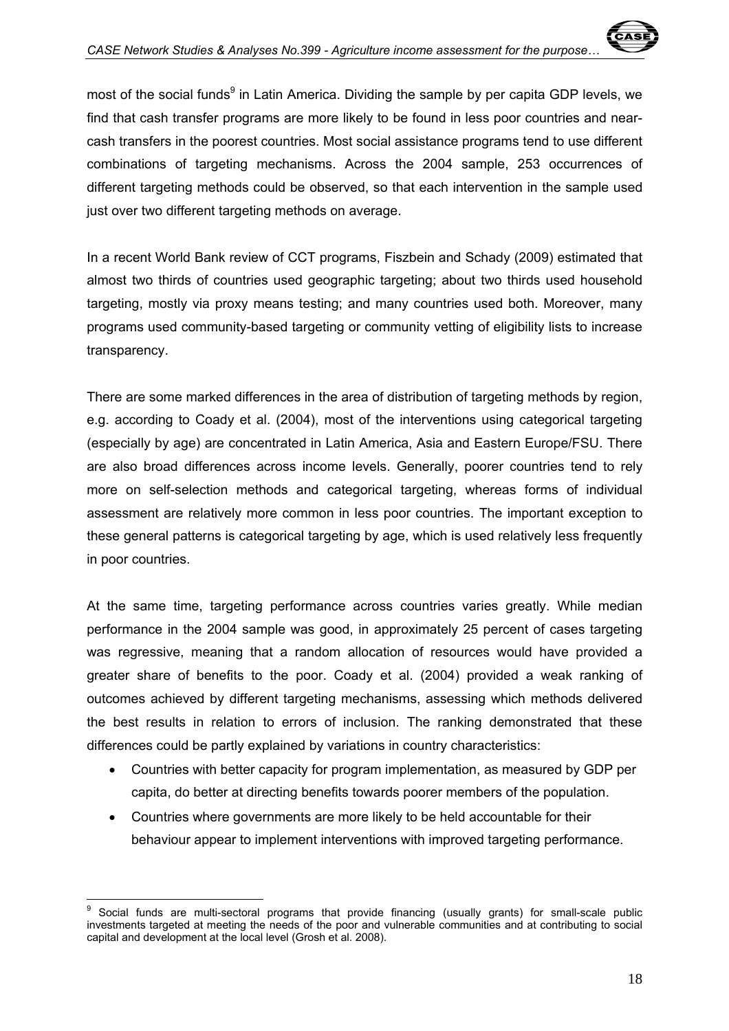most of the social funds[9] in Latin America. Dividing the sample by per capita GDP levels, we find that cash transfer programs are more likely to be found in less poor countries and near-cash transfers in the poorest countries. Most social assistance programs tend to use different combinations of targeting mechanisms. Across the 2004 sample, 253 occurrences of different targeting methods could be observed, so that each intervention in the sample used just over two different targeting methods on average.

In a recent World Bank review of CCT programs, Fiszbein and Schady (2009) estimated that almost two thirds of countries used geographic targeting; about two thirds used household targeting, mostly via proxy means testing; and many countries used both. Moreover, many programs used community-based targeting or community vetting of eligibility lists to increase transparency.

There are some marked differences in the area of distribution of targeting methods by region, e.g. according to Coady et al. (2004), most of the interventions using categorical targeting (especially by age) are concentrated in Latin America, Asia and Eastern Europe/FSU. There are also broad differences across income levels. Generally, poorer countries tend to rely more on self-selection methods and categorical targeting, whereas forms of individual assessment are relatively more common in less poor countries. The important exception to these general patterns is categorical targeting by age, which is used relatively less frequently in poor countries.

At the same time, targeting performance across countries varies greatly. While median performance in the 2004 sample was good, in approximately 25 percent of cases targeting was regressive, meaning that a random allocation of resources would have provided a greater share of benefits to the poor. Coady et al. (2004) provided a weak ranking of outcomes achieved by different targeting mechanisms, assessing which methods delivered the best results in relation to errors of inclusion. The ranking demonstrated that these differences could be partly explained by variations in country characteristics:

- Countries with better capacity for program implementation, as measured by GDP per capita, do better at directing benefits towards poorer members of the population.
- Countries where governments are more likely to be held accountable for their behaviour appear to implement interventions with improved targeting performance.

[9] Social funds are multi-sectoral programs that provide financing (usually grants) for small-scale public investments targeted at meeting the needs of the poor and vulnerable communities and at contributing to social capital and development at the local level (Grosh et al. 2008).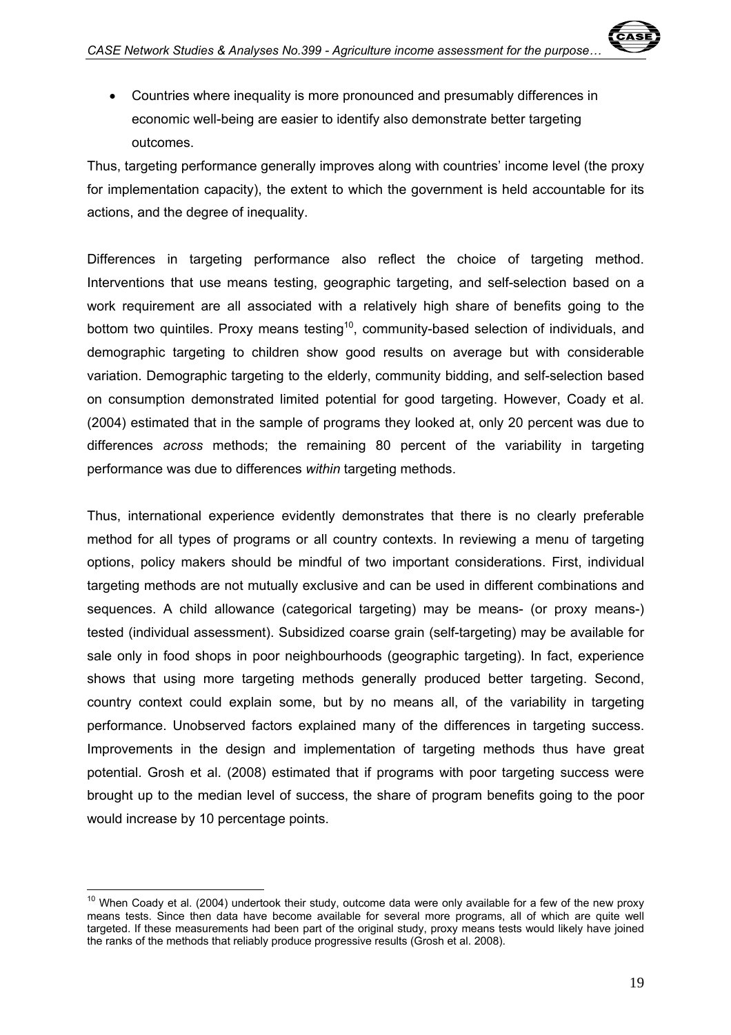- Countries where inequality is more pronounced and presumably differences in economic well-being are easier to identify also demonstrate better targeting outcomes.

Thus, targeting performance generally improves along with countries' income level (the proxy for implementation capacity), the extent to which the government is held accountable for its actions, and the degree of inequality.

Differences in targeting performance also reflect the choice of targeting method. Interventions that use means testing, geographic targeting, and self-selection based on a work requirement are all associated with a relatively high share of benefits going to the bottom two quintiles. Proxy means testing[10], community-based selection of individuals, and demographic targeting to children show good results on average but with considerable variation. Demographic targeting to the elderly, community bidding, and self-selection based on consumption demonstrated limited potential for good targeting. However, Coady et al. (2004) estimated that in the sample of programs they looked at, only 20 percent was due to differences *across* methods; the remaining 80 percent of the variability in targeting performance was due to differences *within* targeting methods.

Thus, international experience evidently demonstrates that there is no clearly preferable method for all types of programs or all country contexts. In reviewing a menu of targeting options, policy makers should be mindful of two important considerations. First, individual targeting methods are not mutually exclusive and can be used in different combinations and sequences. A child allowance (categorical targeting) may be means- (or proxy means-) tested (individual assessment). Subsidized coarse grain (self-targeting) may be available for sale only in food shops in poor neighbourhoods (geographic targeting). In fact, experience shows that using more targeting methods generally produced better targeting. Second, country context could explain some, but by no means all, of the variability in targeting performance. Unobserved factors explained many of the differences in targeting success. Improvements in the design and implementation of targeting methods thus have great potential. Grosh et al. (2008) estimated that if programs with poor targeting success were brought up to the median level of success, the share of program benefits going to the poor would increase by 10 percentage points.

---

[10] When Coady et al. (2004) undertook their study, outcome data were only available for a few of the new proxy means tests. Since then data have become available for several more programs, all of which are quite well targeted. If these measurements had been part of the original study, proxy means tests would likely have joined the ranks of the methods that reliably produce progressive results (Grosh et al. 2008).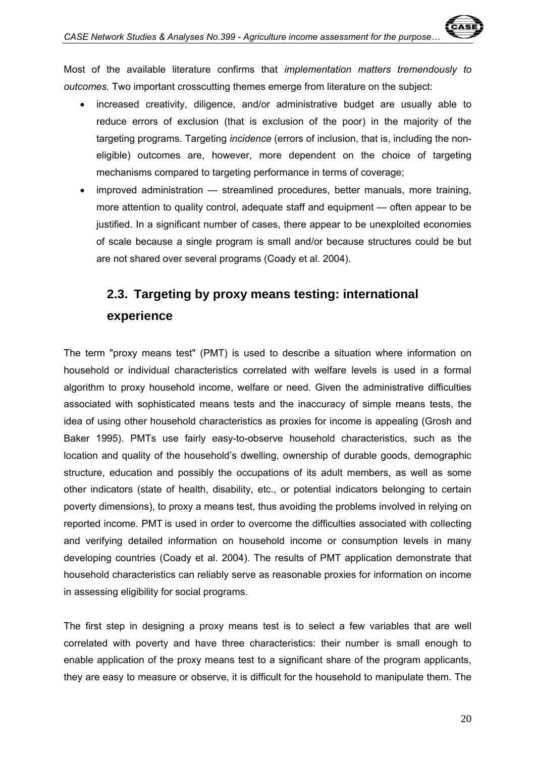Most of the available literature confirms that *implementation matters tremendously to outcomes.* Two important crosscutting themes emerge from literature on the subject:

- increased creativity, diligence, and/or administrative budget are usually able to reduce errors of exclusion (that is exclusion of the poor) in the majority of the targeting programs. Targeting *incidence* (errors of inclusion, that is, including the non-eligible) outcomes are, however, more dependent on the choice of targeting mechanisms compared to targeting performance in terms of coverage;
- improved administration — streamlined procedures, better manuals, more training, more attention to quality control, adequate staff and equipment — often appear to be justified. In a significant number of cases, there appear to be unexploited economies of scale because a single program is small and/or because structures could be but are not shared over several programs (Coady et al. 2004).

## 2.3. Targeting by proxy means testing: international experience

The term "proxy means test" (PMT) is used to describe a situation where information on household or individual characteristics correlated with welfare levels is used in a formal algorithm to proxy household income, welfare or need. Given the administrative difficulties associated with sophisticated means tests and the inaccuracy of simple means tests, the idea of using other household characteristics as proxies for income is appealing (Grosh and Baker 1995). PMTs use fairly easy-to-observe household characteristics, such as the location and quality of the household's dwelling, ownership of durable goods, demographic structure, education and possibly the occupations of its adult members, as well as some other indicators (state of health, disability, etc., or potential indicators belonging to certain poverty dimensions), to proxy a means test, thus avoiding the problems involved in relying on reported income. PMT is used in order to overcome the difficulties associated with collecting and verifying detailed information on household income or consumption levels in many developing countries (Coady et al. 2004). The results of PMT application demonstrate that household characteristics can reliably serve as reasonable proxies for information on income in assessing eligibility for social programs.

The first step in designing a proxy means test is to select a few variables that are well correlated with poverty and have three characteristics: their number is small enough to enable application of the proxy means test to a significant share of the program applicants, they are easy to measure or observe, it is difficult for the household to manipulate them. The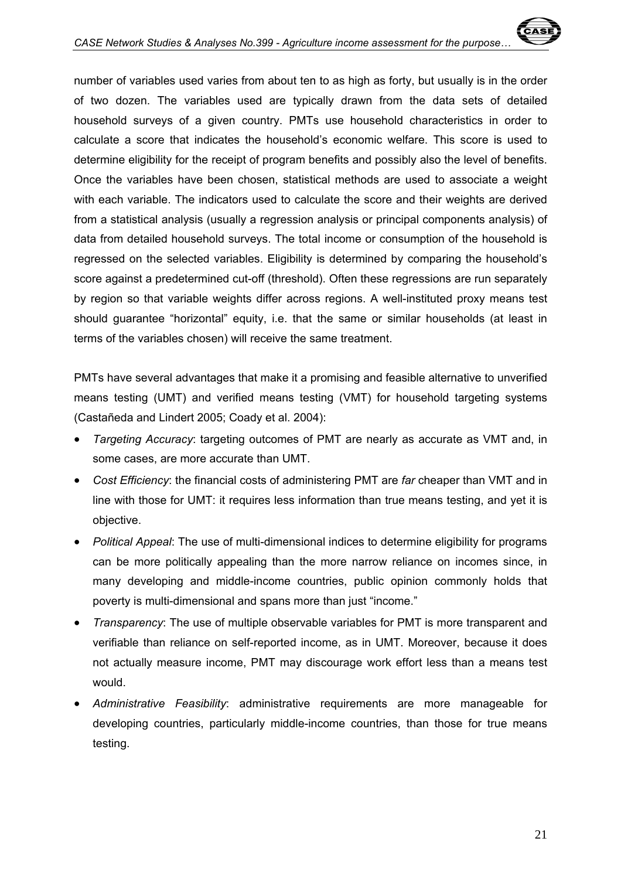number of variables used varies from about ten to as high as forty, but usually is in the order of two dozen. The variables used are typically drawn from the data sets of detailed household surveys of a given country. PMTs use household characteristics in order to calculate a score that indicates the household's economic welfare. This score is used to determine eligibility for the receipt of program benefits and possibly also the level of benefits. Once the variables have been chosen, statistical methods are used to associate a weight with each variable. The indicators used to calculate the score and their weights are derived from a statistical analysis (usually a regression analysis or principal components analysis) of data from detailed household surveys. The total income or consumption of the household is regressed on the selected variables. Eligibility is determined by comparing the household's score against a predetermined cut-off (threshold). Often these regressions are run separately by region so that variable weights differ across regions. A well-instituted proxy means test should guarantee "horizontal" equity, i.e. that the same or similar households (at least in terms of the variables chosen) will receive the same treatment.

PMTs have several advantages that make it a promising and feasible alternative to unverified means testing (UMT) and verified means testing (VMT) for household targeting systems (Castañeda and Lindert 2005; Coady et al. 2004):

- *Targeting Accuracy*: targeting outcomes of PMT are nearly as accurate as VMT and, in some cases, are more accurate than UMT.
- *Cost Efficiency*: the financial costs of administering PMT are *far* cheaper than VMT and in line with those for UMT: it requires less information than true means testing, and yet it is objective.
- *Political Appeal*: The use of multi-dimensional indices to determine eligibility for programs can be more politically appealing than the more narrow reliance on incomes since, in many developing and middle-income countries, public opinion commonly holds that poverty is multi-dimensional and spans more than just "income."
- *Transparency*: The use of multiple observable variables for PMT is more transparent and verifiable than reliance on self-reported income, as in UMT. Moreover, because it does not actually measure income, PMT may discourage work effort less than a means test would.
- *Administrative Feasibility*: administrative requirements are more manageable for developing countries, particularly middle-income countries, than those for true means testing.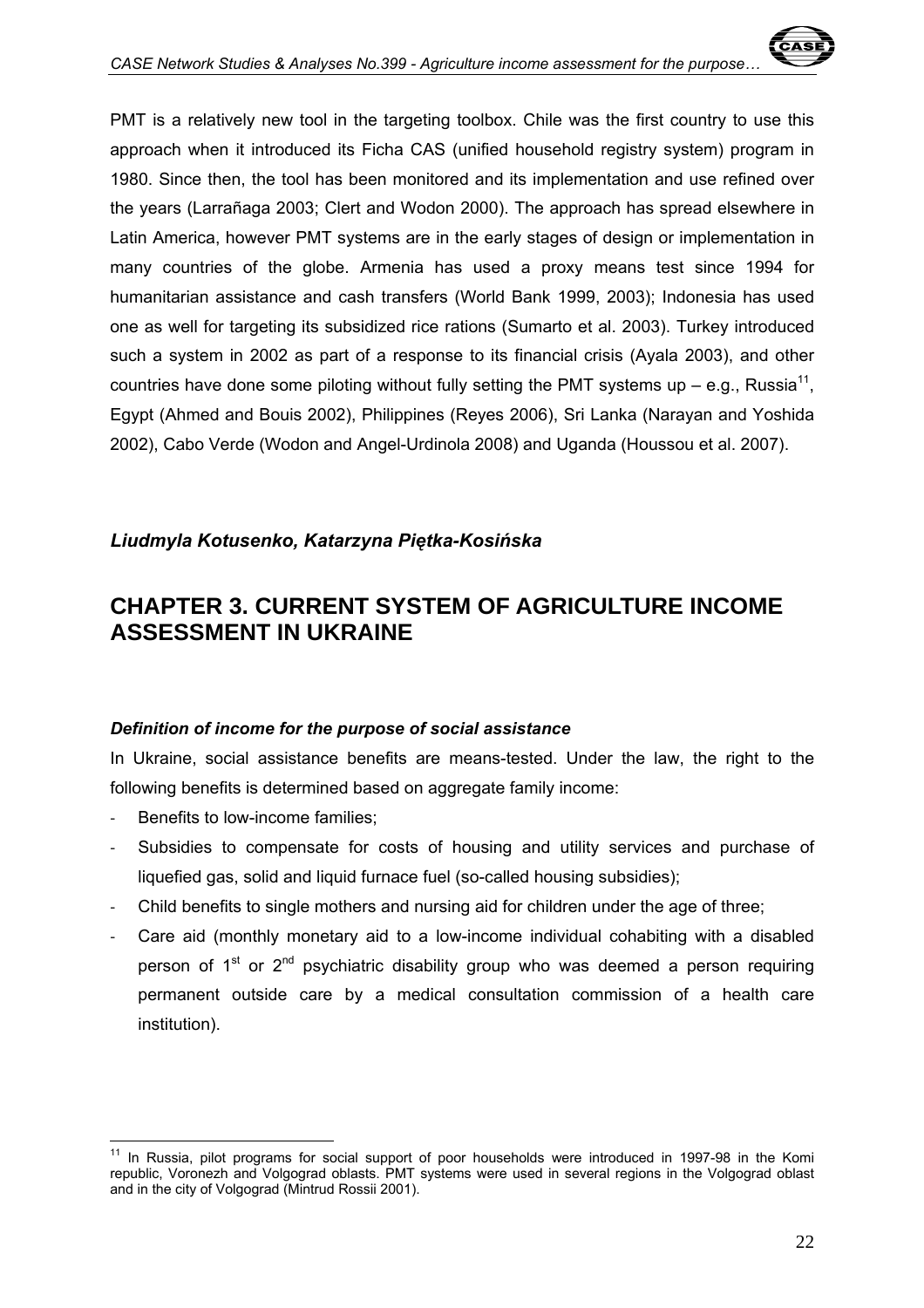PMT is a relatively new tool in the targeting toolbox. Chile was the first country to use this approach when it introduced its Ficha CAS (unified household registry system) program in 1980. Since then, the tool has been monitored and its implementation and use refined over the years (Larrañaga 2003; Clert and Wodon 2000). The approach has spread elsewhere in Latin America, however PMT systems are in the early stages of design or implementation in many countries of the globe. Armenia has used a proxy means test since 1994 for humanitarian assistance and cash transfers (World Bank 1999, 2003); Indonesia has used one as well for targeting its subsidized rice rations (Sumarto et al. 2003). Turkey introduced such a system in 2002 as part of a response to its financial crisis (Ayala 2003), and other countries have done some piloting without fully setting the PMT systems up – e.g., Russia[11], Egypt (Ahmed and Bouis 2002), Philippines (Reyes 2006), Sri Lanka (Narayan and Yoshida 2002), Cabo Verde (Wodon and Angel-Urdinola 2008) and Uganda (Houssou et al. 2007).

***Liudmyla Kotusenko, Katarzyna Piętka-Kosińska***

# CHAPTER 3. CURRENT SYSTEM OF AGRICULTURE INCOME ASSESSMENT IN UKRAINE

### *Definition of income for the purpose of social assistance*

In Ukraine, social assistance benefits are means-tested. Under the law, the right to the following benefits is determined based on aggregate family income:

- Benefits to low-income families;
- Subsidies to compensate for costs of housing and utility services and purchase of liquefied gas, solid and liquid furnace fuel (so-called housing subsidies);
- Child benefits to single mothers and nursing aid for children under the age of three;
- Care aid (monthly monetary aid to a low-income individual cohabiting with a disabled person of 1st or 2nd psychiatric disability group who was deemed a person requiring permanent outside care by a medical consultation commission of a health care institution).

---

[11] In Russia, pilot programs for social support of poor households were introduced in 1997-98 in the Komi republic, Voronezh and Volgograd oblasts. PMT systems were used in several regions in the Volgograd oblast and in the city of Volgograd (Mintrud Rossii 2001).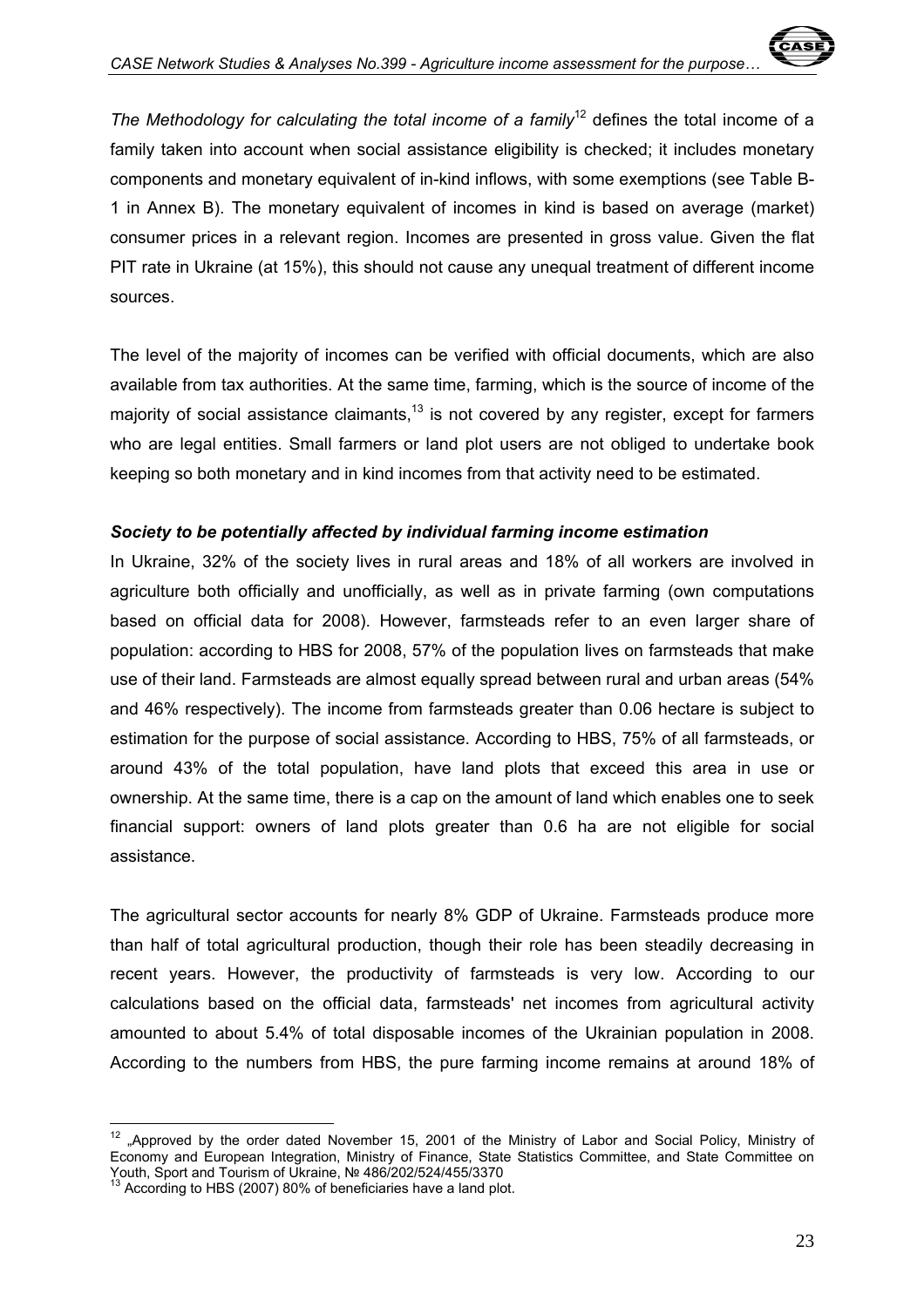*The Methodology for calculating the total income of a family*[12] defines the total income of a family taken into account when social assistance eligibility is checked; it includes monetary components and monetary equivalent of in-kind inflows, with some exemptions (see Table B-1 in Annex B). The monetary equivalent of incomes in kind is based on average (market) consumer prices in a relevant region. Incomes are presented in gross value. Given the flat PIT rate in Ukraine (at 15%), this should not cause any unequal treatment of different income sources.

The level of the majority of incomes can be verified with official documents, which are also available from tax authorities. At the same time, farming, which is the source of income of the majority of social assistance claimants,[13] is not covered by any register, except for farmers who are legal entities. Small farmers or land plot users are not obliged to undertake book keeping so both monetary and in kind incomes from that activity need to be estimated.

***Society to be potentially affected by individual farming income estimation***

In Ukraine, 32% of the society lives in rural areas and 18% of all workers are involved in agriculture both officially and unofficially, as well as in private farming (own computations based on official data for 2008). However, farmsteads refer to an even larger share of population: according to HBS for 2008, 57% of the population lives on farmsteads that make use of their land. Farmsteads are almost equally spread between rural and urban areas (54% and 46% respectively). The income from farmsteads greater than 0.06 hectare is subject to estimation for the purpose of social assistance. According to HBS, 75% of all farmsteads, or around 43% of the total population, have land plots that exceed this area in use or ownership. At the same time, there is a cap on the amount of land which enables one to seek financial support: owners of land plots greater than 0.6 ha are not eligible for social assistance.

The agricultural sector accounts for nearly 8% GDP of Ukraine. Farmsteads produce more than half of total agricultural production, though their role has been steadily decreasing in recent years. However, the productivity of farmsteads is very low. According to our calculations based on the official data, farmsteads' net incomes from agricultural activity amounted to about 5.4% of total disposable incomes of the Ukrainian population in 2008. According to the numbers from HBS, the pure farming income remains at around 18% of

---

[12] „Approved by the order dated November 15, 2001 of the Ministry of Labor and Social Policy, Ministry of Economy and European Integration, Ministry of Finance, State Statistics Committee, and State Committee on Youth, Sport and Tourism of Ukraine, № 486/202/524/455/3370

[13] According to HBS (2007) 80% of beneficiaries have a land plot.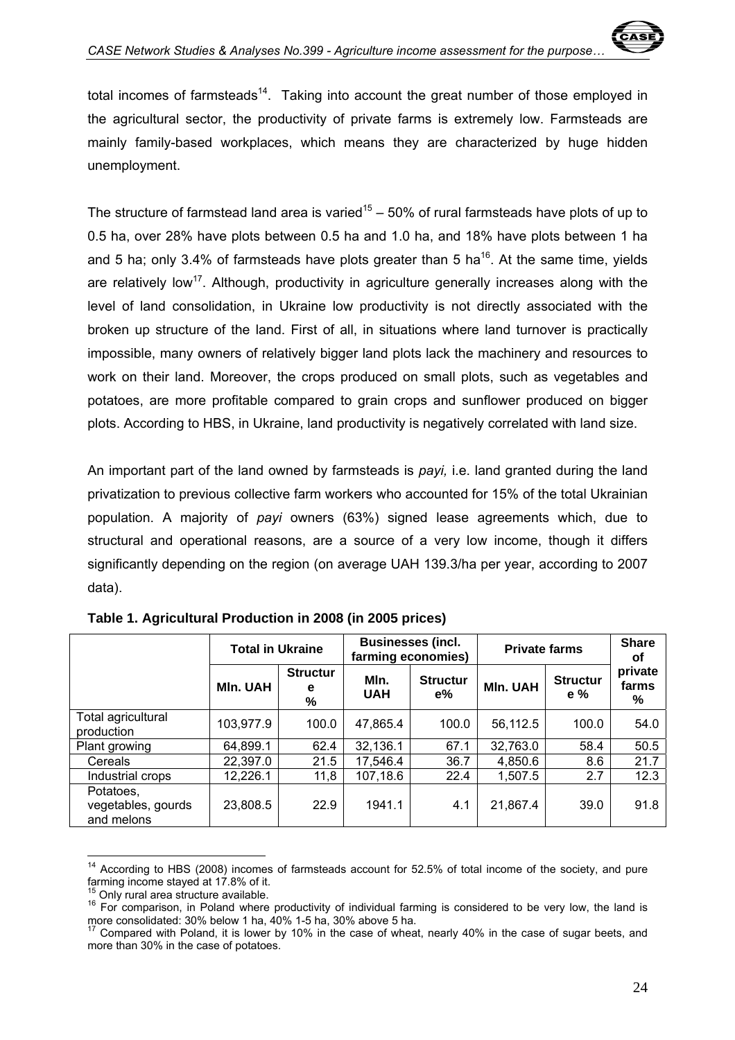total incomes of farmsteads[14]. Taking into account the great number of those employed in the agricultural sector, the productivity of private farms is extremely low. Farmsteads are mainly family-based workplaces, which means they are characterized by huge hidden unemployment.

The structure of farmstead land area is varied[15] – 50% of rural farmsteads have plots of up to 0.5 ha, over 28% have plots between 0.5 ha and 1.0 ha, and 18% have plots between 1 ha and 5 ha; only 3.4% of farmsteads have plots greater than 5 ha[16]. At the same time, yields are relatively low[17]. Although, productivity in agriculture generally increases along with the level of land consolidation, in Ukraine low productivity is not directly associated with the broken up structure of the land. First of all, in situations where land turnover is practically impossible, many owners of relatively bigger land plots lack the machinery and resources to work on their land. Moreover, the crops produced on small plots, such as vegetables and potatoes, are more profitable compared to grain crops and sunflower produced on bigger plots. According to HBS, in Ukraine, land productivity is negatively correlated with land size.

An important part of the land owned by farmsteads is *payi,* i.e. land granted during the land privatization to previous collective farm workers who accounted for 15% of the total Ukrainian population. A majority of *payi* owners (63%) signed lease agreements which, due to structural and operational reasons, are a source of a very low income, though it differs significantly depending on the region (on average UAH 139.3/ha per year, according to 2007 data).

**Table 1. Agricultural Production in 2008 (in 2005 prices)**

| | Total in Ukraine | | Businesses (incl. farming economies) | | Private farms | | Share of private farms % |
|---|---|---|---|---|---|---|---|
| | Mln. UAH | Structure % | Mln. UAH | Structure% | Mln. UAH | Structure % | |
| Total agricultural production | 103,977.9 | 100.0 | 47,865.4 | 100.0 | 56,112.5 | 100.0 | 54.0 |
| Plant growing | 64,899.1 | 62.4 | 32,136.1 | 67.1 | 32,763.0 | 58.4 | 50.5 |
| Cereals | 22,397.0 | 21.5 | 17,546.4 | 36.7 | 4,850.6 | 8.6 | 21.7 |
| Industrial crops | 12,226.1 | 11,8 | 107,18.6 | 22.4 | 1,507.5 | 2.7 | 12.3 |
| Potatoes, vegetables, gourds and melons | 23,808.5 | 22.9 | 1941.1 | 4.1 | 21,867.4 | 39.0 | 91.8 |

[14] According to HBS (2008) incomes of farmsteads account for 52.5% of total income of the society, and pure farming income stayed at 17.8% of it.

[15] Only rural area structure available.

[16] For comparison, in Poland where productivity of individual farming is considered to be very low, the land is more consolidated: 30% below 1 ha, 40% 1-5 ha, 30% above 5 ha.

[17] Compared with Poland, it is lower by 10% in the case of wheat, nearly 40% in the case of sugar beets, and more than 30% in the case of potatoes.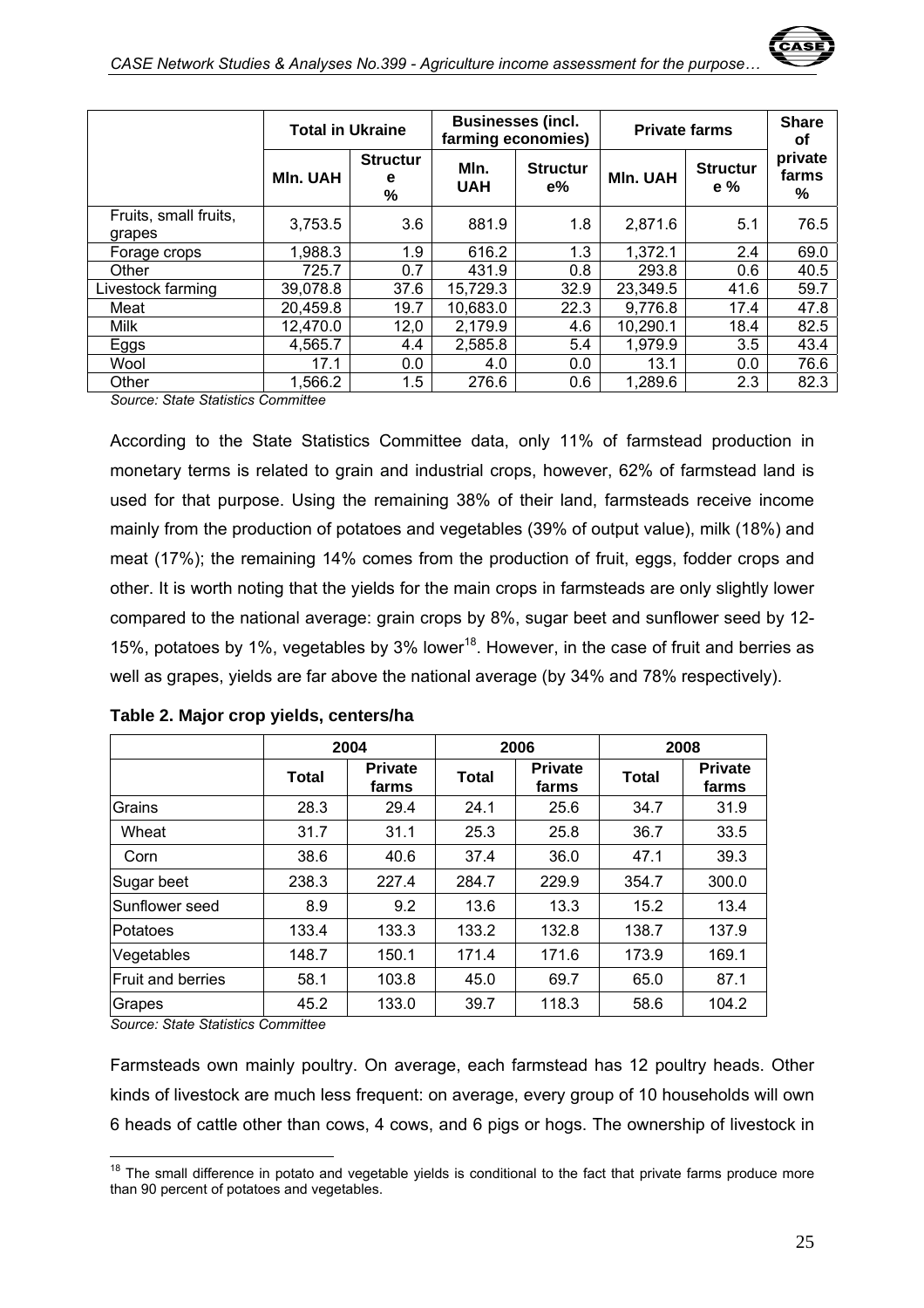| | Total in Ukraine | | Businesses (incl. farming economies) | | Private farms | | Share of private farms % |
|---|---|---|---|---|---|---|---|
| | Mln. UAH | Structure % | Mln. UAH | Structure% | Mln. UAH | Structure % | |
| Fruits, small fruits, grapes | 3,753.5 | 3.6 | 881.9 | 1.8 | 2,871.6 | 5.1 | 76.5 |
| Forage crops | 1,988.3 | 1.9 | 616.2 | 1.3 | 1,372.1 | 2.4 | 69.0 |
| Other | 725.7 | 0.7 | 431.9 | 0.8 | 293.8 | 0.6 | 40.5 |
| Livestock farming | 39,078.8 | 37.6 | 15,729.3 | 32.9 | 23,349.5 | 41.6 | 59.7 |
| Meat | 20,459.8 | 19.7 | 10,683.0 | 22.3 | 9,776.8 | 17.4 | 47.8 |
| Milk | 12,470.0 | 12,0 | 2,179.9 | 4.6 | 10,290.1 | 18.4 | 82.5 |
| Eggs | 4,565.7 | 4.4 | 2,585.8 | 5.4 | 1,979.9 | 3.5 | 43.4 |
| Wool | 17.1 | 0.0 | 4.0 | 0.0 | 13.1 | 0.0 | 76.6 |
| Other | 1,566.2 | 1.5 | 276.6 | 0.6 | 1,289.6 | 2.3 | 82.3 |

*Source: State Statistics Committee*

According to the State Statistics Committee data, only 11% of farmstead production in monetary terms is related to grain and industrial crops, however, 62% of farmstead land is used for that purpose. Using the remaining 38% of their land, farmsteads receive income mainly from the production of potatoes and vegetables (39% of output value), milk (18%) and meat (17%); the remaining 14% comes from the production of fruit, eggs, fodder crops and other. It is worth noting that the yields for the main crops in farmsteads are only slightly lower compared to the national average: grain crops by 8%, sugar beet and sunflower seed by 12-15%, potatoes by 1%, vegetables by 3% lower[18]. However, in the case of fruit and berries as well as grapes, yields are far above the national average (by 34% and 78% respectively).

**Table 2. Major crop yields, centers/ha**

| | 2004 | | 2006 | | 2008 | |
|---|---|---|---|---|---|---|
| | Total | Private farms | Total | Private farms | Total | Private farms |
| Grains | 28.3 | 29.4 | 24.1 | 25.6 | 34.7 | 31.9 |
| Wheat | 31.7 | 31.1 | 25.3 | 25.8 | 36.7 | 33.5 |
| Corn | 38.6 | 40.6 | 37.4 | 36.0 | 47.1 | 39.3 |
| Sugar beet | 238.3 | 227.4 | 284.7 | 229.9 | 354.7 | 300.0 |
| Sunflower seed | 8.9 | 9.2 | 13.6 | 13.3 | 15.2 | 13.4 |
| Potatoes | 133.4 | 133.3 | 133.2 | 132.8 | 138.7 | 137.9 |
| Vegetables | 148.7 | 150.1 | 171.4 | 171.6 | 173.9 | 169.1 |
| Fruit and berries | 58.1 | 103.8 | 45.0 | 69.7 | 65.0 | 87.1 |
| Grapes | 45.2 | 133.0 | 39.7 | 118.3 | 58.6 | 104.2 |

*Source: State Statistics Committee*

Farmsteads own mainly poultry. On average, each farmstead has 12 poultry heads. Other kinds of livestock are much less frequent: on average, every group of 10 households will own 6 heads of cattle other than cows, 4 cows, and 6 pigs or hogs. The ownership of livestock in

[18] The small difference in potato and vegetable yields is conditional to the fact that private farms produce more than 90 percent of potatoes and vegetables.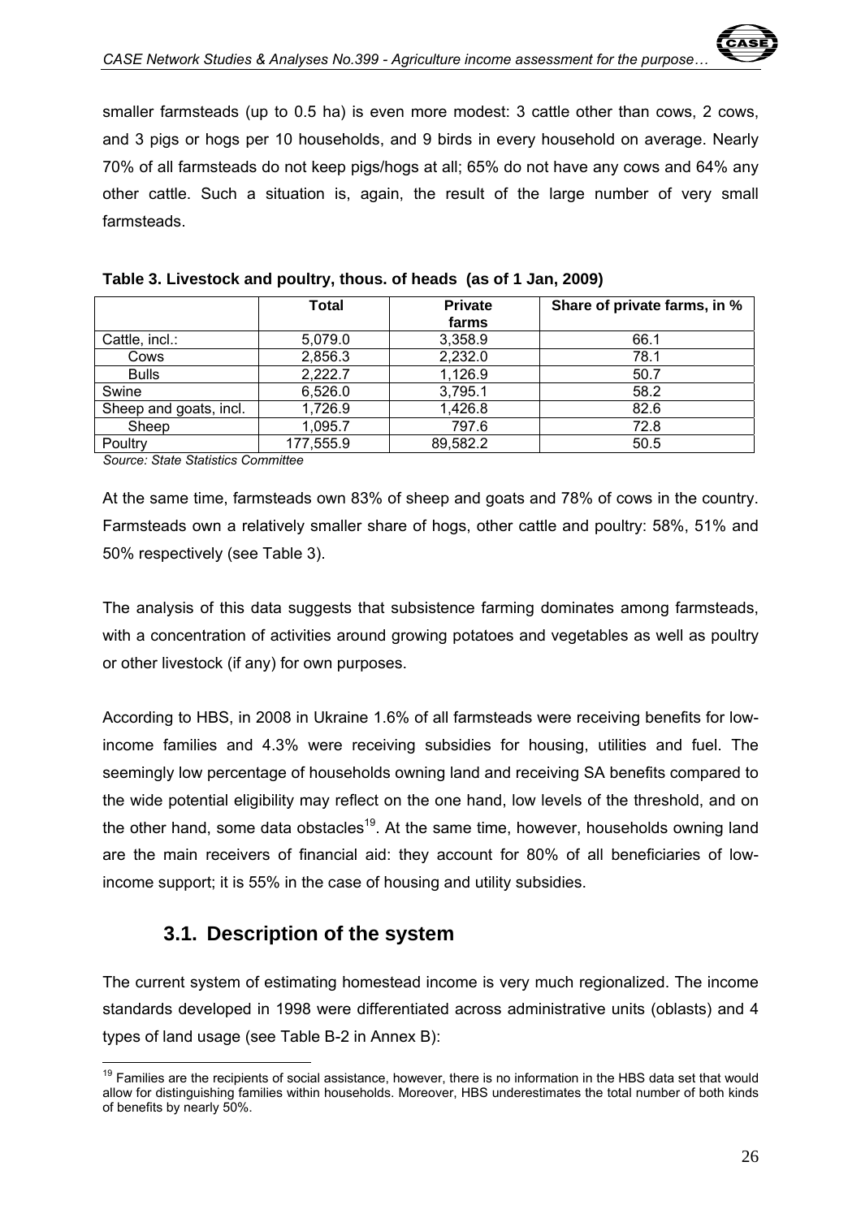smaller farmsteads (up to 0.5 ha) is even more modest: 3 cattle other than cows, 2 cows, and 3 pigs or hogs per 10 households, and 9 birds in every household on average. Nearly 70% of all farmsteads do not keep pigs/hogs at all; 65% do not have any cows and 64% any other cattle. Such a situation is, again, the result of the large number of very small farmsteads.

**Table 3. Livestock and poultry, thous. of heads (as of 1 Jan, 2009)**

| | Total | Private farms | Share of private farms, in % |
|---|---|---|---|
| Cattle, incl.: | 5,079.0 | 3,358.9 | 66.1 |
| Cows | 2,856.3 | 2,232.0 | 78.1 |
| Bulls | 2,222.7 | 1,126.9 | 50.7 |
| Swine | 6,526.0 | 3,795.1 | 58.2 |
| Sheep and goats, incl. | 1,726.9 | 1,426.8 | 82.6 |
| Sheep | 1,095.7 | 797.6 | 72.8 |
| Poultry | 177,555.9 | 89,582.2 | 50.5 |

*Source: State Statistics Committee*

At the same time, farmsteads own 83% of sheep and goats and 78% of cows in the country. Farmsteads own a relatively smaller share of hogs, other cattle and poultry: 58%, 51% and 50% respectively (see Table 3).

The analysis of this data suggests that subsistence farming dominates among farmsteads, with a concentration of activities around growing potatoes and vegetables as well as poultry or other livestock (if any) for own purposes.

According to HBS, in 2008 in Ukraine 1.6% of all farmsteads were receiving benefits for low-income families and 4.3% were receiving subsidies for housing, utilities and fuel. The seemingly low percentage of households owning land and receiving SA benefits compared to the wide potential eligibility may reflect on the one hand, low levels of the threshold, and on the other hand, some data obstacles[19]. At the same time, however, households owning land are the main receivers of financial aid: they account for 80% of all beneficiaries of low-income support; it is 55% in the case of housing and utility subsidies.

## 3.1. Description of the system

The current system of estimating homestead income is very much regionalized. The income standards developed in 1998 were differentiated across administrative units (oblasts) and 4 types of land usage (see Table B-2 in Annex B):

[19] Families are the recipients of social assistance, however, there is no information in the HBS data set that would allow for distinguishing families within households. Moreover, HBS underestimates the total number of both kinds of benefits by nearly 50%.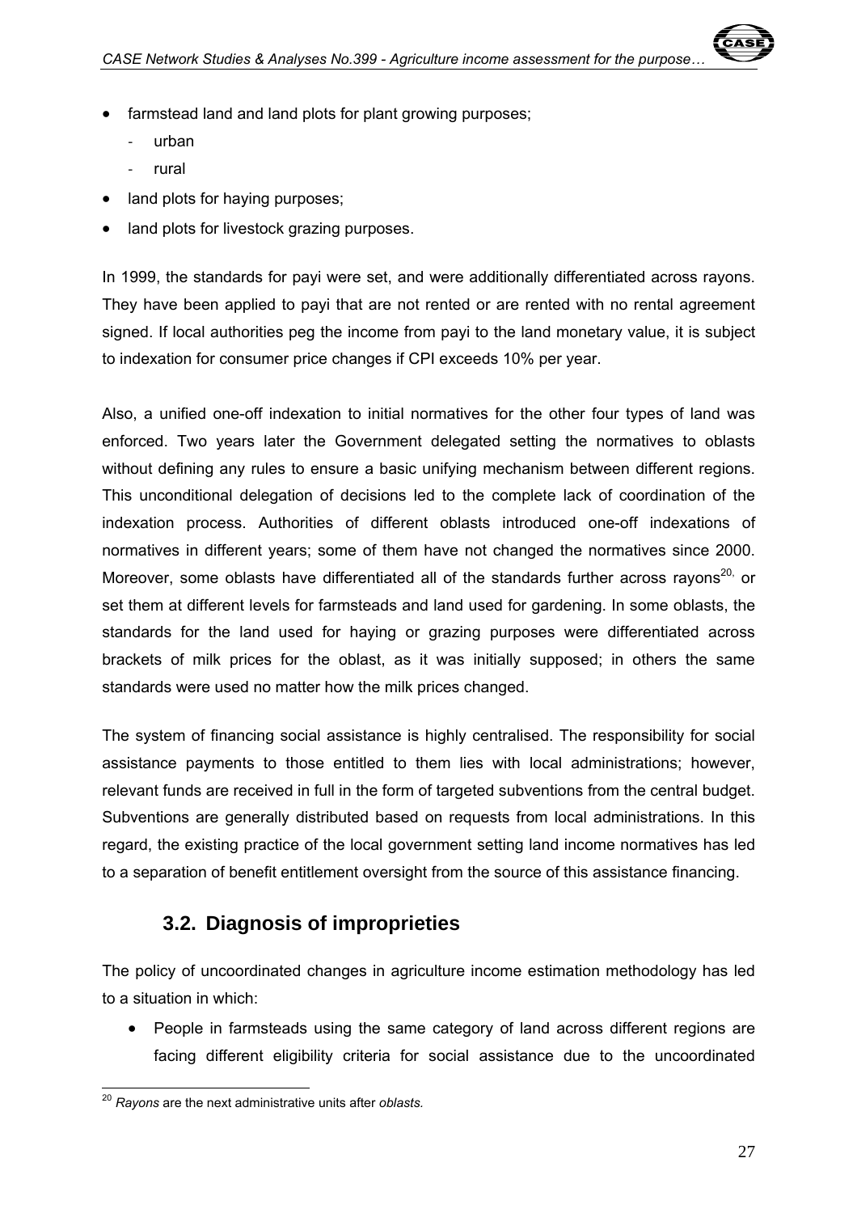- farmstead land and land plots for plant growing purposes;
    - urban
    - rural
- land plots for haying purposes;
- land plots for livestock grazing purposes.

In 1999, the standards for payi were set, and were additionally differentiated across rayons. They have been applied to payi that are not rented or are rented with no rental agreement signed. If local authorities peg the income from payi to the land monetary value, it is subject to indexation for consumer price changes if CPI exceeds 10% per year.

Also, a unified one-off indexation to initial normatives for the other four types of land was enforced. Two years later the Government delegated setting the normatives to oblasts without defining any rules to ensure a basic unifying mechanism between different regions. This unconditional delegation of decisions led to the complete lack of coordination of the indexation process. Authorities of different oblasts introduced one-off indexations of normatives in different years; some of them have not changed the normatives since 2000. Moreover, some oblasts have differentiated all of the standards further across rayons[20] or set them at different levels for farmsteads and land used for gardening. In some oblasts, the standards for the land used for haying or grazing purposes were differentiated across brackets of milk prices for the oblast, as it was initially supposed; in others the same standards were used no matter how the milk prices changed.

The system of financing social assistance is highly centralised. The responsibility for social assistance payments to those entitled to them lies with local administrations; however, relevant funds are received in full in the form of targeted subventions from the central budget. Subventions are generally distributed based on requests from local administrations. In this regard, the existing practice of the local government setting land income normatives has led to a separation of benefit entitlement oversight from the source of this assistance financing.

## 3.2. Diagnosis of improprieties

The policy of uncoordinated changes in agriculture income estimation methodology has led to a situation in which:

- People in farmsteads using the same category of land across different regions are facing different eligibility criteria for social assistance due to the uncoordinated

[20] *Rayons* are the next administrative units after *oblasts.*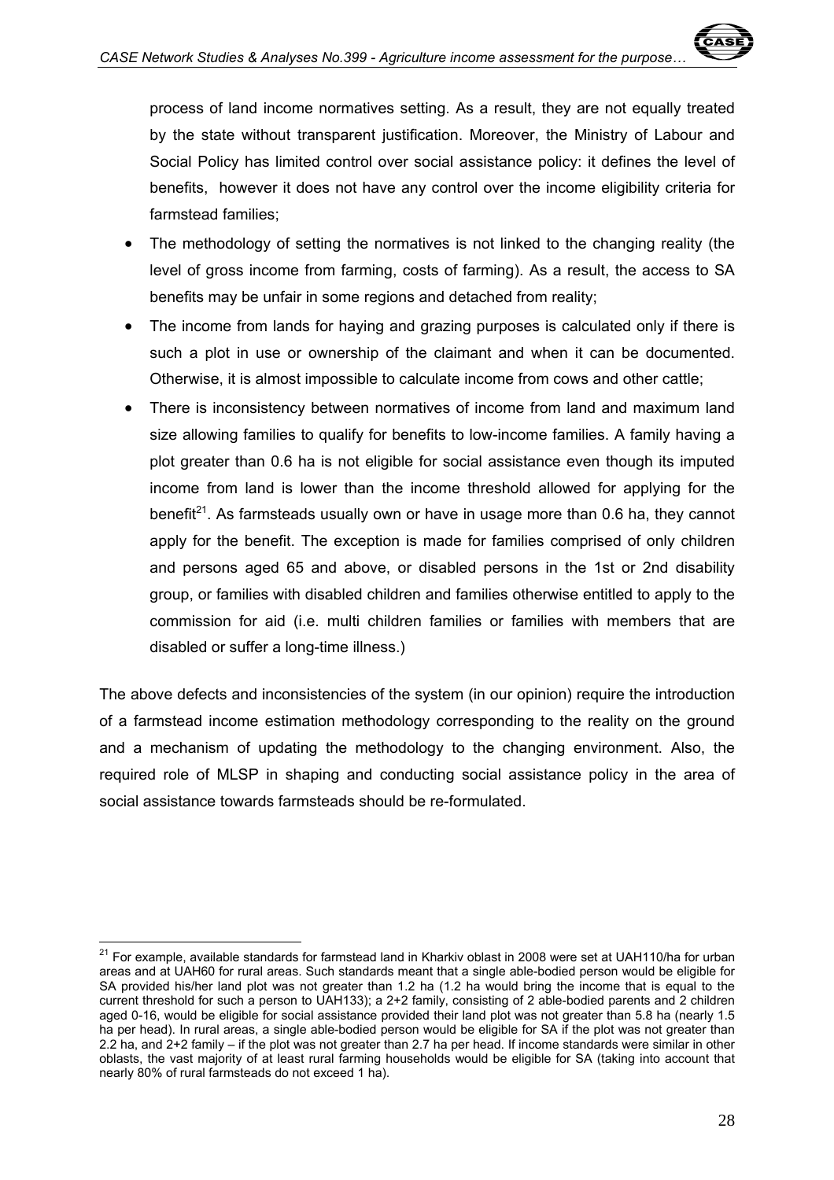process of land income normatives setting. As a result, they are not equally treated by the state without transparent justification. Moreover, the Ministry of Labour and Social Policy has limited control over social assistance policy: it defines the level of benefits, however it does not have any control over the income eligibility criteria for farmstead families;

- The methodology of setting the normatives is not linked to the changing reality (the level of gross income from farming, costs of farming). As a result, the access to SA benefits may be unfair in some regions and detached from reality;
- The income from lands for haying and grazing purposes is calculated only if there is such a plot in use or ownership of the claimant and when it can be documented. Otherwise, it is almost impossible to calculate income from cows and other cattle;
- There is inconsistency between normatives of income from land and maximum land size allowing families to qualify for benefits to low-income families. A family having a plot greater than 0.6 ha is not eligible for social assistance even though its imputed income from land is lower than the income threshold allowed for applying for the benefit[21]. As farmsteads usually own or have in usage more than 0.6 ha, they cannot apply for the benefit. The exception is made for families comprised of only children and persons aged 65 and above, or disabled persons in the 1st or 2nd disability group, or families with disabled children and families otherwise entitled to apply to the commission for aid (i.e. multi children families or families with members that are disabled or suffer a long-time illness.)

The above defects and inconsistencies of the system (in our opinion) require the introduction of a farmstead income estimation methodology corresponding to the reality on the ground and a mechanism of updating the methodology to the changing environment. Also, the required role of MLSP in shaping and conducting social assistance policy in the area of social assistance towards farmsteads should be re-formulated.

[21] For example, available standards for farmstead land in Kharkiv oblast in 2008 were set at UAH110/ha for urban areas and at UAH60 for rural areas. Such standards meant that a single able-bodied person would be eligible for SA provided his/her land plot was not greater than 1.2 ha (1.2 ha would bring the income that is equal to the current threshold for such a person to UAH133); a 2+2 family, consisting of 2 able-bodied parents and 2 children aged 0-16, would be eligible for social assistance provided their land plot was not greater than 5.8 ha (nearly 1.5 ha per head). In rural areas, a single able-bodied person would be eligible for SA if the plot was not greater than 2.2 ha, and 2+2 family – if the plot was not greater than 2.7 ha per head. If income standards were similar in other oblasts, the vast majority of at least rural farming households would be eligible for SA (taking into account that nearly 80% of rural farmsteads do not exceed 1 ha).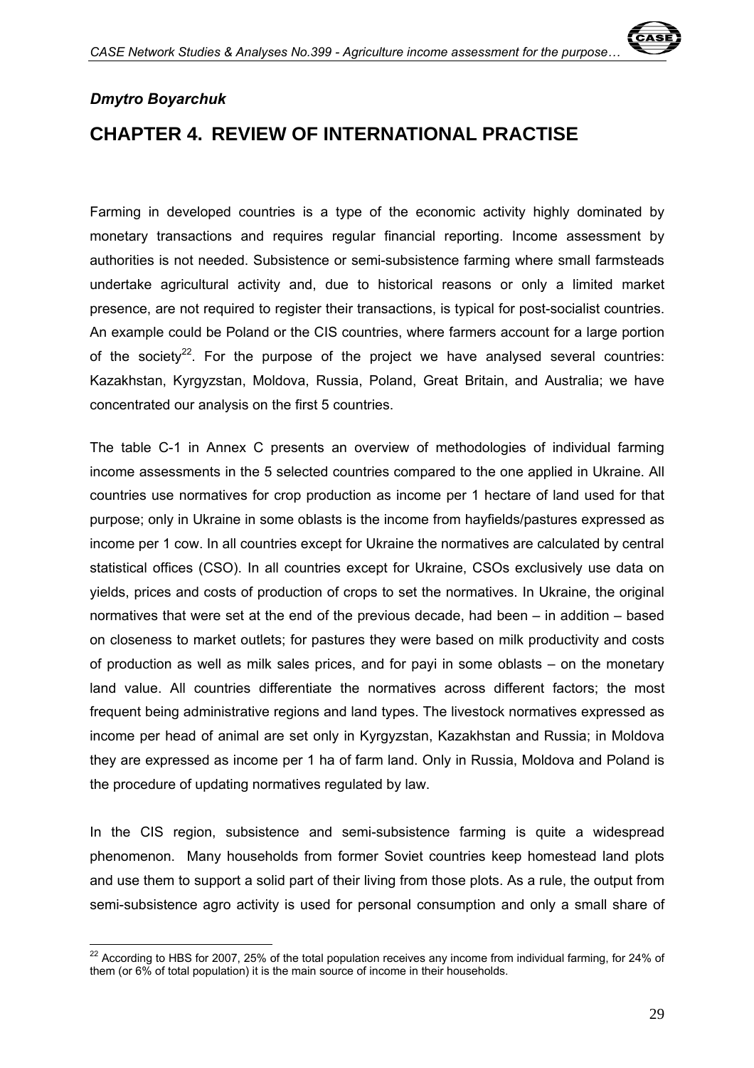*Dmytro Boyarchuk*

# CHAPTER 4. REVIEW OF INTERNATIONAL PRACTISE

Farming in developed countries is a type of the economic activity highly dominated by monetary transactions and requires regular financial reporting. Income assessment by authorities is not needed. Subsistence or semi-subsistence farming where small farmsteads undertake agricultural activity and, due to historical reasons or only a limited market presence, are not required to register their transactions, is typical for post-socialist countries. An example could be Poland or the CIS countries, where farmers account for a large portion of the society[22]. For the purpose of the project we have analysed several countries: Kazakhstan, Kyrgyzstan, Moldova, Russia, Poland, Great Britain, and Australia; we have concentrated our analysis on the first 5 countries.

The table C-1 in Annex C presents an overview of methodologies of individual farming income assessments in the 5 selected countries compared to the one applied in Ukraine. All countries use normatives for crop production as income per 1 hectare of land used for that purpose; only in Ukraine in some oblasts is the income from hayfields/pastures expressed as income per 1 cow. In all countries except for Ukraine the normatives are calculated by central statistical offices (CSO). In all countries except for Ukraine, CSOs exclusively use data on yields, prices and costs of production of crops to set the normatives. In Ukraine, the original normatives that were set at the end of the previous decade, had been – in addition – based on closeness to market outlets; for pastures they were based on milk productivity and costs of production as well as milk sales prices, and for payi in some oblasts – on the monetary land value. All countries differentiate the normatives across different factors; the most frequent being administrative regions and land types. The livestock normatives expressed as income per head of animal are set only in Kyrgyzstan, Kazakhstan and Russia; in Moldova they are expressed as income per 1 ha of farm land. Only in Russia, Moldova and Poland is the procedure of updating normatives regulated by law.

In the CIS region, subsistence and semi-subsistence farming is quite a widespread phenomenon. Many households from former Soviet countries keep homestead land plots and use them to support a solid part of their living from those plots. As a rule, the output from semi-subsistence agro activity is used for personal consumption and only a small share of

[22] According to HBS for 2007, 25% of the total population receives any income from individual farming, for 24% of them (or 6% of total population) it is the main source of income in their households.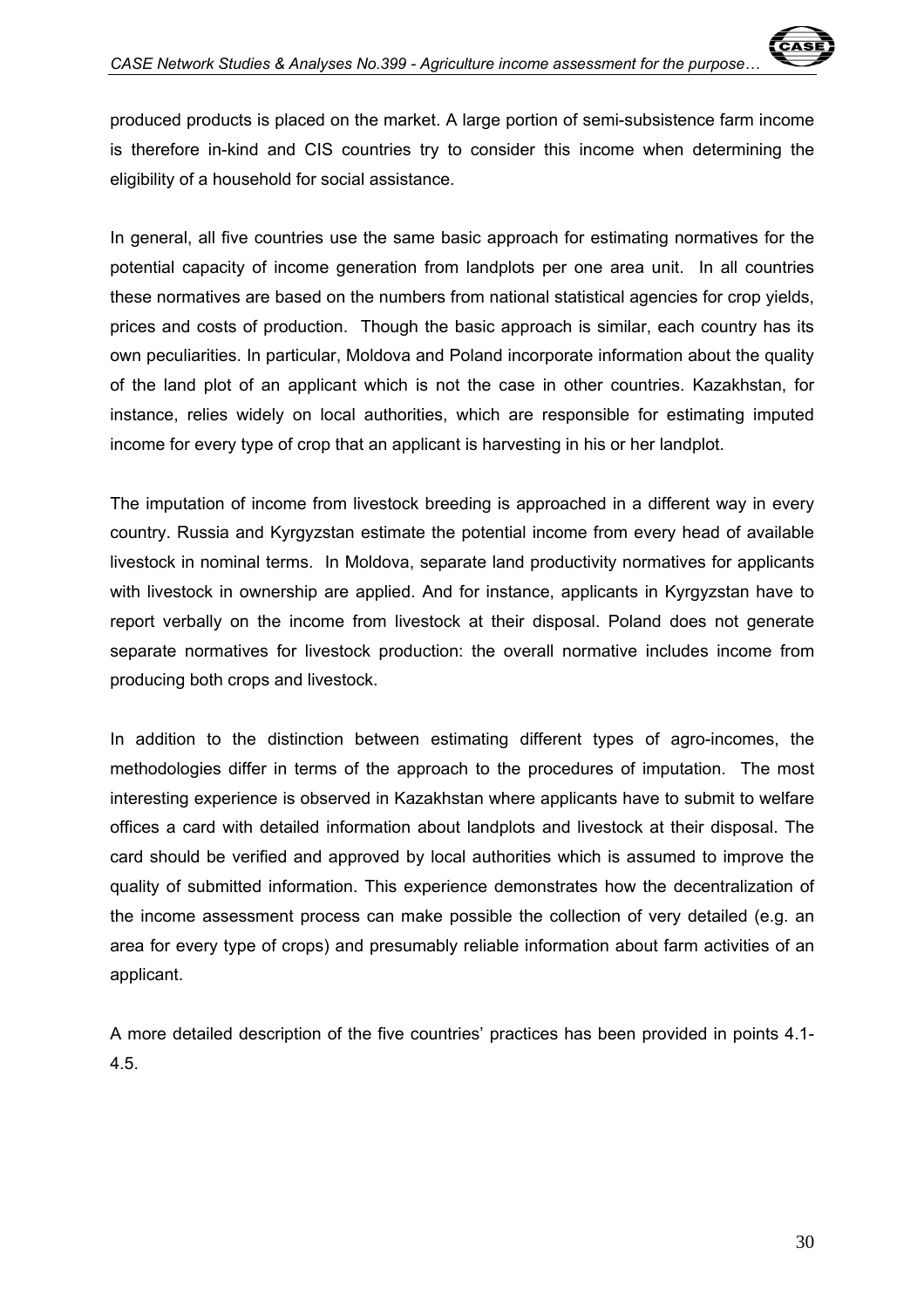produced products is placed on the market. A large portion of semi-subsistence farm income is therefore in-kind and CIS countries try to consider this income when determining the eligibility of a household for social assistance.

In general, all five countries use the same basic approach for estimating normatives for the potential capacity of income generation from landplots per one area unit. In all countries these normatives are based on the numbers from national statistical agencies for crop yields, prices and costs of production. Though the basic approach is similar, each country has its own peculiarities. In particular, Moldova and Poland incorporate information about the quality of the land plot of an applicant which is not the case in other countries. Kazakhstan, for instance, relies widely on local authorities, which are responsible for estimating imputed income for every type of crop that an applicant is harvesting in his or her landplot.

The imputation of income from livestock breeding is approached in a different way in every country. Russia and Kyrgyzstan estimate the potential income from every head of available livestock in nominal terms. In Moldova, separate land productivity normatives for applicants with livestock in ownership are applied. And for instance, applicants in Kyrgyzstan have to report verbally on the income from livestock at their disposal. Poland does not generate separate normatives for livestock production: the overall normative includes income from producing both crops and livestock.

In addition to the distinction between estimating different types of agro-incomes, the methodologies differ in terms of the approach to the procedures of imputation. The most interesting experience is observed in Kazakhstan where applicants have to submit to welfare offices a card with detailed information about landplots and livestock at their disposal. The card should be verified and approved by local authorities which is assumed to improve the quality of submitted information. This experience demonstrates how the decentralization of the income assessment process can make possible the collection of very detailed (e.g. an area for every type of crops) and presumably reliable information about farm activities of an applicant.

A more detailed description of the five countries' practices has been provided in points 4.1-4.5.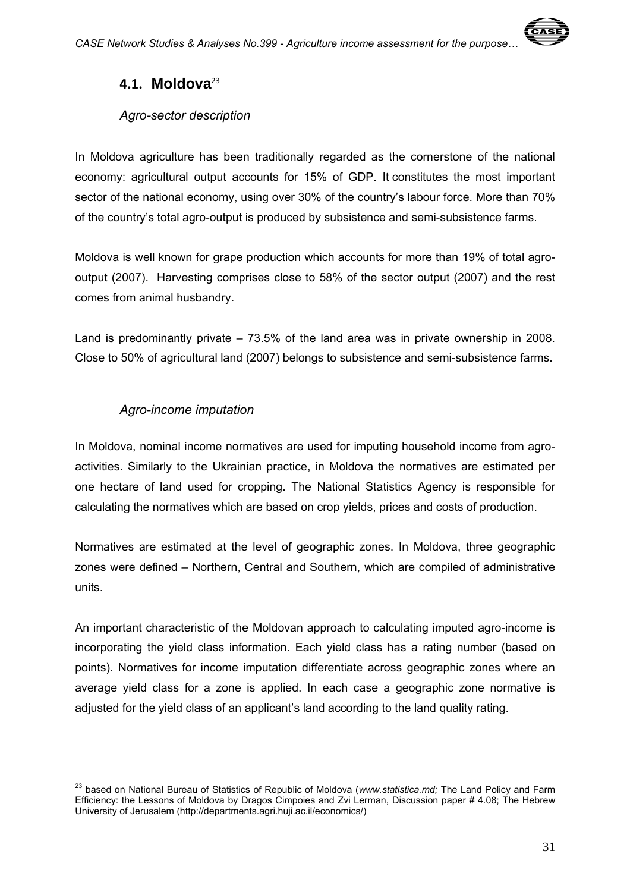## 4.1. Moldova[23]

### *Agro-sector description*

In Moldova agriculture has been traditionally regarded as the cornerstone of the national economy: agricultural output accounts for 15% of GDP. It constitutes the most important sector of the national economy, using over 30% of the country's labour force. More than 70% of the country's total agro-output is produced by subsistence and semi-subsistence farms.

Moldova is well known for grape production which accounts for more than 19% of total agro-output (2007). Harvesting comprises close to 58% of the sector output (2007) and the rest comes from animal husbandry.

Land is predominantly private – 73.5% of the land area was in private ownership in 2008. Close to 50% of agricultural land (2007) belongs to subsistence and semi-subsistence farms.

### *Agro-income imputation*

In Moldova, nominal income normatives are used for imputing household income from agro-activities. Similarly to the Ukrainian practice, in Moldova the normatives are estimated per one hectare of land used for cropping. The National Statistics Agency is responsible for calculating the normatives which are based on crop yields, prices and costs of production.

Normatives are estimated at the level of geographic zones. In Moldova, three geographic zones were defined – Northern, Central and Southern, which are compiled of administrative units.

An important characteristic of the Moldovan approach to calculating imputed agro-income is incorporating the yield class information. Each yield class has a rating number (based on points). Normatives for income imputation differentiate across geographic zones where an average yield class for a zone is applied. In each case a geographic zone normative is adjusted for the yield class of an applicant's land according to the land quality rating.

---

[23] based on National Bureau of Statistics of Republic of Moldova (*www.statistica.md;* The Land Policy and Farm Efficiency: the Lessons of Moldova by Dragos Cimpoies and Zvi Lerman, Discussion paper # 4.08; The Hebrew University of Jerusalem (http://departments.agri.huji.ac.il/economics/)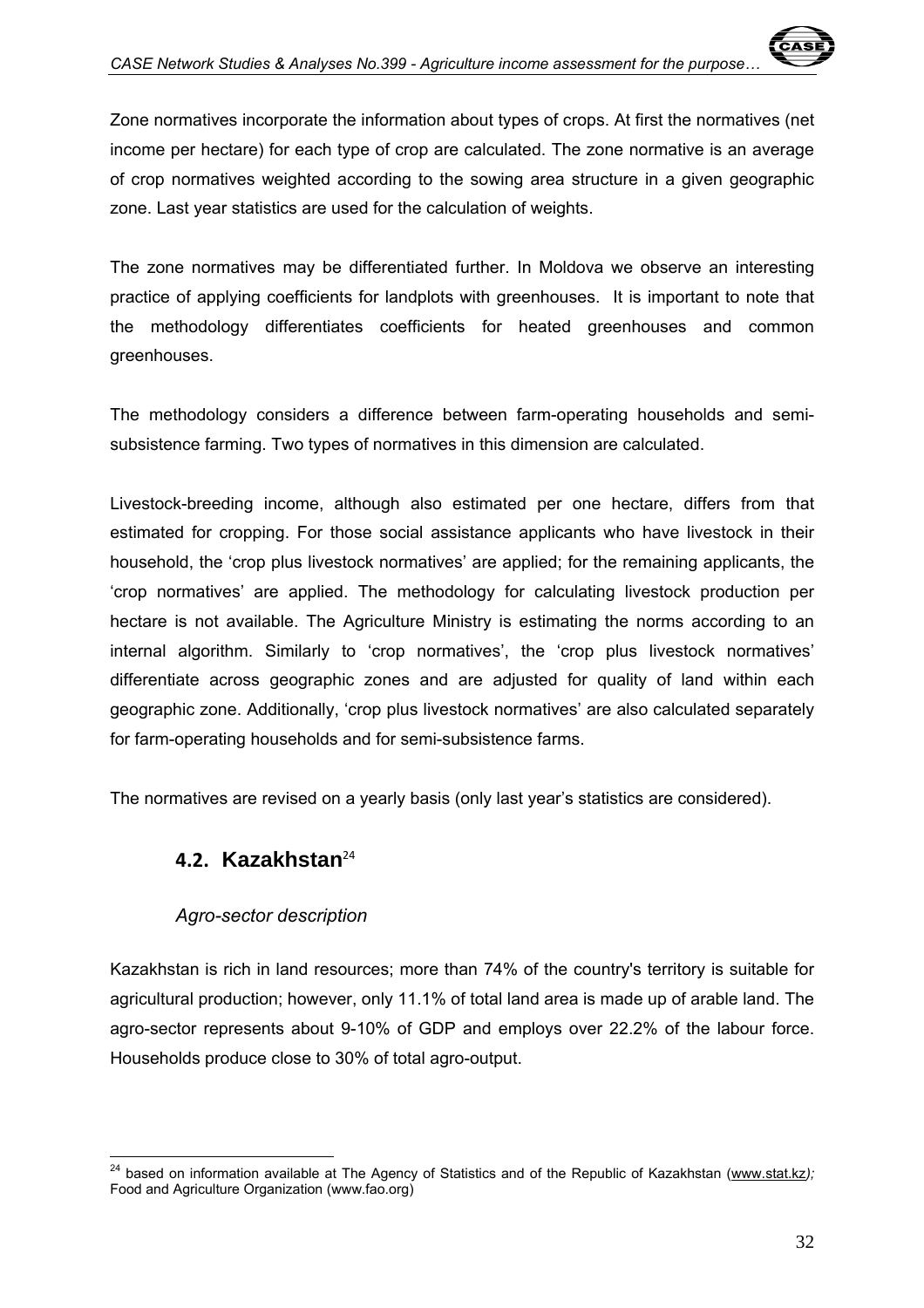Zone normatives incorporate the information about types of crops. At first the normatives (net income per hectare) for each type of crop are calculated. The zone normative is an average of crop normatives weighted according to the sowing area structure in a given geographic zone. Last year statistics are used for the calculation of weights.

The zone normatives may be differentiated further. In Moldova we observe an interesting practice of applying coefficients for landplots with greenhouses. It is important to note that the methodology differentiates coefficients for heated greenhouses and common greenhouses.

The methodology considers a difference between farm-operating households and semi-subsistence farming. Two types of normatives in this dimension are calculated.

Livestock-breeding income, although also estimated per one hectare, differs from that estimated for cropping. For those social assistance applicants who have livestock in their household, the 'crop plus livestock normatives' are applied; for the remaining applicants, the 'crop normatives' are applied. The methodology for calculating livestock production per hectare is not available. The Agriculture Ministry is estimating the norms according to an internal algorithm. Similarly to 'crop normatives', the 'crop plus livestock normatives' differentiate across geographic zones and are adjusted for quality of land within each geographic zone. Additionally, 'crop plus livestock normatives' are also calculated separately for farm-operating households and for semi-subsistence farms.

The normatives are revised on a yearly basis (only last year's statistics are considered).

## 4.2. Kazakhstan[24]

### *Agro-sector description*

Kazakhstan is rich in land resources; more than 74% of the country's territory is suitable for agricultural production; however, only 11.1% of total land area is made up of arable land. The agro-sector represents about 9-10% of GDP and employs over 22.2% of the labour force. Households produce close to 30% of total agro-output.

---

[24] based on information available at The Agency of Statistics and of the Republic of Kazakhstan (www.stat.kz); Food and Agriculture Organization (www.fao.org)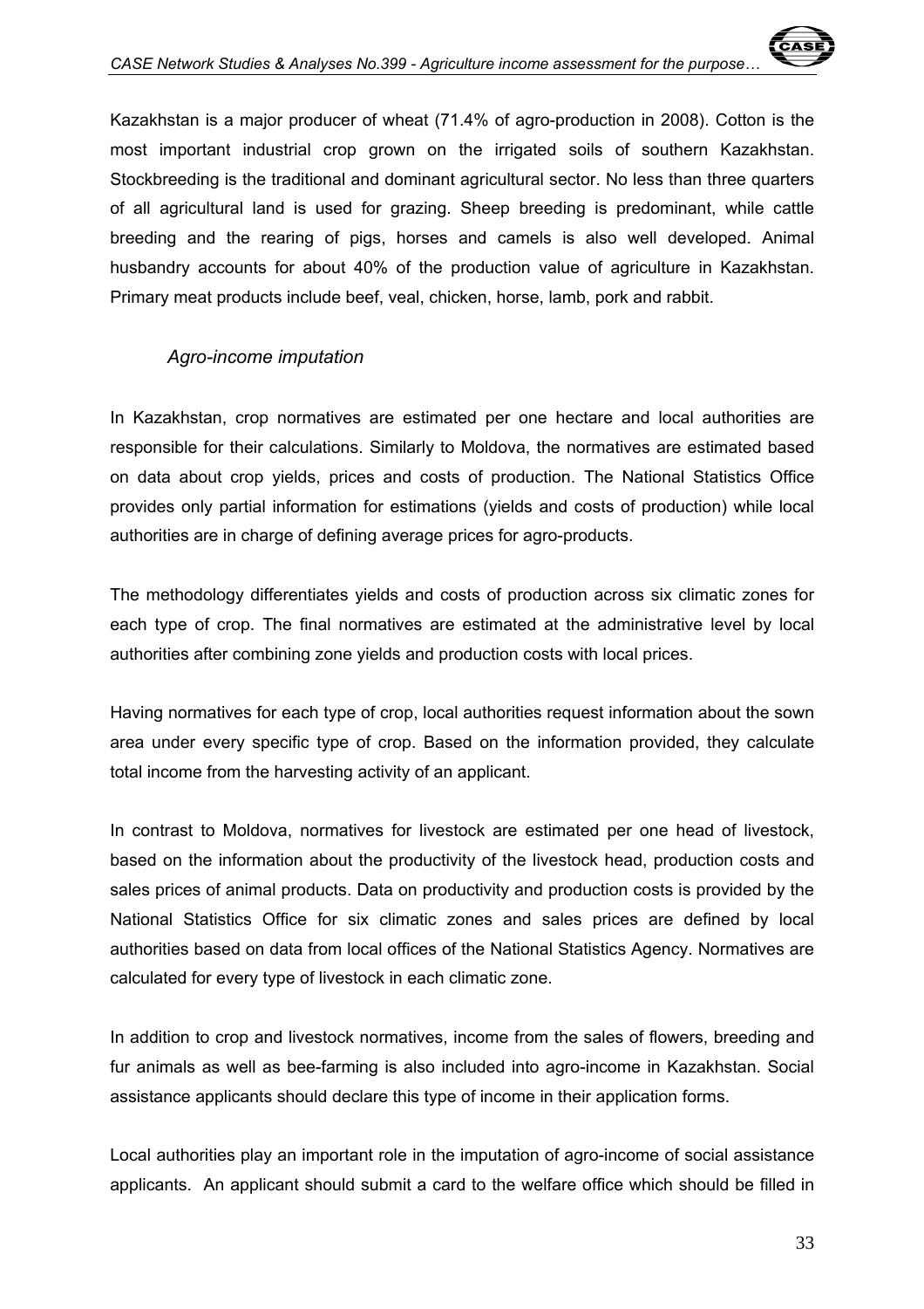Kazakhstan is a major producer of wheat (71.4% of agro-production in 2008). Cotton is the most important industrial crop grown on the irrigated soils of southern Kazakhstan. Stockbreeding is the traditional and dominant agricultural sector. No less than three quarters of all agricultural land is used for grazing. Sheep breeding is predominant, while cattle breeding and the rearing of pigs, horses and camels is also well developed. Animal husbandry accounts for about 40% of the production value of agriculture in Kazakhstan. Primary meat products include beef, veal, chicken, horse, lamb, pork and rabbit.

### *Agro-income imputation*

In Kazakhstan, crop normatives are estimated per one hectare and local authorities are responsible for their calculations. Similarly to Moldova, the normatives are estimated based on data about crop yields, prices and costs of production. The National Statistics Office provides only partial information for estimations (yields and costs of production) while local authorities are in charge of defining average prices for agro-products.

The methodology differentiates yields and costs of production across six climatic zones for each type of crop. The final normatives are estimated at the administrative level by local authorities after combining zone yields and production costs with local prices.

Having normatives for each type of crop, local authorities request information about the sown area under every specific type of crop. Based on the information provided, they calculate total income from the harvesting activity of an applicant.

In contrast to Moldova, normatives for livestock are estimated per one head of livestock, based on the information about the productivity of the livestock head, production costs and sales prices of animal products. Data on productivity and production costs is provided by the National Statistics Office for six climatic zones and sales prices are defined by local authorities based on data from local offices of the National Statistics Agency. Normatives are calculated for every type of livestock in each climatic zone.

In addition to crop and livestock normatives, income from the sales of flowers, breeding and fur animals as well as bee-farming is also included into agro-income in Kazakhstan. Social assistance applicants should declare this type of income in their application forms.

Local authorities play an important role in the imputation of agro-income of social assistance applicants. An applicant should submit a card to the welfare office which should be filled in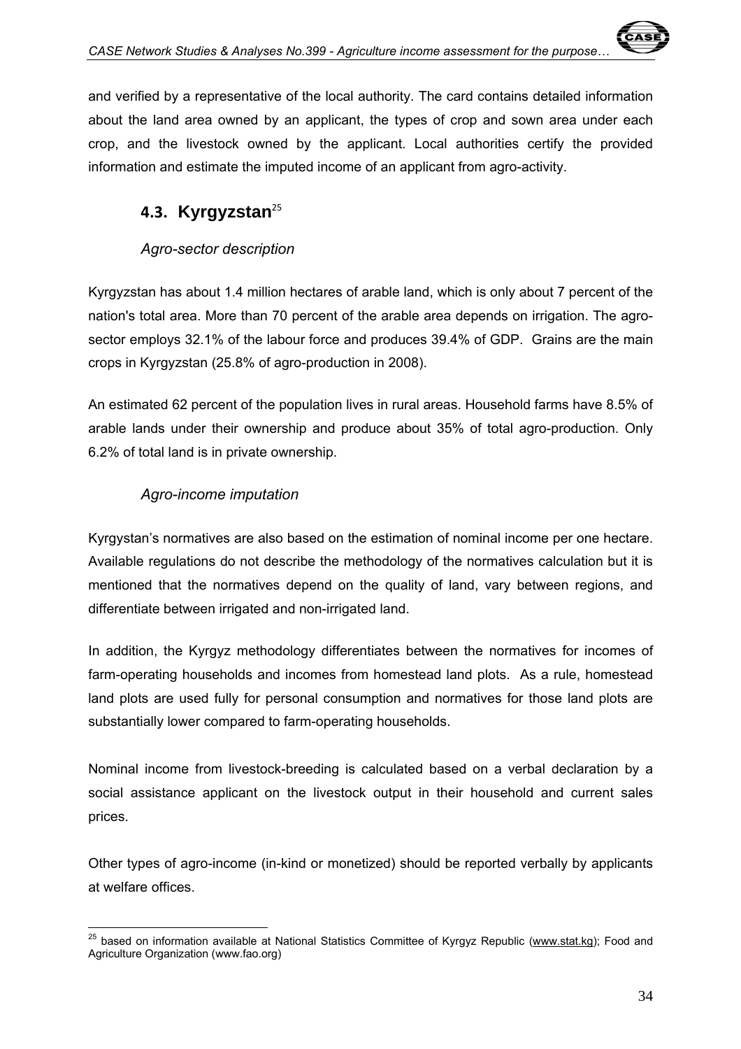and verified by a representative of the local authority. The card contains detailed information about the land area owned by an applicant, the types of crop and sown area under each crop, and the livestock owned by the applicant. Local authorities certify the provided information and estimate the imputed income of an applicant from agro-activity.

## 4.3. Kyrgyzstan[25]

### *Agro-sector description*

Kyrgyzstan has about 1.4 million hectares of arable land, which is only about 7 percent of the nation's total area. More than 70 percent of the arable area depends on irrigation. The agro-sector employs 32.1% of the labour force and produces 39.4% of GDP. Grains are the main crops in Kyrgyzstan (25.8% of agro-production in 2008).

An estimated 62 percent of the population lives in rural areas. Household farms have 8.5% of arable lands under their ownership and produce about 35% of total agro-production. Only 6.2% of total land is in private ownership.

### *Agro-income imputation*

Kyrgystan's normatives are also based on the estimation of nominal income per one hectare. Available regulations do not describe the methodology of the normatives calculation but it is mentioned that the normatives depend on the quality of land, vary between regions, and differentiate between irrigated and non-irrigated land.

In addition, the Kyrgyz methodology differentiates between the normatives for incomes of farm-operating households and incomes from homestead land plots. As a rule, homestead land plots are used fully for personal consumption and normatives for those land plots are substantially lower compared to farm-operating households.

Nominal income from livestock-breeding is calculated based on a verbal declaration by a social assistance applicant on the livestock output in their household and current sales prices.

Other types of agro-income (in-kind or monetized) should be reported verbally by applicants at welfare offices.

---

[25] based on information available at National Statistics Committee of Kyrgyz Republic (www.stat.kg); Food and Agriculture Organization (www.fao.org)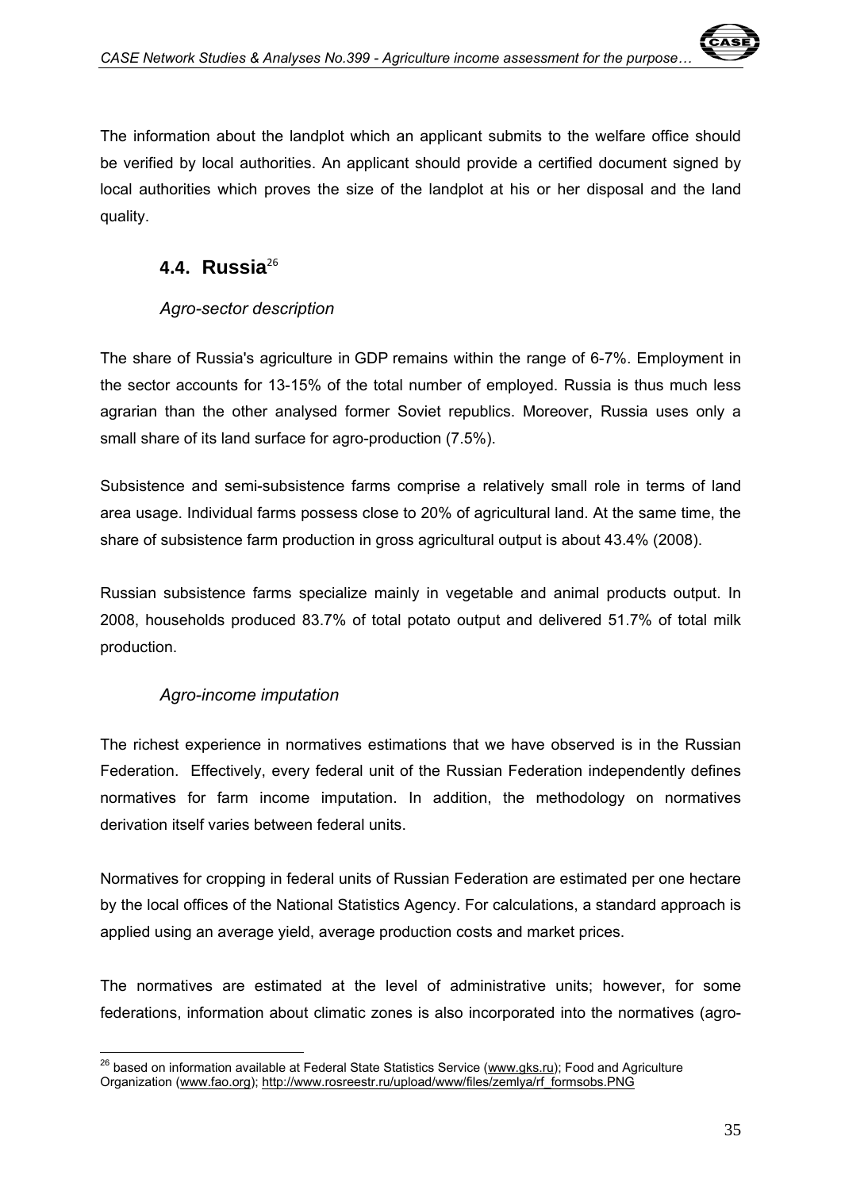The information about the landplot which an applicant submits to the welfare office should be verified by local authorities. An applicant should provide a certified document signed by local authorities which proves the size of the landplot at his or her disposal and the land quality.

## 4.4. Russia[26]

### *Agro-sector description*

The share of Russia's agriculture in GDP remains within the range of 6-7%. Employment in the sector accounts for 13-15% of the total number of employed. Russia is thus much less agrarian than the other analysed former Soviet republics. Moreover, Russia uses only a small share of its land surface for agro-production (7.5%).

Subsistence and semi-subsistence farms comprise a relatively small role in terms of land area usage. Individual farms possess close to 20% of agricultural land. At the same time, the share of subsistence farm production in gross agricultural output is about 43.4% (2008).

Russian subsistence farms specialize mainly in vegetable and animal products output. In 2008, households produced 83.7% of total potato output and delivered 51.7% of total milk production.

### *Agro-income imputation*

The richest experience in normatives estimations that we have observed is in the Russian Federation. Effectively, every federal unit of the Russian Federation independently defines normatives for farm income imputation. In addition, the methodology on normatives derivation itself varies between federal units.

Normatives for cropping in federal units of Russian Federation are estimated per one hectare by the local offices of the National Statistics Agency. For calculations, a standard approach is applied using an average yield, average production costs and market prices.

The normatives are estimated at the level of administrative units; however, for some federations, information about climatic zones is also incorporated into the normatives (agro-

---

[26] based on information available at Federal State Statistics Service (www.gks.ru); Food and Agriculture Organization (www.fao.org); http://www.rosreestr.ru/upload/www/files/zemlya/rf_formsobs.PNG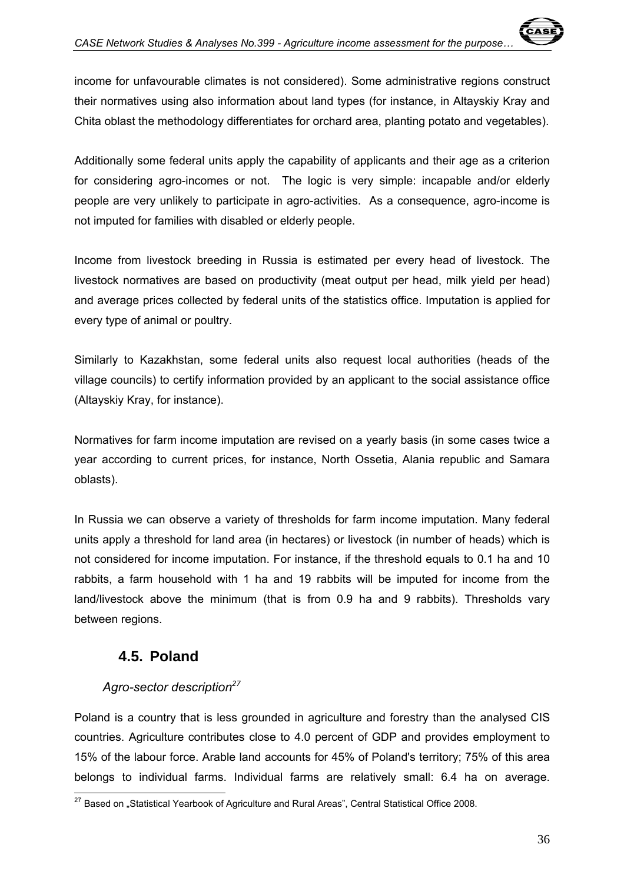income for unfavourable climates is not considered). Some administrative regions construct their normatives using also information about land types (for instance, in Altayskiy Kray and Chita oblast the methodology differentiates for orchard area, planting potato and vegetables).

Additionally some federal units apply the capability of applicants and their age as a criterion for considering agro-incomes or not. The logic is very simple: incapable and/or elderly people are very unlikely to participate in agro-activities. As a consequence, agro-income is not imputed for families with disabled or elderly people.

Income from livestock breeding in Russia is estimated per every head of livestock. The livestock normatives are based on productivity (meat output per head, milk yield per head) and average prices collected by federal units of the statistics office. Imputation is applied for every type of animal or poultry.

Similarly to Kazakhstan, some federal units also request local authorities (heads of the village councils) to certify information provided by an applicant to the social assistance office (Altayskiy Kray, for instance).

Normatives for farm income imputation are revised on a yearly basis (in some cases twice a year according to current prices, for instance, North Ossetia, Alania republic and Samara oblasts).

In Russia we can observe a variety of thresholds for farm income imputation. Many federal units apply a threshold for land area (in hectares) or livestock (in number of heads) which is not considered for income imputation. For instance, if the threshold equals to 0.1 ha and 10 rabbits, a farm household with 1 ha and 19 rabbits will be imputed for income from the land/livestock above the minimum (that is from 0.9 ha and 9 rabbits). Thresholds vary between regions.

## 4.5. Poland

### *Agro-sector description*[27]

Poland is a country that is less grounded in agriculture and forestry than the analysed CIS countries. Agriculture contributes close to 4.0 percent of GDP and provides employment to 15% of the labour force. Arable land accounts for 45% of Poland's territory; 75% of this area belongs to individual farms. Individual farms are relatively small: 6.4 ha on average.

[27] Based on „Statistical Yearbook of Agriculture and Rural Areas", Central Statistical Office 2008.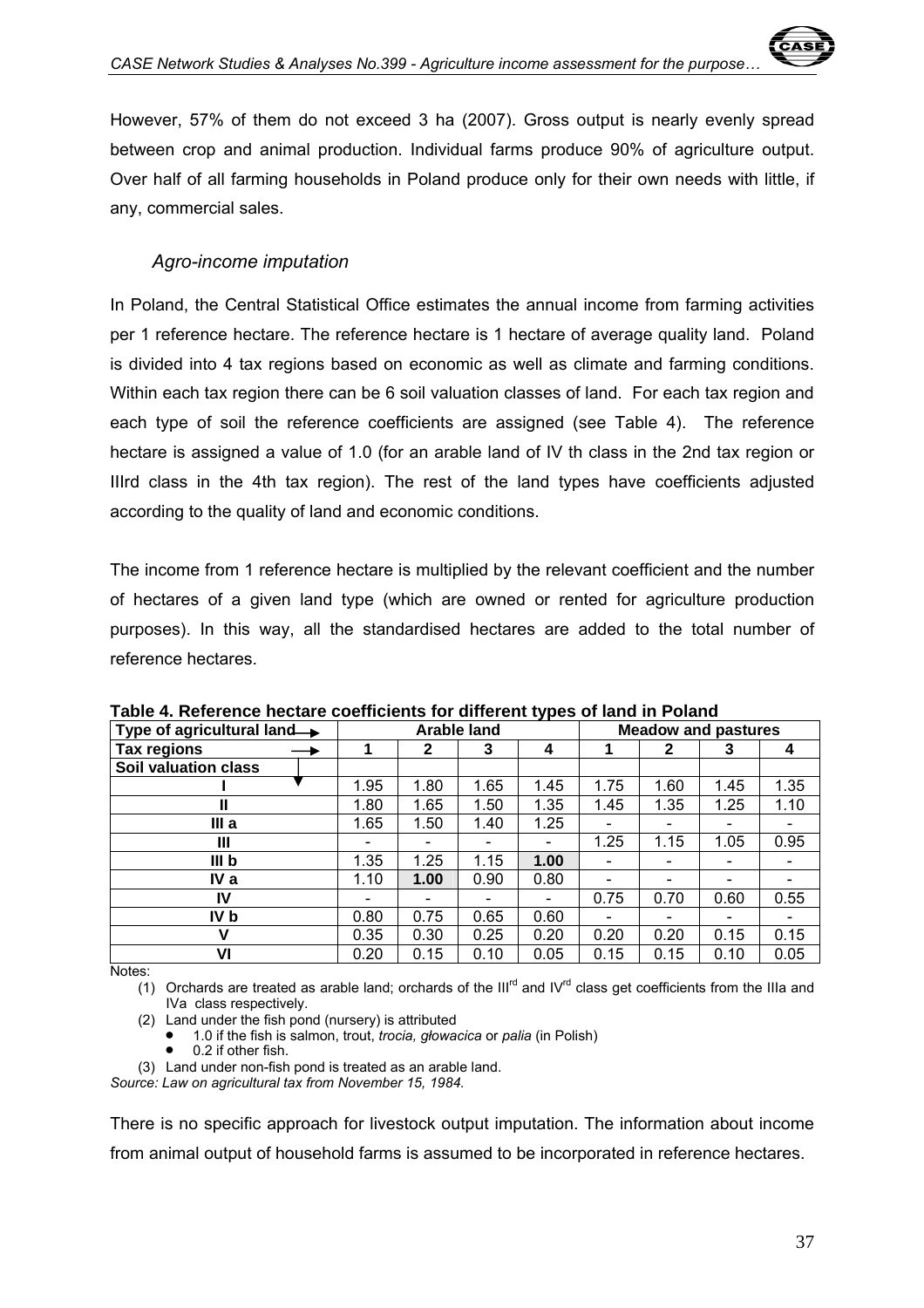However, 57% of them do not exceed 3 ha (2007). Gross output is nearly evenly spread between crop and animal production. Individual farms produce 90% of agriculture output. Over half of all farming households in Poland produce only for their own needs with little, if any, commercial sales.

### *Agro-income imputation*

In Poland, the Central Statistical Office estimates the annual income from farming activities per 1 reference hectare. The reference hectare is 1 hectare of average quality land. Poland is divided into 4 tax regions based on economic as well as climate and farming conditions. Within each tax region there can be 6 soil valuation classes of land. For each tax region and each type of soil the reference coefficients are assigned (see Table 4). The reference hectare is assigned a value of 1.0 (for an arable land of IV th class in the 2nd tax region or IIIrd class in the 4th tax region). The rest of the land types have coefficients adjusted according to the quality of land and economic conditions.

The income from 1 reference hectare is multiplied by the relevant coefficient and the number of hectares of a given land type (which are owned or rented for agriculture production purposes). In this way, all the standardised hectares are added to the total number of reference hectares.

**Table 4. Reference hectare coefficients for different types of land in Poland**

| Type of agricultural land → | Arable land | | | | Meadow and pastures | | | |
|---|---|---|---|---|---|---|---|---|
| **Tax regions →** | **1** | **2** | **3** | **4** | **1** | **2** | **3** | **4** |
| **Soil valuation class ↓** | | | | | | | | |
| **I** | 1.95 | 1.80 | 1.65 | 1.45 | 1.75 | 1.60 | 1.45 | 1.35 |
| **II** | 1.80 | 1.65 | 1.50 | 1.35 | 1.45 | 1.35 | 1.25 | 1.10 |
| **III a** | 1.65 | 1.50 | 1.40 | 1.25 | - | - | - | - |
| **III** | - | - | - | - | 1.25 | 1.15 | 1.05 | 0.95 |
| **III b** | 1.35 | 1.25 | 1.15 | **1.00** | - | - | - | - |
| **IV a** | 1.10 | **1.00** | 0.90 | 0.80 | - | - | - | - |
| **IV** | - | - | - | - | 0.75 | 0.70 | 0.60 | 0.55 |
| **IV b** | 0.80 | 0.75 | 0.65 | 0.60 | - | - | - | - |
| **V** | 0.35 | 0.30 | 0.25 | 0.20 | 0.20 | 0.20 | 0.15 | 0.15 |
| **VI** | 0.20 | 0.15 | 0.10 | 0.05 | 0.15 | 0.15 | 0.10 | 0.05 |

Notes:

(1) Orchards are treated as arable land; orchards of the III[rd] and IV[rd] class get coefficients from the IIIa and IVa class respectively.

(2) Land under the fish pond (nursery) is attributed
- 1.0 if the fish is salmon, trout, *trocia, głowacica* or *palia* (in Polish)
- 0.2 if other fish.

(3) Land under non-fish pond is treated as an arable land.

*Source: Law on agricultural tax from November 15, 1984.*

There is no specific approach for livestock output imputation. The information about income from animal output of household farms is assumed to be incorporated in reference hectares.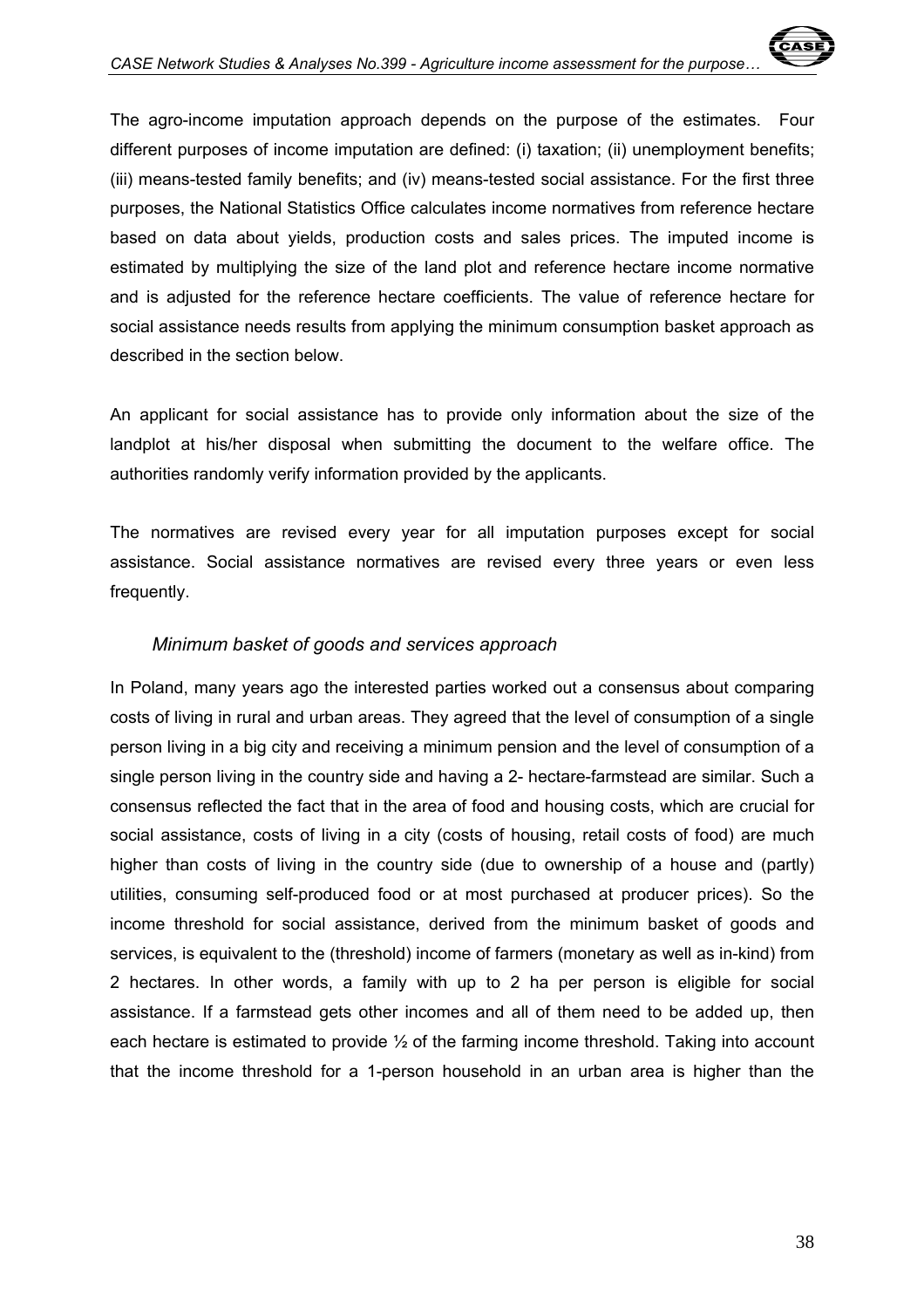The agro-income imputation approach depends on the purpose of the estimates. Four different purposes of income imputation are defined: (i) taxation; (ii) unemployment benefits; (iii) means-tested family benefits; and (iv) means-tested social assistance. For the first three purposes, the National Statistics Office calculates income normatives from reference hectare based on data about yields, production costs and sales prices. The imputed income is estimated by multiplying the size of the land plot and reference hectare income normative and is adjusted for the reference hectare coefficients. The value of reference hectare for social assistance needs results from applying the minimum consumption basket approach as described in the section below.

An applicant for social assistance has to provide only information about the size of the landplot at his/her disposal when submitting the document to the welfare office. The authorities randomly verify information provided by the applicants.

The normatives are revised every year for all imputation purposes except for social assistance. Social assistance normatives are revised every three years or even less frequently.

### *Minimum basket of goods and services approach*

In Poland, many years ago the interested parties worked out a consensus about comparing costs of living in rural and urban areas. They agreed that the level of consumption of a single person living in a big city and receiving a minimum pension and the level of consumption of a single person living in the country side and having a 2- hectare-farmstead are similar. Such a consensus reflected the fact that in the area of food and housing costs, which are crucial for social assistance, costs of living in a city (costs of housing, retail costs of food) are much higher than costs of living in the country side (due to ownership of a house and (partly) utilities, consuming self-produced food or at most purchased at producer prices). So the income threshold for social assistance, derived from the minimum basket of goods and services, is equivalent to the (threshold) income of farmers (monetary as well as in-kind) from 2 hectares. In other words, a family with up to 2 ha per person is eligible for social assistance. If a farmstead gets other incomes and all of them need to be added up, then each hectare is estimated to provide ½ of the farming income threshold. Taking into account that the income threshold for a 1-person household in an urban area is higher than the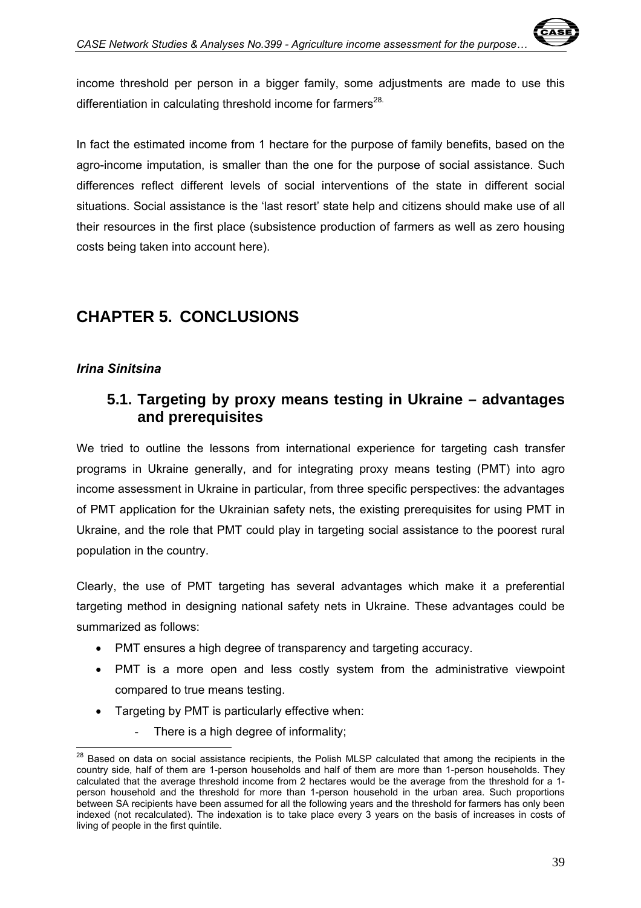income threshold per person in a bigger family, some adjustments are made to use this differentiation in calculating threshold income for farmers[28].

In fact the estimated income from 1 hectare for the purpose of family benefits, based on the agro-income imputation, is smaller than the one for the purpose of social assistance. Such differences reflect different levels of social interventions of the state in different social situations. Social assistance is the 'last resort' state help and citizens should make use of all their resources in the first place (subsistence production of farmers as well as zero housing costs being taken into account here).

# CHAPTER 5. CONCLUSIONS

***Irina Sinitsina***

## 5.1. Targeting by proxy means testing in Ukraine – advantages and prerequisites

We tried to outline the lessons from international experience for targeting cash transfer programs in Ukraine generally, and for integrating proxy means testing (PMT) into agro income assessment in Ukraine in particular, from three specific perspectives: the advantages of PMT application for the Ukrainian safety nets, the existing prerequisites for using PMT in Ukraine, and the role that PMT could play in targeting social assistance to the poorest rural population in the country.

Clearly, the use of PMT targeting has several advantages which make it a preferential targeting method in designing national safety nets in Ukraine. These advantages could be summarized as follows:

- PMT ensures a high degree of transparency and targeting accuracy.
- PMT is a more open and less costly system from the administrative viewpoint compared to true means testing.
- Targeting by PMT is particularly effective when:
  - There is a high degree of informality;

[28] Based on data on social assistance recipients, the Polish MLSP calculated that among the recipients in the country side, half of them are 1-person households and half of them are more than 1-person households. They calculated that the average threshold income from 2 hectares would be the average from the threshold for a 1-person household and the threshold for more than 1-person household in the urban area. Such proportions between SA recipients have been assumed for all the following years and the threshold for farmers has only been indexed (not recalculated). The indexation is to take place every 3 years on the basis of increases in costs of living of people in the first quintile.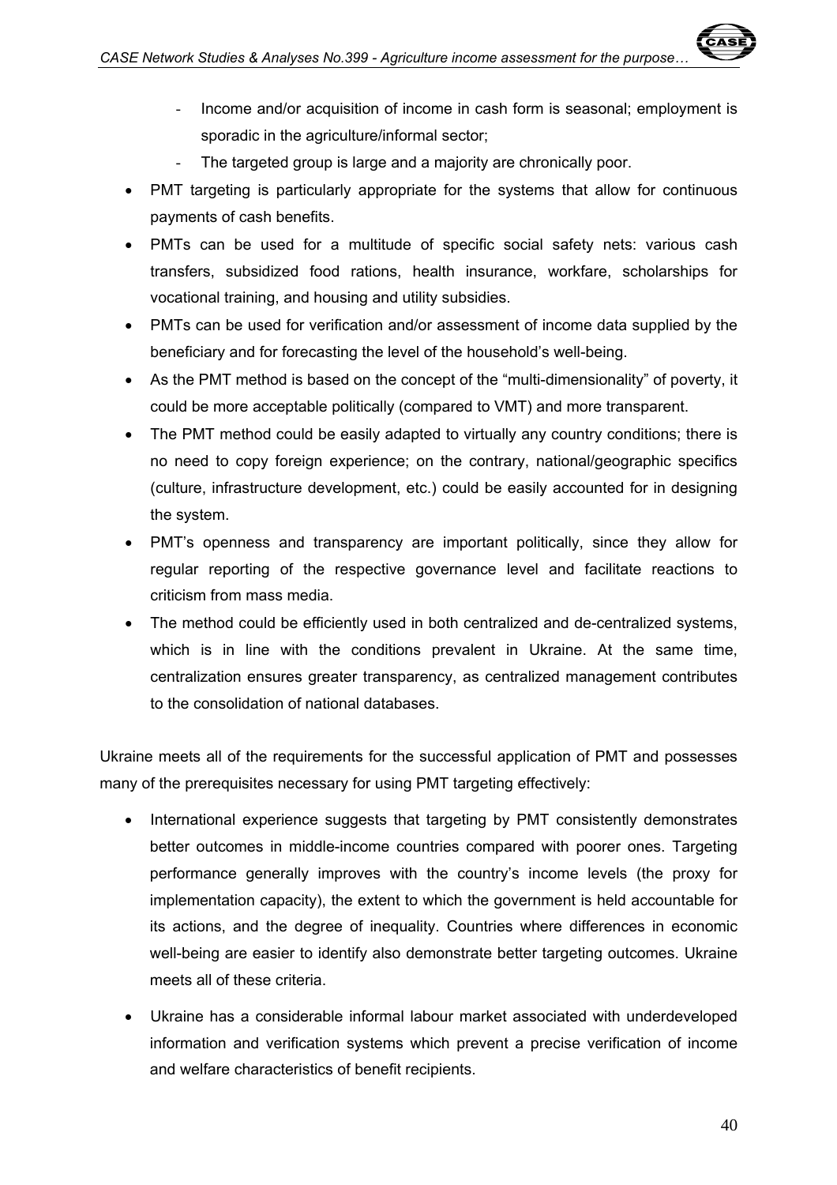- Income and/or acquisition of income in cash form is seasonal; employment is sporadic in the agriculture/informal sector;
  - The targeted group is large and a majority are chronically poor.
- PMT targeting is particularly appropriate for the systems that allow for continuous payments of cash benefits.
- PMTs can be used for a multitude of specific social safety nets: various cash transfers, subsidized food rations, health insurance, workfare, scholarships for vocational training, and housing and utility subsidies.
- PMTs can be used for verification and/or assessment of income data supplied by the beneficiary and for forecasting the level of the household's well-being.
- As the PMT method is based on the concept of the "multi-dimensionality" of poverty, it could be more acceptable politically (compared to VMT) and more transparent.
- The PMT method could be easily adapted to virtually any country conditions; there is no need to copy foreign experience; on the contrary, national/geographic specifics (culture, infrastructure development, etc.) could be easily accounted for in designing the system.
- PMT's openness and transparency are important politically, since they allow for regular reporting of the respective governance level and facilitate reactions to criticism from mass media.
- The method could be efficiently used in both centralized and de-centralized systems, which is in line with the conditions prevalent in Ukraine. At the same time, centralization ensures greater transparency, as centralized management contributes to the consolidation of national databases.

Ukraine meets all of the requirements for the successful application of PMT and possesses many of the prerequisites necessary for using PMT targeting effectively:

- International experience suggests that targeting by PMT consistently demonstrates better outcomes in middle-income countries compared with poorer ones. Targeting performance generally improves with the country's income levels (the proxy for implementation capacity), the extent to which the government is held accountable for its actions, and the degree of inequality. Countries where differences in economic well-being are easier to identify also demonstrate better targeting outcomes. Ukraine meets all of these criteria.

- Ukraine has a considerable informal labour market associated with underdeveloped information and verification systems which prevent a precise verification of income and welfare characteristics of benefit recipients.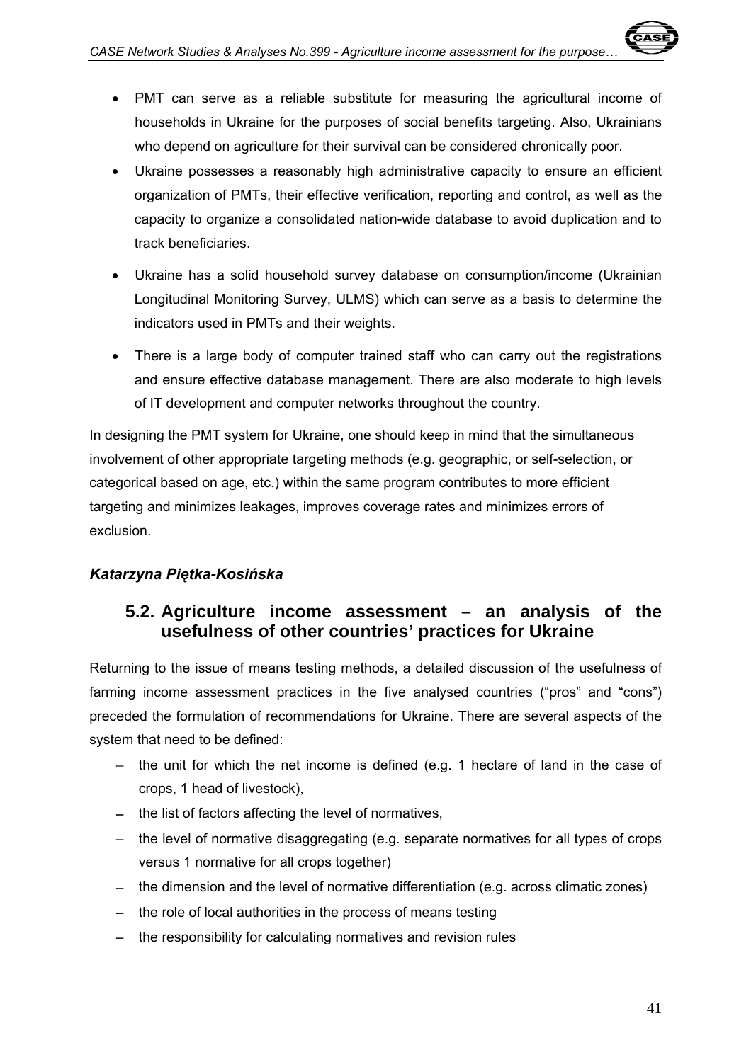- PMT can serve as a reliable substitute for measuring the agricultural income of households in Ukraine for the purposes of social benefits targeting. Also, Ukrainians who depend on agriculture for their survival can be considered chronically poor.
- Ukraine possesses a reasonably high administrative capacity to ensure an efficient organization of PMTs, their effective verification, reporting and control, as well as the capacity to organize a consolidated nation-wide database to avoid duplication and to track beneficiaries.
- Ukraine has a solid household survey database on consumption/income (Ukrainian Longitudinal Monitoring Survey, ULMS) which can serve as a basis to determine the indicators used in PMTs and their weights.
- There is a large body of computer trained staff who can carry out the registrations and ensure effective database management. There are also moderate to high levels of IT development and computer networks throughout the country.

In designing the PMT system for Ukraine, one should keep in mind that the simultaneous involvement of other appropriate targeting methods (e.g. geographic, or self-selection, or categorical based on age, etc.) within the same program contributes to more efficient targeting and minimizes leakages, improves coverage rates and minimizes errors of exclusion.

***Katarzyna Piętka-Kosińska***

## 5.2. Agriculture income assessment – an analysis of the usefulness of other countries' practices for Ukraine

Returning to the issue of means testing methods, a detailed discussion of the usefulness of farming income assessment practices in the five analysed countries ("pros" and "cons") preceded the formulation of recommendations for Ukraine. There are several aspects of the system that need to be defined:

- the unit for which the net income is defined (e.g. 1 hectare of land in the case of crops, 1 head of livestock),
- the list of factors affecting the level of normatives,
- the level of normative disaggregating (e.g. separate normatives for all types of crops versus 1 normative for all crops together)
- the dimension and the level of normative differentiation (e.g. across climatic zones)
- the role of local authorities in the process of means testing
- the responsibility for calculating normatives and revision rules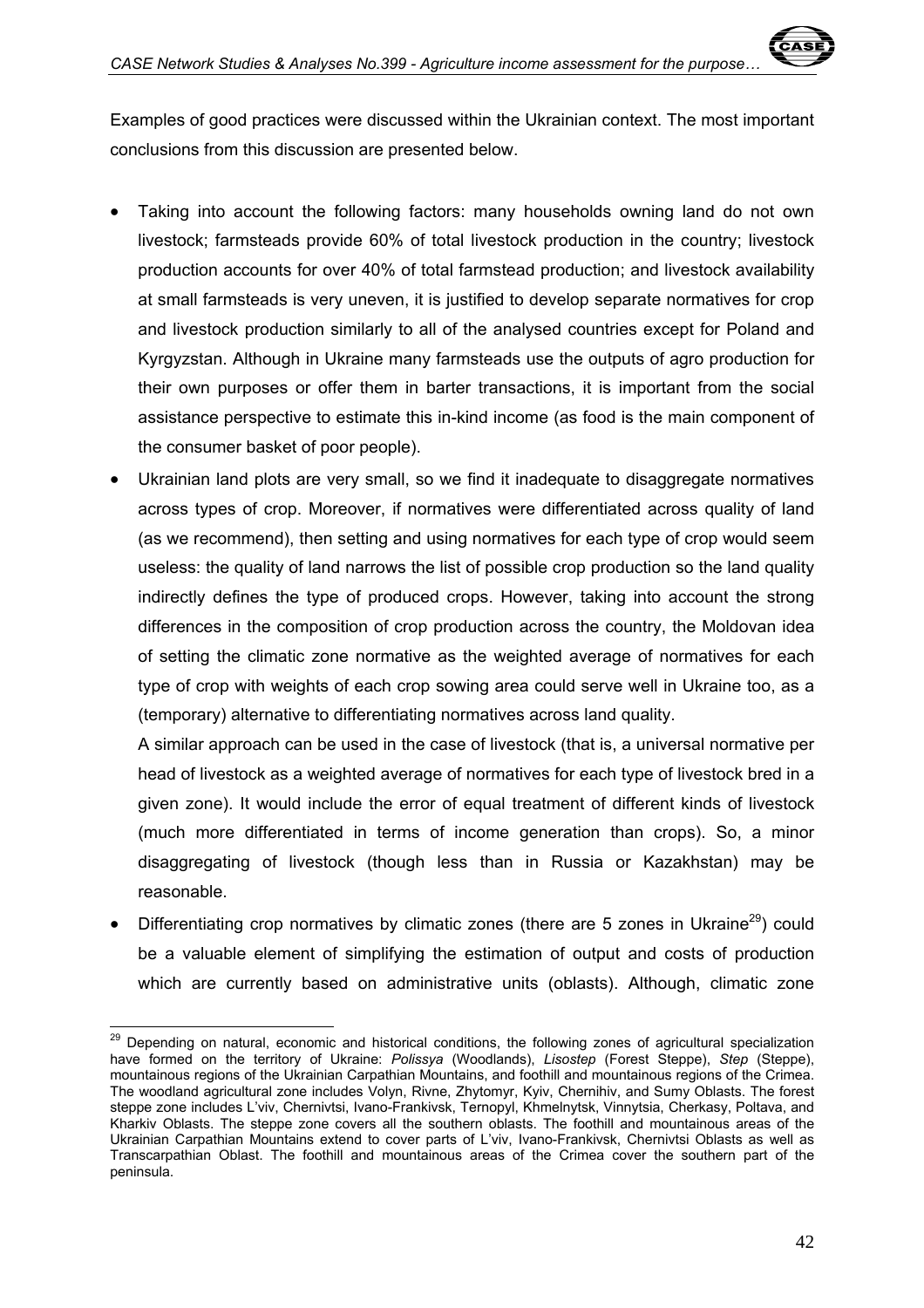Examples of good practices were discussed within the Ukrainian context. The most important conclusions from this discussion are presented below.

- Taking into account the following factors: many households owning land do not own livestock; farmsteads provide 60% of total livestock production in the country; livestock production accounts for over 40% of total farmstead production; and livestock availability at small farmsteads is very uneven, it is justified to develop separate normatives for crop and livestock production similarly to all of the analysed countries except for Poland and Kyrgyzstan. Although in Ukraine many farmsteads use the outputs of agro production for their own purposes or offer them in barter transactions, it is important from the social assistance perspective to estimate this in-kind income (as food is the main component of the consumer basket of poor people).
- Ukrainian land plots are very small, so we find it inadequate to disaggregate normatives across types of crop. Moreover, if normatives were differentiated across quality of land (as we recommend), then setting and using normatives for each type of crop would seem useless: the quality of land narrows the list of possible crop production so the land quality indirectly defines the type of produced crops. However, taking into account the strong differences in the composition of crop production across the country, the Moldovan idea of setting the climatic zone normative as the weighted average of normatives for each type of crop with weights of each crop sowing area could serve well in Ukraine too, as a (temporary) alternative to differentiating normatives across land quality.

  A similar approach can be used in the case of livestock (that is, a universal normative per head of livestock as a weighted average of normatives for each type of livestock bred in a given zone). It would include the error of equal treatment of different kinds of livestock (much more differentiated in terms of income generation than crops). So, a minor disaggregating of livestock (though less than in Russia or Kazakhstan) may be reasonable.
- Differentiating crop normatives by climatic zones (there are 5 zones in Ukraine[29]) could be a valuable element of simplifying the estimation of output and costs of production which are currently based on administrative units (oblasts). Although, climatic zone

[29] Depending on natural, economic and historical conditions, the following zones of agricultural specialization have formed on the territory of Ukraine: *Polissya* (Woodlands), *Lisostep* (Forest Steppe), *Step* (Steppe), mountainous regions of the Ukrainian Carpathian Mountains, and foothill and mountainous regions of the Crimea. The woodland agricultural zone includes Volyn, Rivne, Zhytomyr, Kyiv, Chernihiv, and Sumy Oblasts. The forest steppe zone includes L'viv, Chernivtsi, Ivano-Frankivsk, Ternopyl, Khmelnytsk, Vinnytsia, Cherkasy, Poltava, and Kharkiv Oblasts. The steppe zone covers all the southern oblasts. The foothill and mountainous areas of the Ukrainian Carpathian Mountains extend to cover parts of L'viv, Ivano-Frankivsk, Chernivtsi Oblasts as well as Transcarpathian Oblast. The foothill and mountainous areas of the Crimea cover the southern part of the peninsula.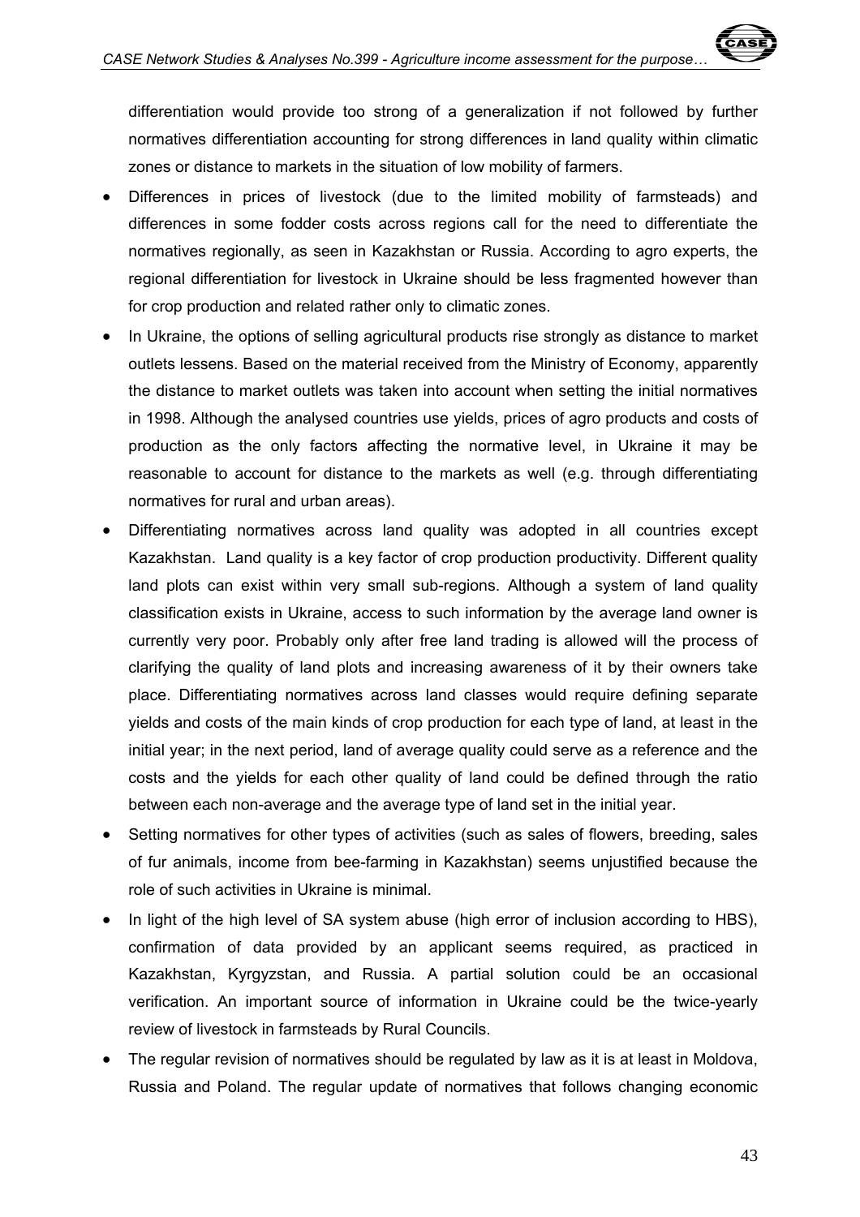differentiation would provide too strong of a generalization if not followed by further normatives differentiation accounting for strong differences in land quality within climatic zones or distance to markets in the situation of low mobility of farmers.

- Differences in prices of livestock (due to the limited mobility of farmsteads) and differences in some fodder costs across regions call for the need to differentiate the normatives regionally, as seen in Kazakhstan or Russia. According to agro experts, the regional differentiation for livestock in Ukraine should be less fragmented however than for crop production and related rather only to climatic zones.
- In Ukraine, the options of selling agricultural products rise strongly as distance to market outlets lessens. Based on the material received from the Ministry of Economy, apparently the distance to market outlets was taken into account when setting the initial normatives in 1998. Although the analysed countries use yields, prices of agro products and costs of production as the only factors affecting the normative level, in Ukraine it may be reasonable to account for distance to the markets as well (e.g. through differentiating normatives for rural and urban areas).
- Differentiating normatives across land quality was adopted in all countries except Kazakhstan. Land quality is a key factor of crop production productivity. Different quality land plots can exist within very small sub-regions. Although a system of land quality classification exists in Ukraine, access to such information by the average land owner is currently very poor. Probably only after free land trading is allowed will the process of clarifying the quality of land plots and increasing awareness of it by their owners take place. Differentiating normatives across land classes would require defining separate yields and costs of the main kinds of crop production for each type of land, at least in the initial year; in the next period, land of average quality could serve as a reference and the costs and the yields for each other quality of land could be defined through the ratio between each non-average and the average type of land set in the initial year.
- Setting normatives for other types of activities (such as sales of flowers, breeding, sales of fur animals, income from bee-farming in Kazakhstan) seems unjustified because the role of such activities in Ukraine is minimal.
- In light of the high level of SA system abuse (high error of inclusion according to HBS), confirmation of data provided by an applicant seems required, as practiced in Kazakhstan, Kyrgyzstan, and Russia. A partial solution could be an occasional verification. An important source of information in Ukraine could be the twice-yearly review of livestock in farmsteads by Rural Councils.
- The regular revision of normatives should be regulated by law as it is at least in Moldova, Russia and Poland. The regular update of normatives that follows changing economic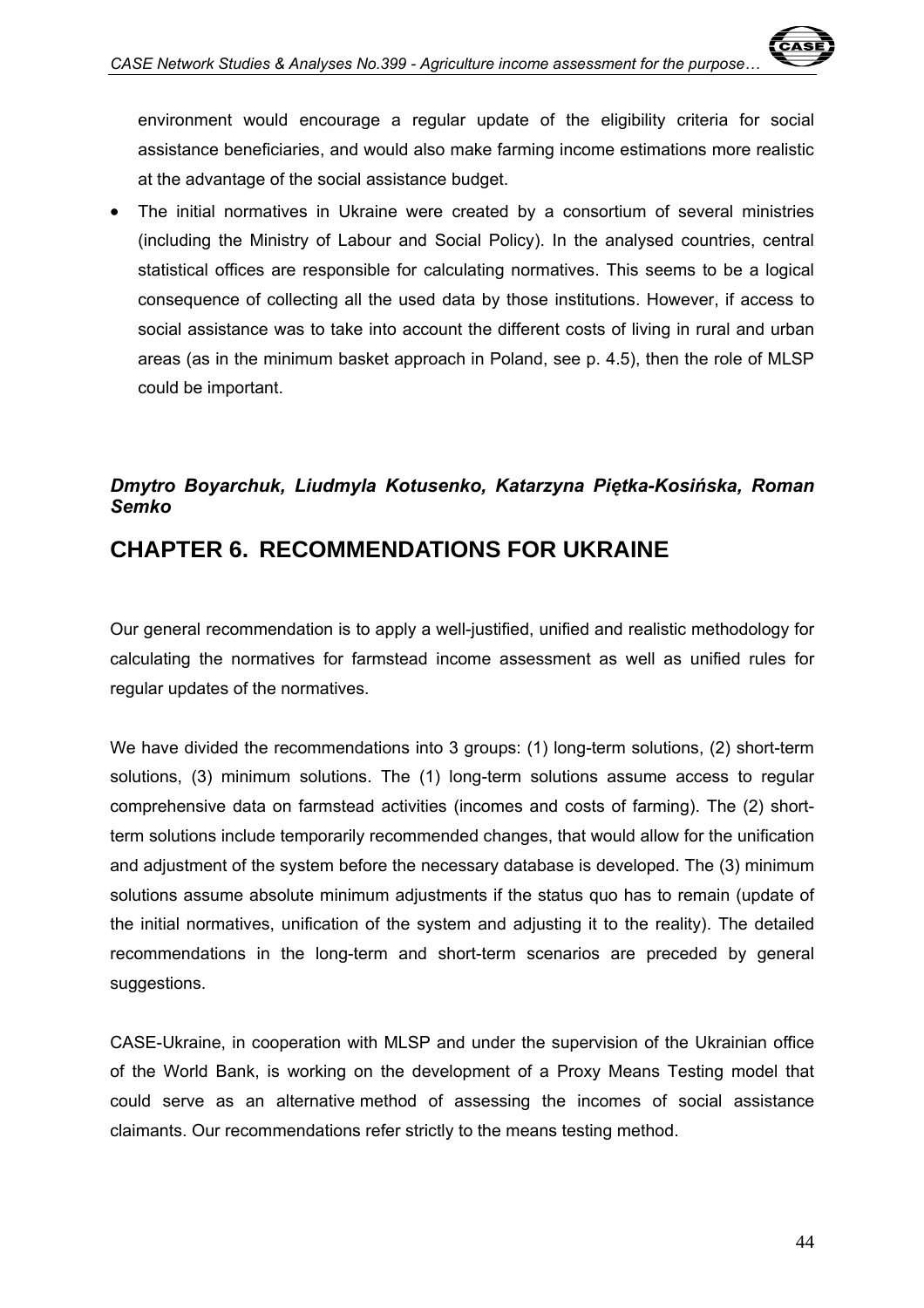environment would encourage a regular update of the eligibility criteria for social assistance beneficiaries, and would also make farming income estimations more realistic at the advantage of the social assistance budget.

- The initial normatives in Ukraine were created by a consortium of several ministries (including the Ministry of Labour and Social Policy). In the analysed countries, central statistical offices are responsible for calculating normatives. This seems to be a logical consequence of collecting all the used data by those institutions. However, if access to social assistance was to take into account the different costs of living in rural and urban areas (as in the minimum basket approach in Poland, see p. 4.5), then the role of MLSP could be important.

***Dmytro Boyarchuk, Liudmyla Kotusenko, Katarzyna Piętka-Kosińska, Roman Semko***

# CHAPTER 6. RECOMMENDATIONS FOR UKRAINE

Our general recommendation is to apply a well-justified, unified and realistic methodology for calculating the normatives for farmstead income assessment as well as unified rules for regular updates of the normatives.

We have divided the recommendations into 3 groups: (1) long-term solutions, (2) short-term solutions, (3) minimum solutions. The (1) long-term solutions assume access to regular comprehensive data on farmstead activities (incomes and costs of farming). The (2) short-term solutions include temporarily recommended changes, that would allow for the unification and adjustment of the system before the necessary database is developed. The (3) minimum solutions assume absolute minimum adjustments if the status quo has to remain (update of the initial normatives, unification of the system and adjusting it to the reality). The detailed recommendations in the long-term and short-term scenarios are preceded by general suggestions.

CASE-Ukraine, in cooperation with MLSP and under the supervision of the Ukrainian office of the World Bank, is working on the development of a Proxy Means Testing model that could serve as an alternative method of assessing the incomes of social assistance claimants. Our recommendations refer strictly to the means testing method.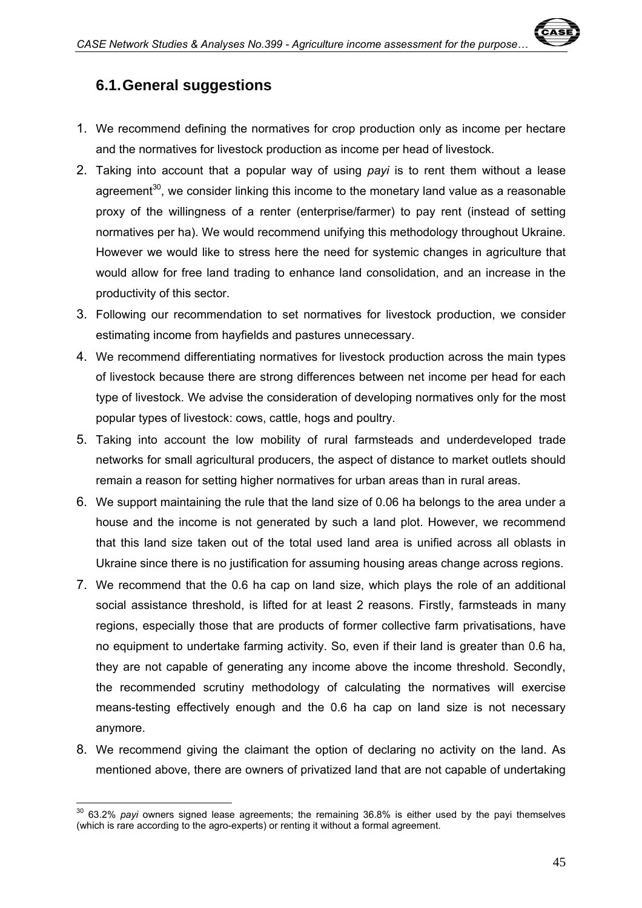## 6.1. General suggestions

1. We recommend defining the normatives for crop production only as income per hectare and the normatives for livestock production as income per head of livestock.
2. Taking into account that a popular way of using *payi* is to rent them without a lease agreement[30], we consider linking this income to the monetary land value as a reasonable proxy of the willingness of a renter (enterprise/farmer) to pay rent (instead of setting normatives per ha). We would recommend unifying this methodology throughout Ukraine. However we would like to stress here the need for systemic changes in agriculture that would allow for free land trading to enhance land consolidation, and an increase in the productivity of this sector.
3. Following our recommendation to set normatives for livestock production, we consider estimating income from hayfields and pastures unnecessary.
4. We recommend differentiating normatives for livestock production across the main types of livestock because there are strong differences between net income per head for each type of livestock. We advise the consideration of developing normatives only for the most popular types of livestock: cows, cattle, hogs and poultry.
5. Taking into account the low mobility of rural farmsteads and underdeveloped trade networks for small agricultural producers, the aspect of distance to market outlets should remain a reason for setting higher normatives for urban areas than in rural areas.
6. We support maintaining the rule that the land size of 0.06 ha belongs to the area under a house and the income is not generated by such a land plot. However, we recommend that this land size taken out of the total used land area is unified across all oblasts in Ukraine since there is no justification for assuming housing areas change across regions.
7. We recommend that the 0.6 ha cap on land size, which plays the role of an additional social assistance threshold, is lifted for at least 2 reasons. Firstly, farmsteads in many regions, especially those that are products of former collective farm privatisations, have no equipment to undertake farming activity. So, even if their land is greater than 0.6 ha, they are not capable of generating any income above the income threshold. Secondly, the recommended scrutiny methodology of calculating the normatives will exercise means-testing effectively enough and the 0.6 ha cap on land size is not necessary anymore.
8. We recommend giving the claimant the option of declaring no activity on the land. As mentioned above, there are owners of privatized land that are not capable of undertaking

---

[30] 63.2% *payi* owners signed lease agreements; the remaining 36.8% is either used by the payi themselves (which is rare according to the agro-experts) or renting it without a formal agreement.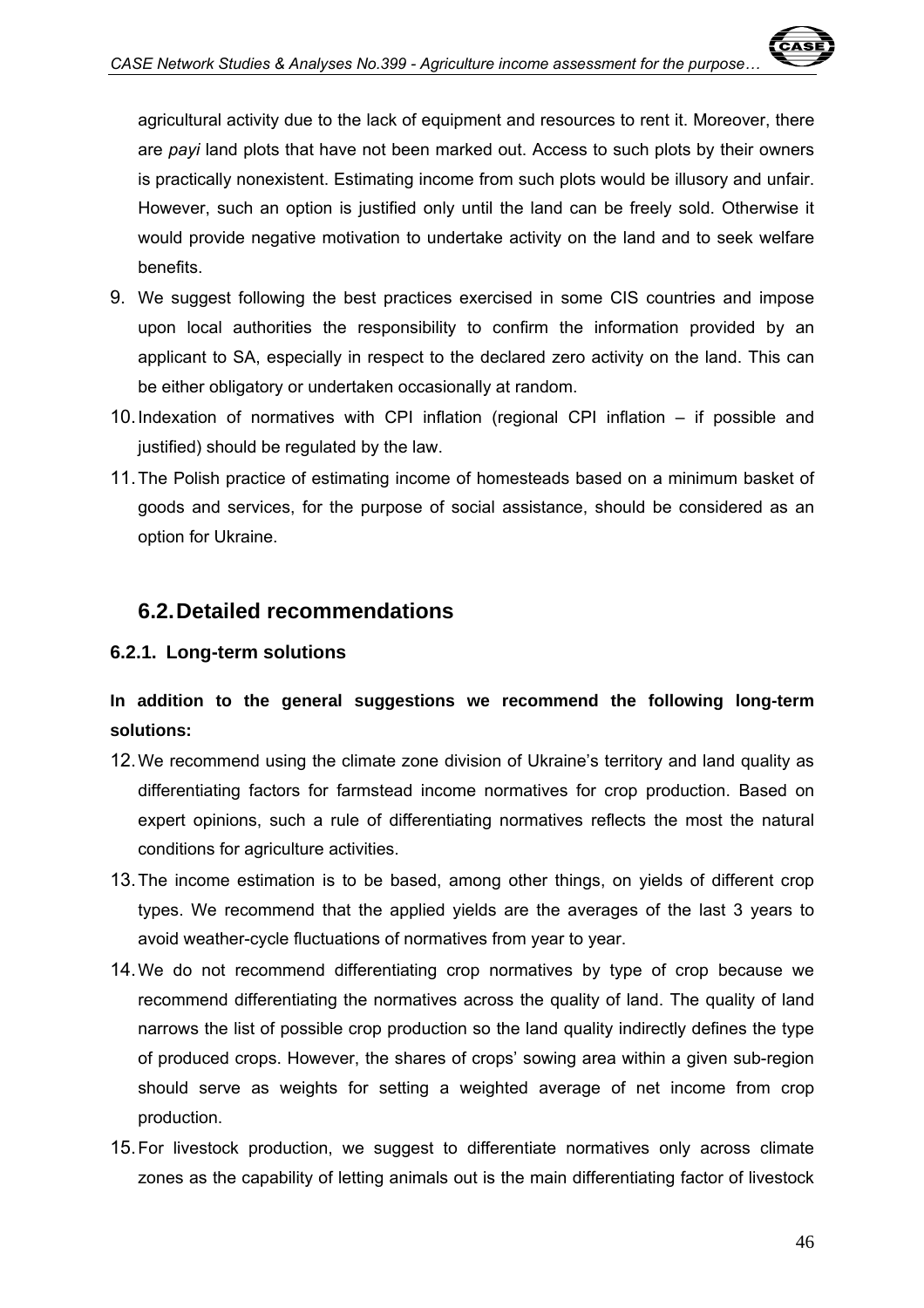agricultural activity due to the lack of equipment and resources to rent it. Moreover, there are *payi* land plots that have not been marked out. Access to such plots by their owners is practically nonexistent. Estimating income from such plots would be illusory and unfair. However, such an option is justified only until the land can be freely sold. Otherwise it would provide negative motivation to undertake activity on the land and to seek welfare benefits.

9. We suggest following the best practices exercised in some CIS countries and impose upon local authorities the responsibility to confirm the information provided by an applicant to SA, especially in respect to the declared zero activity on the land. This can be either obligatory or undertaken occasionally at random.
10. Indexation of normatives with CPI inflation (regional CPI inflation – if possible and justified) should be regulated by the law.
11. The Polish practice of estimating income of homesteads based on a minimum basket of goods and services, for the purpose of social assistance, should be considered as an option for Ukraine.

## 6.2. Detailed recommendations

### 6.2.1. Long-term solutions

**In addition to the general suggestions we recommend the following long-term solutions:**

12. We recommend using the climate zone division of Ukraine's territory and land quality as differentiating factors for farmstead income normatives for crop production. Based on expert opinions, such a rule of differentiating normatives reflects the most the natural conditions for agriculture activities.
13. The income estimation is to be based, among other things, on yields of different crop types. We recommend that the applied yields are the averages of the last 3 years to avoid weather-cycle fluctuations of normatives from year to year.
14. We do not recommend differentiating crop normatives by type of crop because we recommend differentiating the normatives across the quality of land. The quality of land narrows the list of possible crop production so the land quality indirectly defines the type of produced crops. However, the shares of crops' sowing area within a given sub-region should serve as weights for setting a weighted average of net income from crop production.
15. For livestock production, we suggest to differentiate normatives only across climate zones as the capability of letting animals out is the main differentiating factor of livestock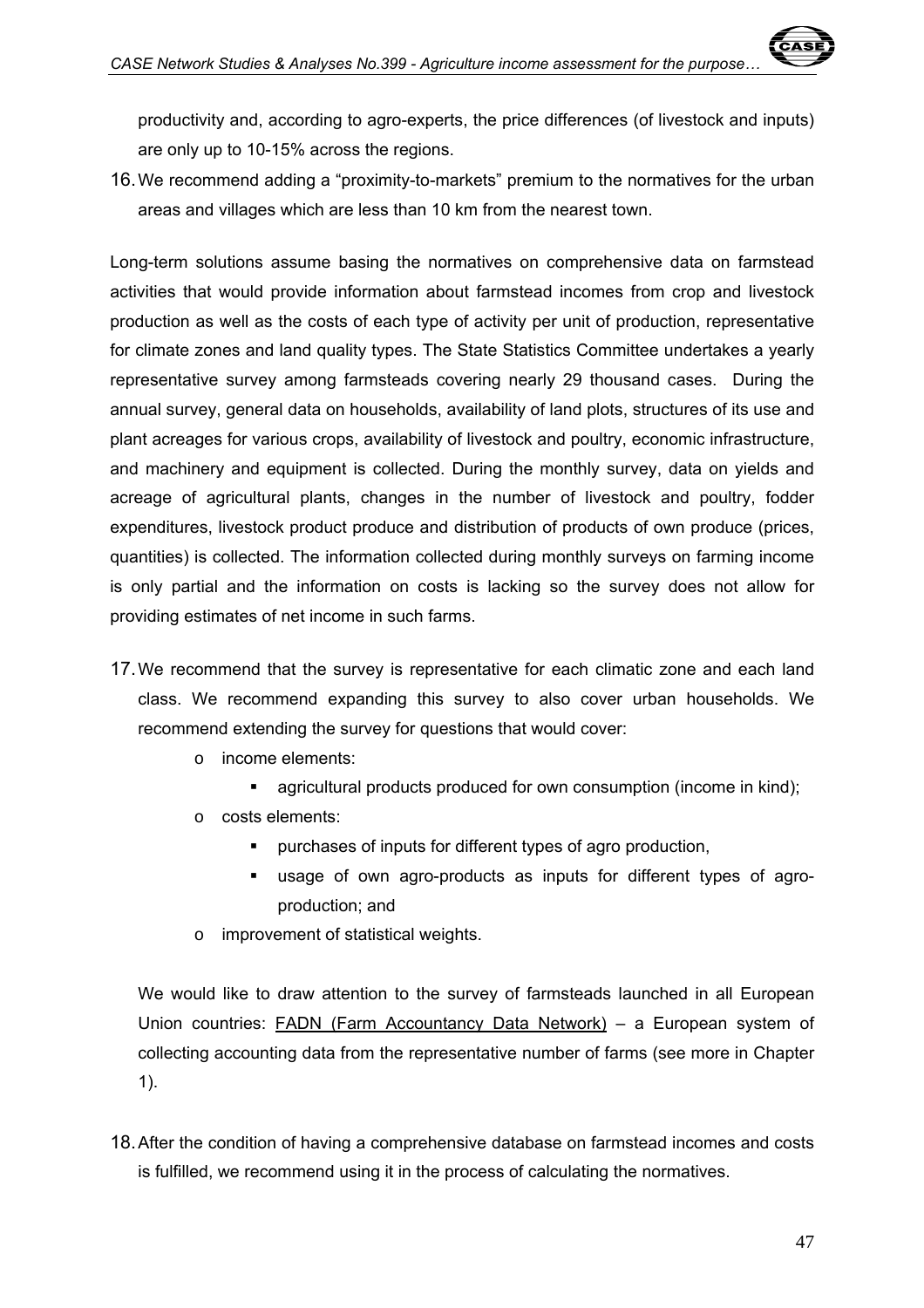productivity and, according to agro-experts, the price differences (of livestock and inputs) are only up to 10-15% across the regions.

16. We recommend adding a “proximity-to-markets” premium to the normatives for the urban areas and villages which are less than 10 km from the nearest town.

Long-term solutions assume basing the normatives on comprehensive data on farmstead activities that would provide information about farmstead incomes from crop and livestock production as well as the costs of each type of activity per unit of production, representative for climate zones and land quality types. The State Statistics Committee undertakes a yearly representative survey among farmsteads covering nearly 29 thousand cases. During the annual survey, general data on households, availability of land plots, structures of its use and plant acreages for various crops, availability of livestock and poultry, economic infrastructure, and machinery and equipment is collected. During the monthly survey, data on yields and acreage of agricultural plants, changes in the number of livestock and poultry, fodder expenditures, livestock product produce and distribution of products of own produce (prices, quantities) is collected. The information collected during monthly surveys on farming income is only partial and the information on costs is lacking so the survey does not allow for providing estimates of net income in such farms.

17. We recommend that the survey is representative for each climatic zone and each land class. We recommend expanding this survey to also cover urban households. We recommend extending the survey for questions that would cover:
    - income elements:
        - agricultural products produced for own consumption (income in kind);
    - costs elements:
        - purchases of inputs for different types of agro production,
        - usage of own agro-products as inputs for different types of agro-production; and
    - improvement of statistical weights.

    We would like to draw attention to the survey of farmsteads launched in all European Union countries: FADN (Farm Accountancy Data Network) – a European system of collecting accounting data from the representative number of farms (see more in Chapter 1).

18. After the condition of having a comprehensive database on farmstead incomes and costs is fulfilled, we recommend using it in the process of calculating the normatives.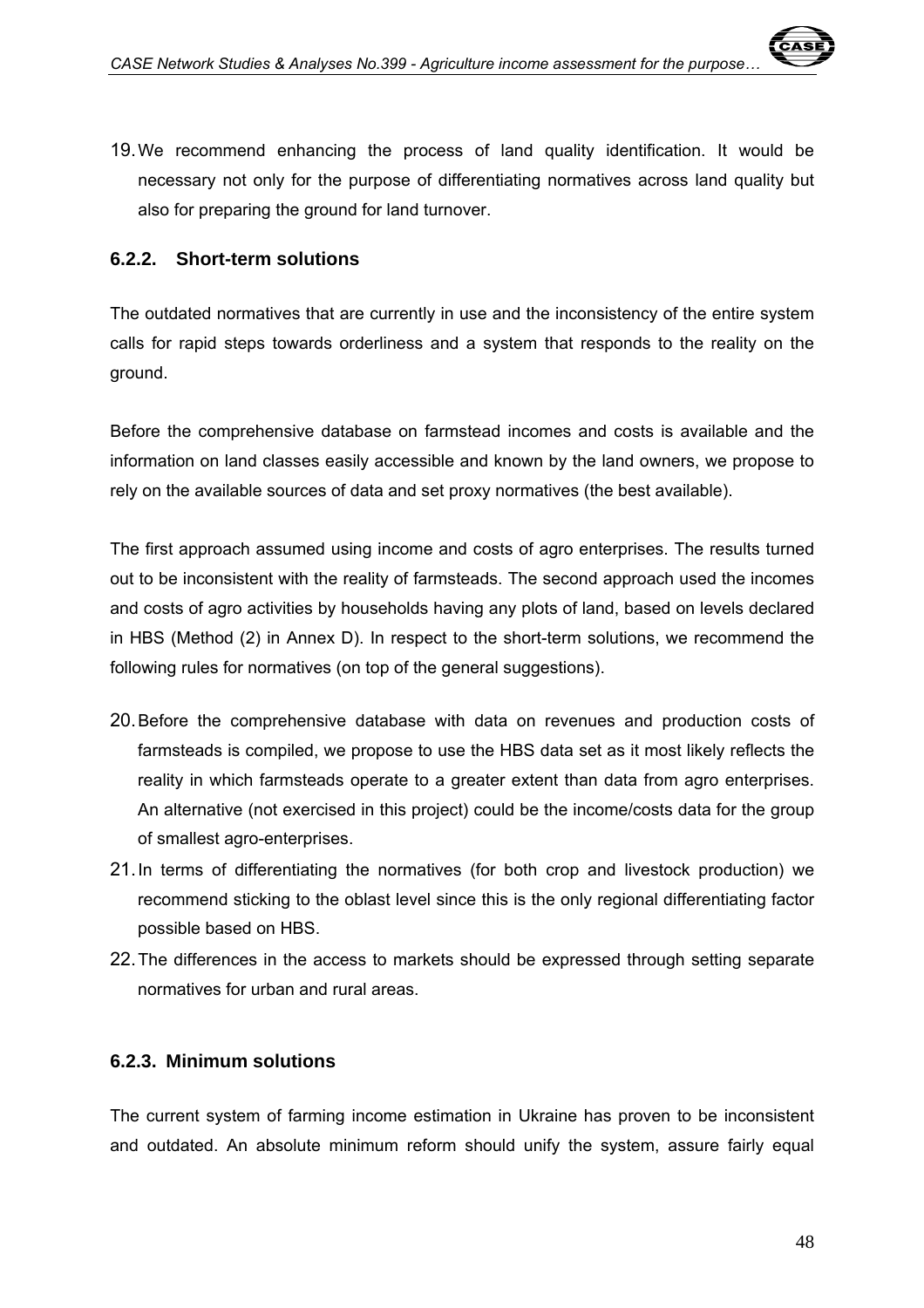19. We recommend enhancing the process of land quality identification. It would be necessary not only for the purpose of differentiating normatives across land quality but also for preparing the ground for land turnover.

### 6.2.2. Short-term solutions

The outdated normatives that are currently in use and the inconsistency of the entire system calls for rapid steps towards orderliness and a system that responds to the reality on the ground.

Before the comprehensive database on farmstead incomes and costs is available and the information on land classes easily accessible and known by the land owners, we propose to rely on the available sources of data and set proxy normatives (the best available).

The first approach assumed using income and costs of agro enterprises. The results turned out to be inconsistent with the reality of farmsteads. The second approach used the incomes and costs of agro activities by households having any plots of land, based on levels declared in HBS (Method (2) in Annex D). In respect to the short-term solutions, we recommend the following rules for normatives (on top of the general suggestions).

20. Before the comprehensive database with data on revenues and production costs of farmsteads is compiled, we propose to use the HBS data set as it most likely reflects the reality in which farmsteads operate to a greater extent than data from agro enterprises. An alternative (not exercised in this project) could be the income/costs data for the group of smallest agro-enterprises.
21. In terms of differentiating the normatives (for both crop and livestock production) we recommend sticking to the oblast level since this is the only regional differentiating factor possible based on HBS.
22. The differences in the access to markets should be expressed through setting separate normatives for urban and rural areas.

### 6.2.3. Minimum solutions

The current system of farming income estimation in Ukraine has proven to be inconsistent and outdated. An absolute minimum reform should unify the system, assure fairly equal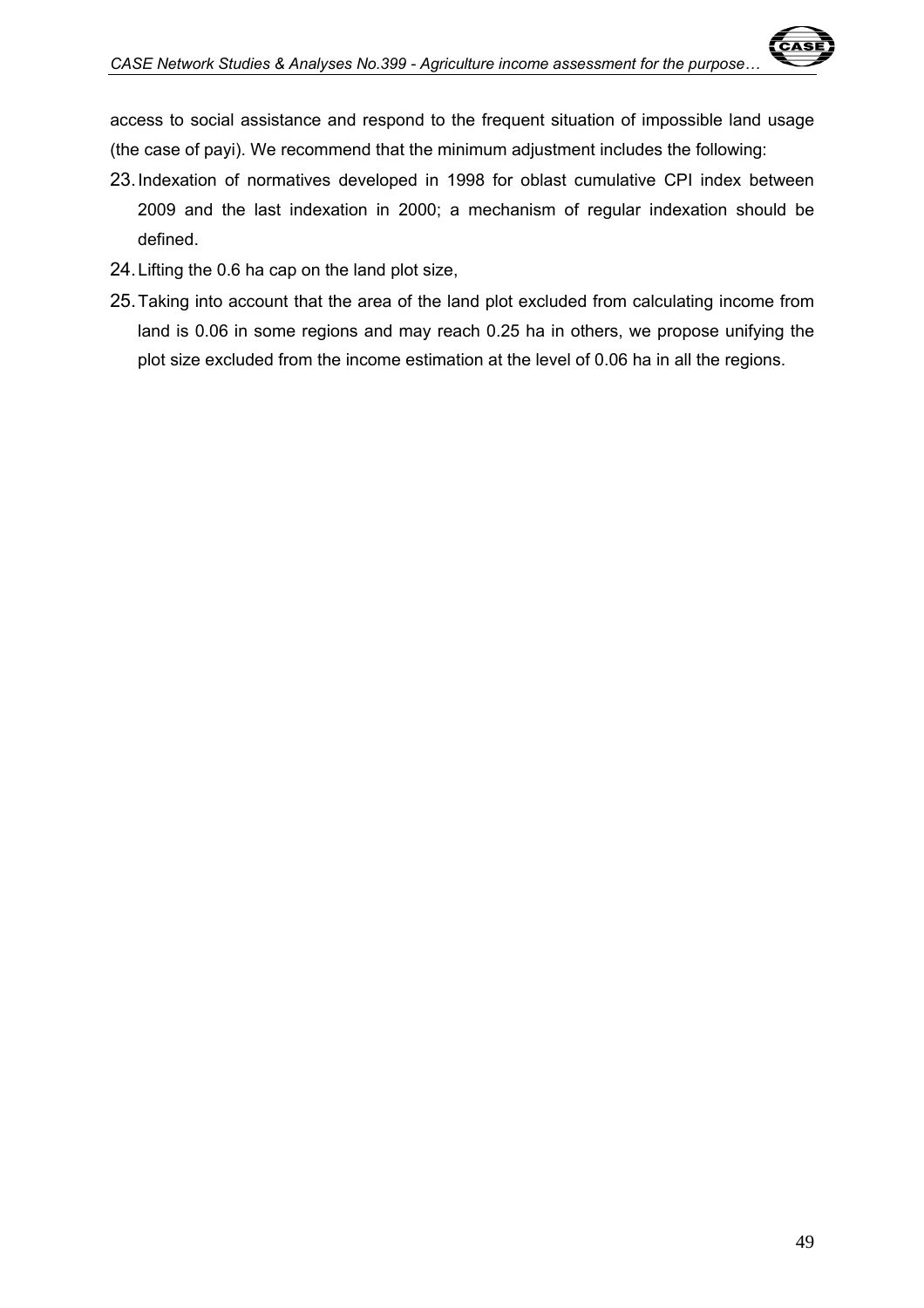access to social assistance and respond to the frequent situation of impossible land usage (the case of payi). We recommend that the minimum adjustment includes the following:

23. Indexation of normatives developed in 1998 for oblast cumulative CPI index between 2009 and the last indexation in 2000; a mechanism of regular indexation should be defined.
24. Lifting the 0.6 ha cap on the land plot size,
25. Taking into account that the area of the land plot excluded from calculating income from land is 0.06 in some regions and may reach 0.25 ha in others, we propose unifying the plot size excluded from the income estimation at the level of 0.06 ha in all the regions.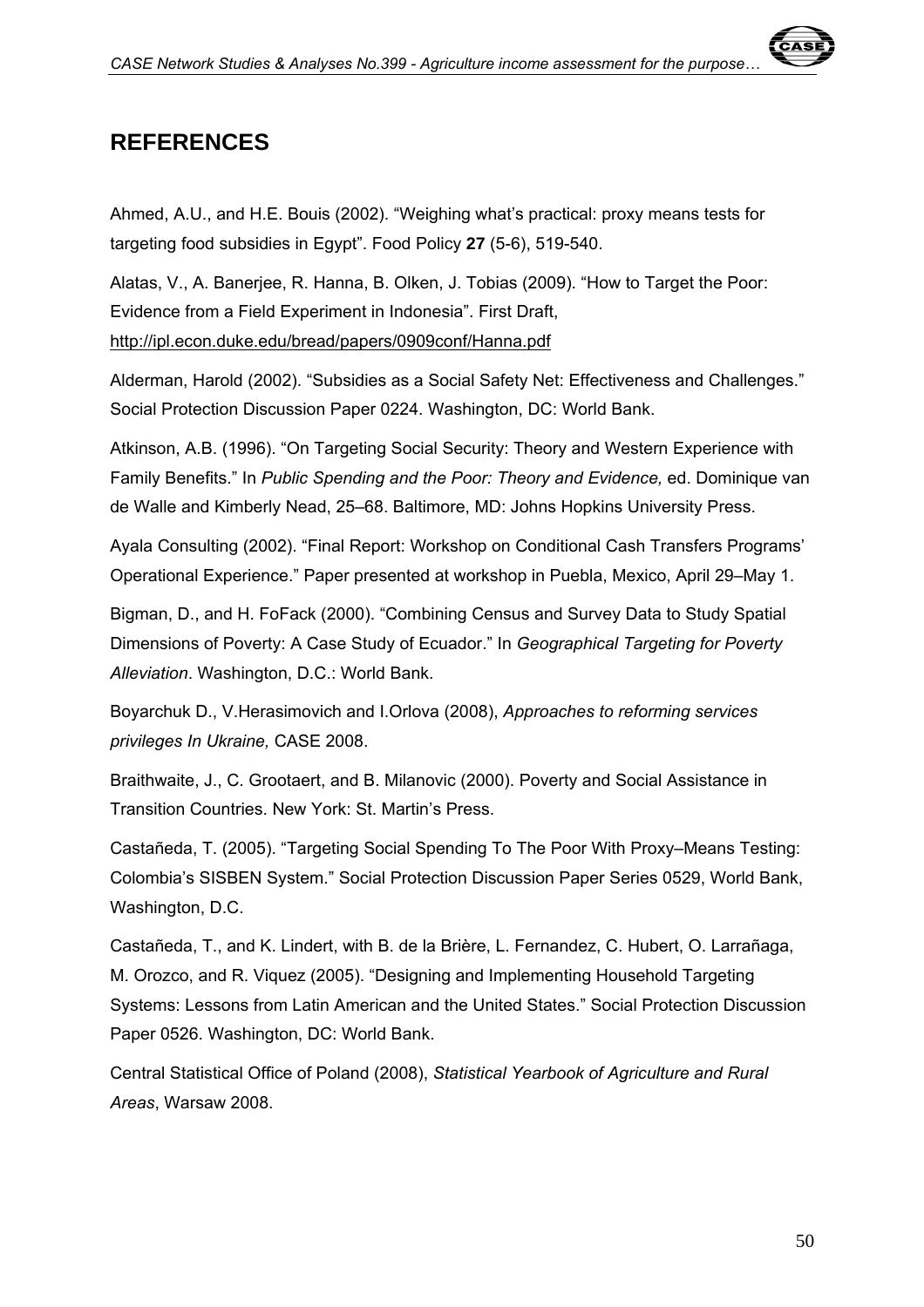## REFERENCES

Ahmed, A.U., and H.E. Bouis (2002). "Weighing what's practical: proxy means tests for targeting food subsidies in Egypt". Food Policy **27** (5-6), 519-540.

Alatas, V., A. Banerjee, R. Hanna, B. Olken, J. Tobias (2009). "How to Target the Poor: Evidence from a Field Experiment in Indonesia". First Draft, http://ipl.econ.duke.edu/bread/papers/0909conf/Hanna.pdf

Alderman, Harold (2002). "Subsidies as a Social Safety Net: Effectiveness and Challenges." Social Protection Discussion Paper 0224. Washington, DC: World Bank.

Atkinson, A.B. (1996). "On Targeting Social Security: Theory and Western Experience with Family Benefits." In *Public Spending and the Poor: Theory and Evidence,* ed. Dominique van de Walle and Kimberly Nead, 25–68. Baltimore, MD: Johns Hopkins University Press.

Ayala Consulting (2002). "Final Report: Workshop on Conditional Cash Transfers Programs' Operational Experience." Paper presented at workshop in Puebla, Mexico, April 29–May 1.

Bigman, D., and H. FoFack (2000). "Combining Census and Survey Data to Study Spatial Dimensions of Poverty: A Case Study of Ecuador." In *Geographical Targeting for Poverty Alleviation*. Washington, D.C.: World Bank.

Boyarchuk D., V.Herasimovich and I.Orlova (2008), *Approaches to reforming services privileges In Ukraine,* CASE 2008.

Braithwaite, J., C. Grootaert, and B. Milanovic (2000). Poverty and Social Assistance in Transition Countries. New York: St. Martin's Press.

Castañeda, T. (2005). "Targeting Social Spending To The Poor With Proxy–Means Testing: Colombia's SISBEN System." Social Protection Discussion Paper Series 0529, World Bank, Washington, D.C.

Castañeda, T., and K. Lindert, with B. de la Brière, L. Fernandez, C. Hubert, O. Larrañaga, M. Orozco, and R. Viquez (2005). "Designing and Implementing Household Targeting Systems: Lessons from Latin American and the United States." Social Protection Discussion Paper 0526. Washington, DC: World Bank.

Central Statistical Office of Poland (2008), *Statistical Yearbook of Agriculture and Rural Areas*, Warsaw 2008.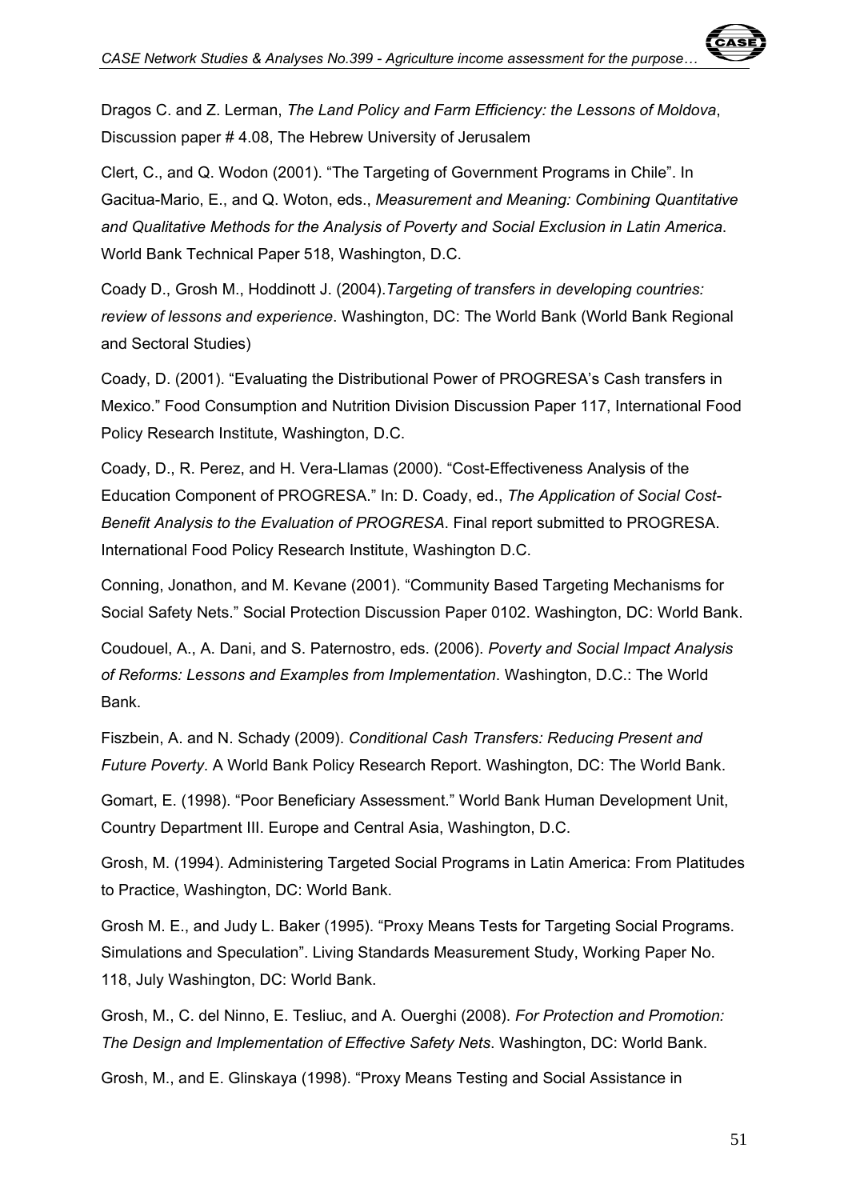Dragos C. and Z. Lerman, *The Land Policy and Farm Efficiency: the Lessons of Moldova*, Discussion paper # 4.08, The Hebrew University of Jerusalem

Clert, C., and Q. Wodon (2001). "The Targeting of Government Programs in Chile". In Gacitua-Mario, E., and Q. Woton, eds., *Measurement and Meaning: Combining Quantitative and Qualitative Methods for the Analysis of Poverty and Social Exclusion in Latin America*. World Bank Technical Paper 518, Washington, D.C.

Coady D., Grosh M., Hoddinott J. (2004).*Targeting of transfers in developing countries: review of lessons and experience*. Washington, DC: The World Bank (World Bank Regional and Sectoral Studies)

Coady, D. (2001). "Evaluating the Distributional Power of PROGRESA's Cash transfers in Mexico." Food Consumption and Nutrition Division Discussion Paper 117, International Food Policy Research Institute, Washington, D.C.

Coady, D., R. Perez, and H. Vera-Llamas (2000). "Cost-Effectiveness Analysis of the Education Component of PROGRESA." In: D. Coady, ed., *The Application of Social Cost-Benefit Analysis to the Evaluation of PROGRESA*. Final report submitted to PROGRESA. International Food Policy Research Institute, Washington D.C.

Conning, Jonathon, and M. Kevane (2001). "Community Based Targeting Mechanisms for Social Safety Nets." Social Protection Discussion Paper 0102. Washington, DC: World Bank.

Coudouel, A., A. Dani, and S. Paternostro, eds. (2006). *Poverty and Social Impact Analysis of Reforms: Lessons and Examples from Implementation*. Washington, D.C.: The World Bank.

Fiszbein, A. and N. Schady (2009). *Conditional Cash Transfers: Reducing Present and Future Poverty*. A World Bank Policy Research Report. Washington, DC: The World Bank.

Gomart, E. (1998). "Poor Beneficiary Assessment." World Bank Human Development Unit, Country Department III. Europe and Central Asia, Washington, D.C.

Grosh, M. (1994). Administering Targeted Social Programs in Latin America: From Platitudes to Practice, Washington, DC: World Bank.

Grosh M. E., and Judy L. Baker (1995). "Proxy Means Tests for Targeting Social Programs. Simulations and Speculation". Living Standards Measurement Study, Working Paper No. 118, July Washington, DC: World Bank.

Grosh, M., C. del Ninno, E. Tesliuc, and A. Ouerghi (2008). *For Protection and Promotion: The Design and Implementation of Effective Safety Nets*. Washington, DC: World Bank.

Grosh, M., and E. Glinskaya (1998). "Proxy Means Testing and Social Assistance in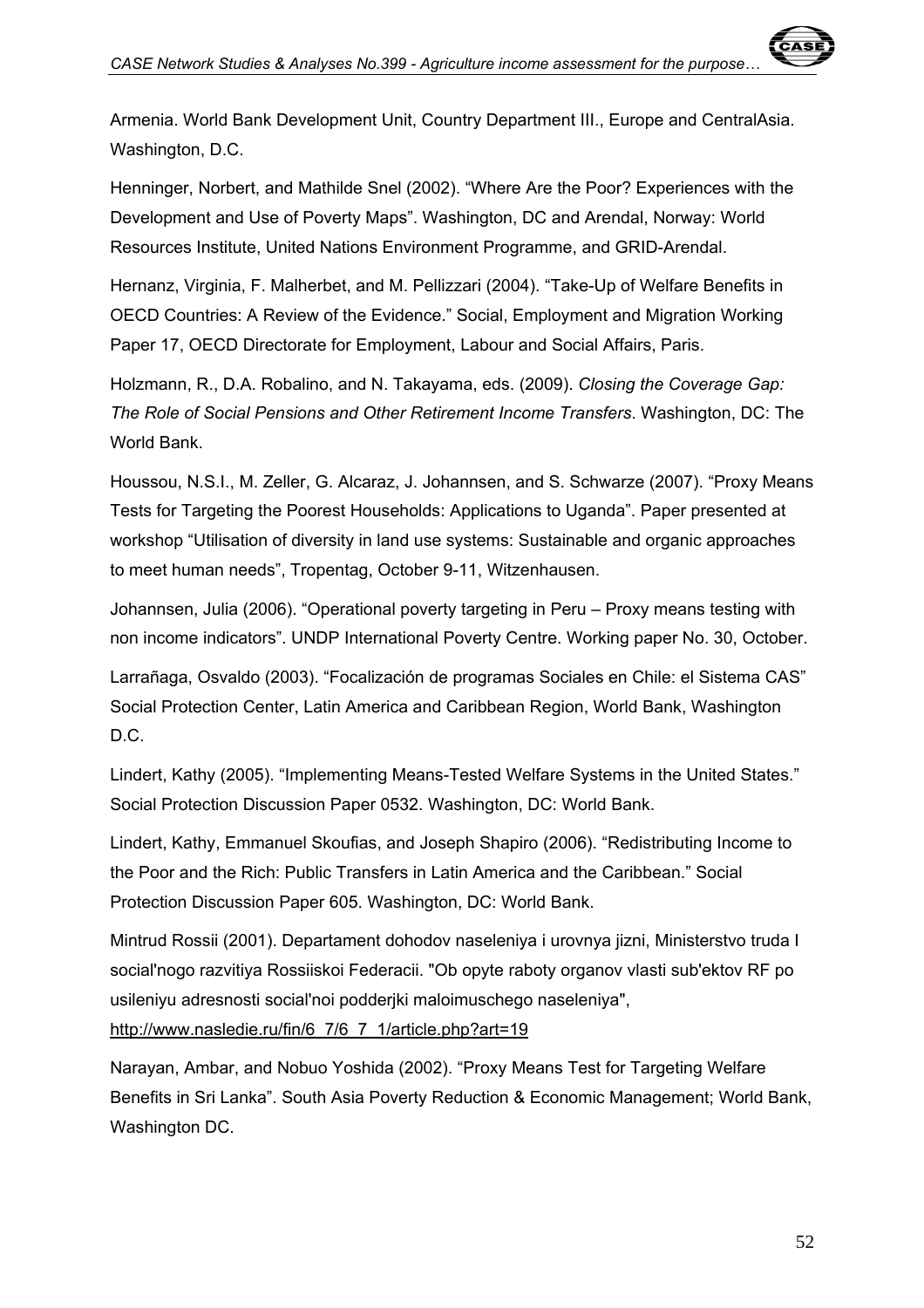Armenia. World Bank Development Unit, Country Department III., Europe and CentralAsia. Washington, D.C.

Henninger, Norbert, and Mathilde Snel (2002). "Where Are the Poor? Experiences with the Development and Use of Poverty Maps". Washington, DC and Arendal, Norway: World Resources Institute, United Nations Environment Programme, and GRID-Arendal.

Hernanz, Virginia, F. Malherbet, and M. Pellizzari (2004). "Take-Up of Welfare Benefits in OECD Countries: A Review of the Evidence." Social, Employment and Migration Working Paper 17, OECD Directorate for Employment, Labour and Social Affairs, Paris.

Holzmann, R., D.A. Robalino, and N. Takayama, eds. (2009). *Closing the Coverage Gap: The Role of Social Pensions and Other Retirement Income Transfers*. Washington, DC: The World Bank.

Houssou, N.S.I., M. Zeller, G. Alcaraz, J. Johannsen, and S. Schwarze (2007). "Proxy Means Tests for Targeting the Poorest Households: Applications to Uganda". Paper presented at workshop "Utilisation of diversity in land use systems: Sustainable and organic approaches to meet human needs", Tropentag, October 9-11, Witzenhausen.

Johannsen, Julia (2006). "Operational poverty targeting in Peru – Proxy means testing with non income indicators". UNDP International Poverty Centre. Working paper No. 30, October.

Larrañaga, Osvaldo (2003). "Focalización de programas Sociales en Chile: el Sistema CAS" Social Protection Center, Latin America and Caribbean Region, World Bank, Washington D.C.

Lindert, Kathy (2005). "Implementing Means-Tested Welfare Systems in the United States." Social Protection Discussion Paper 0532. Washington, DC: World Bank.

Lindert, Kathy, Emmanuel Skoufias, and Joseph Shapiro (2006). "Redistributing Income to the Poor and the Rich: Public Transfers in Latin America and the Caribbean." Social Protection Discussion Paper 605. Washington, DC: World Bank.

Mintrud Rossii (2001). Departament dohodov naseleniya i urovnya jizni, Ministerstvo truda I social'nogo razvitiya Rossiiskoi Federacii. "Ob opyte raboty organov vlasti sub'ektov RF po usileniyu adresnosti social'noi podderjki maloimuschego naseleniya", http://www.nasledie.ru/fin/6_7/6_7_1/article.php?art=19

Narayan, Ambar, and Nobuo Yoshida (2002). "Proxy Means Test for Targeting Welfare Benefits in Sri Lanka". South Asia Poverty Reduction & Economic Management; World Bank, Washington DC.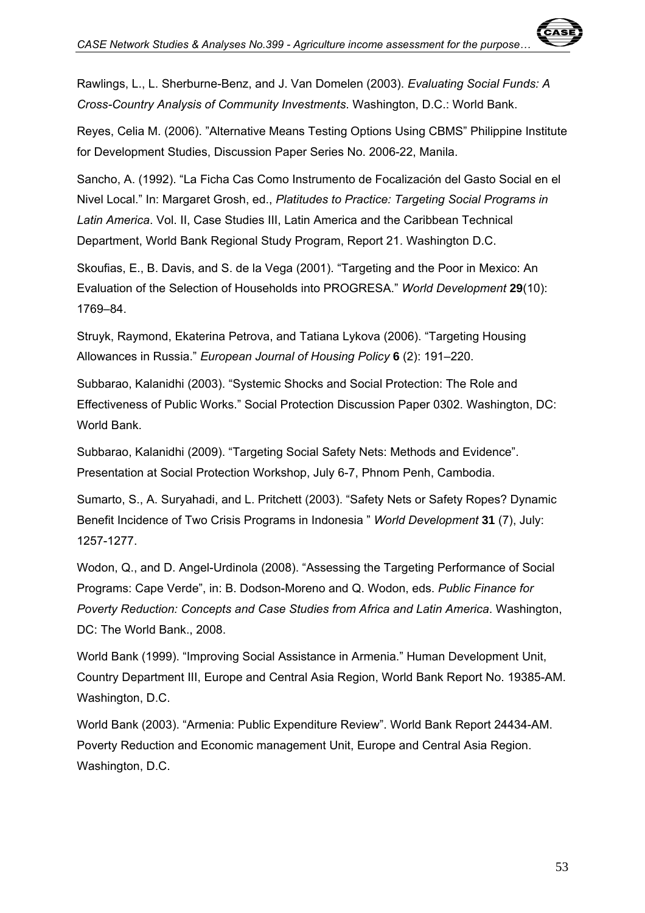Rawlings, L., L. Sherburne-Benz, and J. Van Domelen (2003). *Evaluating Social Funds: A Cross-Country Analysis of Community Investments*. Washington, D.C.: World Bank.

Reyes, Celia M. (2006). "Alternative Means Testing Options Using CBMS" Philippine Institute for Development Studies, Discussion Paper Series No. 2006-22, Manila.

Sancho, A. (1992). "La Ficha Cas Como Instrumento de Focalización del Gasto Social en el Nivel Local." In: Margaret Grosh, ed., *Platitudes to Practice: Targeting Social Programs in Latin America*. Vol. II, Case Studies III, Latin America and the Caribbean Technical Department, World Bank Regional Study Program, Report 21. Washington D.C.

Skoufias, E., B. Davis, and S. de la Vega (2001). "Targeting and the Poor in Mexico: An Evaluation of the Selection of Households into PROGRESA." *World Development* **29**(10): 1769–84.

Struyk, Raymond, Ekaterina Petrova, and Tatiana Lykova (2006). "Targeting Housing Allowances in Russia." *European Journal of Housing Policy* **6** (2): 191–220.

Subbarao, Kalanidhi (2003). "Systemic Shocks and Social Protection: The Role and Effectiveness of Public Works." Social Protection Discussion Paper 0302. Washington, DC: World Bank.

Subbarao, Kalanidhi (2009). "Targeting Social Safety Nets: Methods and Evidence". Presentation at Social Protection Workshop, July 6-7, Phnom Penh, Cambodia.

Sumarto, S., A. Suryahadi, and L. Pritchett (2003). "Safety Nets or Safety Ropes? Dynamic Benefit Incidence of Two Crisis Programs in Indonesia " *World Development* **31** (7), July: 1257-1277.

Wodon, Q., and D. Angel-Urdinola (2008). "Assessing the Targeting Performance of Social Programs: Cape Verde", in: B. Dodson-Moreno and Q. Wodon, eds. *Public Finance for Poverty Reduction: Concepts and Case Studies from Africa and Latin America*. Washington, DC: The World Bank., 2008.

World Bank (1999). "Improving Social Assistance in Armenia." Human Development Unit, Country Department III, Europe and Central Asia Region, World Bank Report No. 19385-AM. Washington, D.C.

World Bank (2003). "Armenia: Public Expenditure Review". World Bank Report 24434-AM. Poverty Reduction and Economic management Unit, Europe and Central Asia Region. Washington, D.C.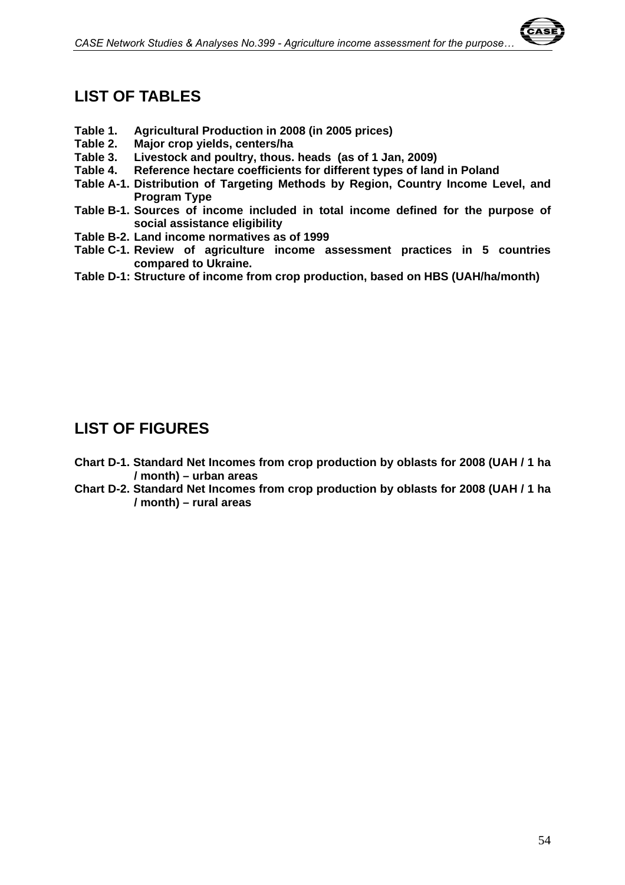## LIST OF TABLES

**Table 1. Agricultural Production in 2008 (in 2005 prices)**
**Table 2. Major crop yields, centers/ha**
**Table 3. Livestock and poultry, thous. heads (as of 1 Jan, 2009)**
**Table 4. Reference hectare coefficients for different types of land in Poland**
**Table A-1. Distribution of Targeting Methods by Region, Country Income Level, and Program Type**
**Table B-1. Sources of income included in total income defined for the purpose of social assistance eligibility**
**Table B-2. Land income normatives as of 1999**
**Table C-1. Review of agriculture income assessment practices in 5 countries compared to Ukraine.**
**Table D-1: Structure of income from crop production, based on HBS (UAH/ha/month)**

## LIST OF FIGURES

**Chart D-1. Standard Net Incomes from crop production by oblasts for 2008 (UAH / 1 ha / month) – urban areas**
**Chart D-2. Standard Net Incomes from crop production by oblasts for 2008 (UAH / 1 ha / month) – rural areas**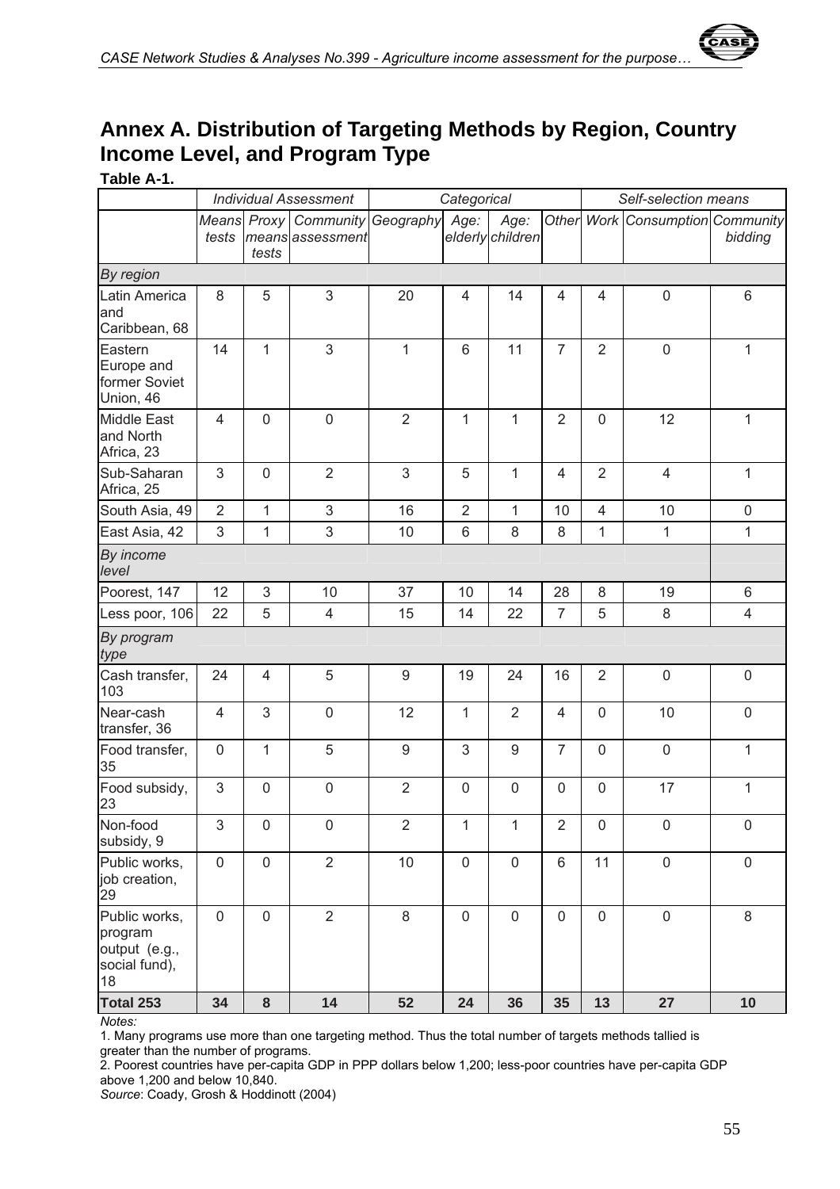# Annex A. Distribution of Targeting Methods by Region, Country Income Level, and Program Type

**Table A-1.**

| | *Individual Assessment* | | | *Categorical* | | | | *Self-selection means* | | |
|---|---|---|---|---|---|---|---|---|---|---|
| | *Means tests* | *Proxy means tests* | *Community assessment* | *Geography* | *Age: elderly* | *Age: children* | *Other* | *Work* | *Consumption* | *Community bidding* |
| *By region* | | | | | | | | | | |
| Latin America and Caribbean, 68 | 8 | 5 | 3 | 20 | 4 | 14 | 4 | 4 | 0 | 6 |
| Eastern Europe and former Soviet Union, 46 | 14 | 1 | 3 | 1 | 6 | 11 | 7 | 2 | 0 | 1 |
| Middle East and North Africa, 23 | 4 | 0 | 0 | 2 | 1 | 1 | 2 | 0 | 12 | 1 |
| Sub-Saharan Africa, 25 | 3 | 0 | 2 | 3 | 5 | 1 | 4 | 2 | 4 | 1 |
| South Asia, 49 | 2 | 1 | 3 | 16 | 2 | 1 | 10 | 4 | 10 | 0 |
| East Asia, 42 | 3 | 1 | 3 | 10 | 6 | 8 | 8 | 1 | 1 | 1 |
| *By income level* | | | | | | | | | | |
| Poorest, 147 | 12 | 3 | 10 | 37 | 10 | 14 | 28 | 8 | 19 | 6 |
| Less poor, 106 | 22 | 5 | 4 | 15 | 14 | 22 | 7 | 5 | 8 | 4 |
| *By program type* | | | | | | | | | | |
| Cash transfer, 103 | 24 | 4 | 5 | 9 | 19 | 24 | 16 | 2 | 0 | 0 |
| Near-cash transfer, 36 | 4 | 3 | 0 | 12 | 1 | 2 | 4 | 0 | 10 | 0 |
| Food transfer, 35 | 0 | 1 | 5 | 9 | 3 | 9 | 7 | 0 | 0 | 1 |
| Food subsidy, 23 | 3 | 0 | 0 | 2 | 0 | 0 | 0 | 0 | 17 | 1 |
| Non-food subsidy, 9 | 3 | 0 | 0 | 2 | 1 | 1 | 2 | 0 | 0 | 0 |
| Public works, job creation, 29 | 0 | 0 | 2 | 10 | 0 | 0 | 6 | 11 | 0 | 0 |
| Public works, program output (e.g., social fund), 18 | 0 | 0 | 2 | 8 | 0 | 0 | 0 | 0 | 0 | 8 |
| **Total 253** | **34** | **8** | **14** | **52** | **24** | **36** | **35** | **13** | **27** | **10** |

*Notes:*

1. Many programs use more than one targeting method. Thus the total number of targets methods tallied is greater than the number of programs.
2. Poorest countries have per-capita GDP in PPP dollars below 1,200; less-poor countries have per-capita GDP above 1,200 and below 10,840.

*Source*: Coady, Grosh & Hoddinott (2004)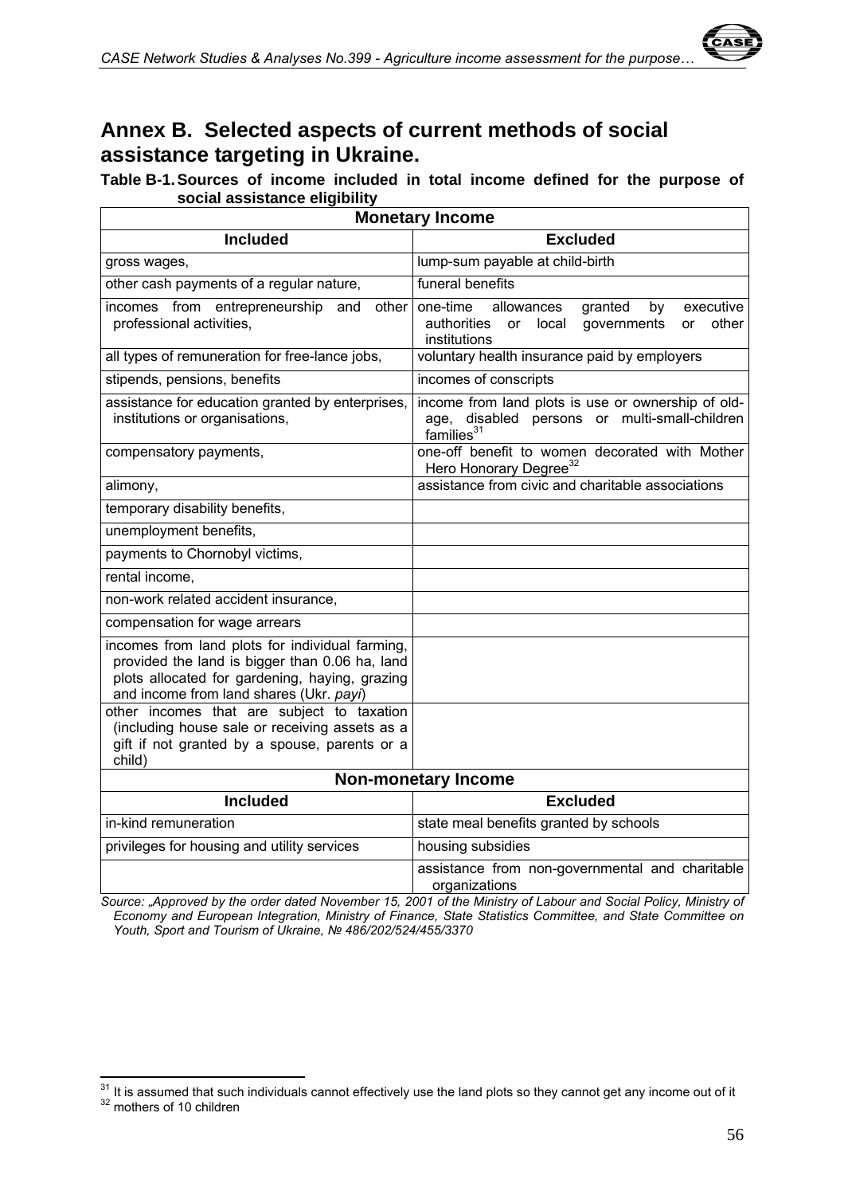# Annex B. Selected aspects of current methods of social assistance targeting in Ukraine.

**Table B-1. Sources of income included in total income defined for the purpose of social assistance eligibility**

| **Monetary Income** | |
|---|---|
| **Included** | **Excluded** |
| gross wages, | lump-sum payable at child-birth |
| other cash payments of a regular nature, | funeral benefits |
| incomes from entrepreneurship and other professional activities, | one-time allowances granted by executive authorities or local governments or other institutions |
| all types of remuneration for free-lance jobs, | voluntary health insurance paid by employers |
| stipends, pensions, benefits | incomes of conscripts |
| assistance for education granted by enterprises, institutions or organisations, | income from land plots is use or ownership of old-age, disabled persons or multi-small-children families[31] |
| compensatory payments, | one-off benefit to women decorated with Mother Hero Honorary Degree[32] |
| alimony, | assistance from civic and charitable associations |
| temporary disability benefits, | |
| unemployment benefits, | |
| payments to Chornobyl victims, | |
| rental income, | |
| non-work related accident insurance, | |
| compensation for wage arrears | |
| incomes from land plots for individual farming, provided the land is bigger than 0.06 ha, land plots allocated for gardening, haying, grazing and income from land shares (Ukr. *payi*) | |
| other incomes that are subject to taxation (including house sale or receiving assets as a gift if not granted by a spouse, parents or a child) | |
| **Non-monetary Income** | |
| **Included** | **Excluded** |
| in-kind remuneration | state meal benefits granted by schools |
| privileges for housing and utility services | housing subsidies |
| | assistance from non-governmental and charitable organizations |

*Source: „Approved by the order dated November 15, 2001 of the Ministry of Labour and Social Policy, Ministry of Economy and European Integration, Ministry of Finance, State Statistics Committee, and State Committee on Youth, Sport and Tourism of Ukraine, № 486/202/524/455/3370*

---

[31] It is assumed that such individuals cannot effectively use the land plots so they cannot get any income out of it

[32] mothers of 10 children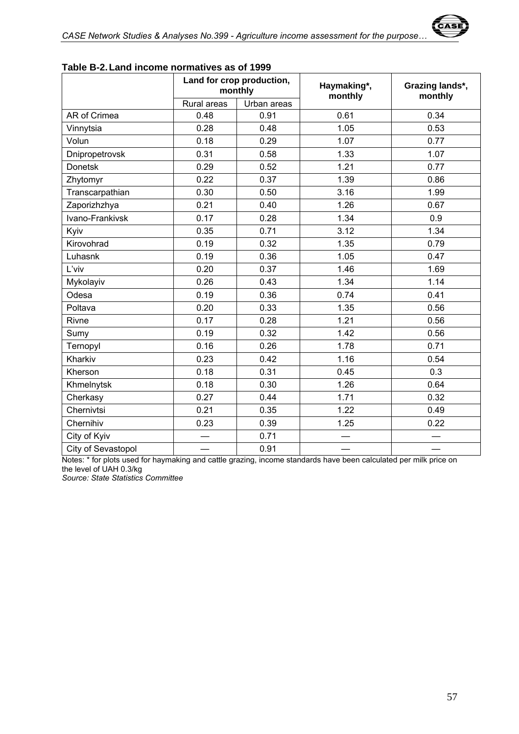**Table B-2. Land income normatives as of 1999**

| | Land for crop production, monthly | | Haymaking*, monthly | Grazing lands*, monthly |
|---|---|---|---|---|
| | Rural areas | Urban areas | | |
| AR of Crimea | 0.48 | 0.91 | 0.61 | 0.34 |
| Vinnytsia | 0.28 | 0.48 | 1.05 | 0.53 |
| Volun | 0.18 | 0.29 | 1.07 | 0.77 |
| Dnipropetrovsk | 0.31 | 0.58 | 1.33 | 1.07 |
| Donetsk | 0.29 | 0.52 | 1.21 | 0.77 |
| Zhytomyr | 0.22 | 0.37 | 1.39 | 0.86 |
| Transcarpathian | 0.30 | 0.50 | 3.16 | 1.99 |
| Zaporizhzhya | 0.21 | 0.40 | 1.26 | 0.67 |
| Ivano-Frankivsk | 0.17 | 0.28 | 1.34 | 0.9 |
| Kyiv | 0.35 | 0.71 | 3.12 | 1.34 |
| Kirovohrad | 0.19 | 0.32 | 1.35 | 0.79 |
| Luhasnk | 0.19 | 0.36 | 1.05 | 0.47 |
| L'viv | 0.20 | 0.37 | 1.46 | 1.69 |
| Mykolayiv | 0.26 | 0.43 | 1.34 | 1.14 |
| Odesa | 0.19 | 0.36 | 0.74 | 0.41 |
| Poltava | 0.20 | 0.33 | 1.35 | 0.56 |
| Rivne | 0.17 | 0.28 | 1.21 | 0.56 |
| Sumy | 0.19 | 0.32 | 1.42 | 0.56 |
| Ternopyl | 0.16 | 0.26 | 1.78 | 0.71 |
| Kharkiv | 0.23 | 0.42 | 1.16 | 0.54 |
| Kherson | 0.18 | 0.31 | 0.45 | 0.3 |
| Khmelnytsk | 0.18 | 0.30 | 1.26 | 0.64 |
| Cherkasy | 0.27 | 0.44 | 1.71 | 0.32 |
| Chernivtsi | 0.21 | 0.35 | 1.22 | 0.49 |
| Chernihiv | 0.23 | 0.39 | 1.25 | 0.22 |
| City of Kyiv | — | 0.71 | — | — |
| City of Sevastopol | — | 0.91 | — | — |

Notes: * for plots used for haymaking and cattle grazing, income standards have been calculated per milk price on the level of UAH 0.3/kg

*Source: State Statistics Committee*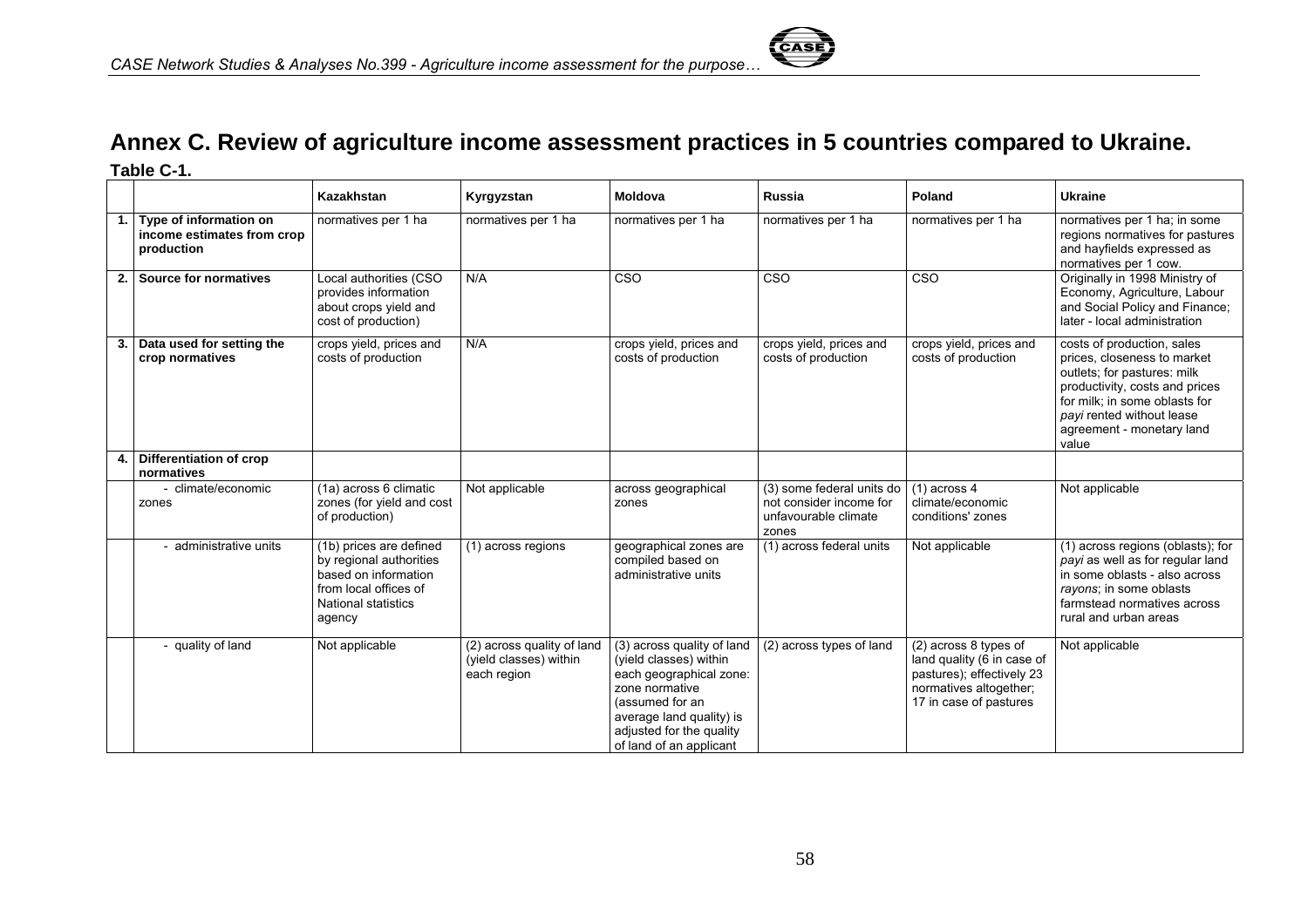# Annex C. Review of agriculture income assessment practices in 5 countries compared to Ukraine.

**Table C-1.**

| | | Kazakhstan | Kyrgyzstan | Moldova | Russia | Poland | Ukraine |
|---|---|---|---|---|---|---|---|
| **1.** | **Type of information on income estimates from crop production** | normatives per 1 ha | normatives per 1 ha | normatives per 1 ha | normatives per 1 ha | normatives per 1 ha | normatives per 1 ha; in some regions normatives for pastures and hayfields expressed as normatives per 1 cow. |
| **2.** | **Source for normatives** | Local authorities (CSO provides information about crops yield and cost of production) | N/A | CSO | CSO | CSO | Originally in 1998 Ministry of Economy, Agriculture, Labour and Social Policy and Finance; later - local administration |
| **3.** | **Data used for setting the crop normatives** | crops yield, prices and costs of production | N/A | crops yield, prices and costs of production | crops yield, prices and costs of production | crops yield, prices and costs of production | costs of production, sales prices, closeness to market outlets; for pastures: milk productivity, costs and prices for milk; in some oblasts for *payi* rented without lease agreement - monetary land value |
| **4.** | **Differentiation of crop normatives** | | | | | | |
| | - climate/economic zones | (1a) across 6 climatic zones (for yield and cost of production) | Not applicable | across geographical zones | (3) some federal units do not consider income for unfavourable climate zones | (1) across 4 climate/economic conditions' zones | Not applicable |
| | - administrative units | (1b) prices are defined by regional authorities based on information from local offices of National statistics agency | (1) across regions | geographical zones are compiled based on administrative units | (1) across federal units | Not applicable | (1) across regions (oblasts); for *payi* as well as for regular land in some oblasts - also across *rayons*; in some oblasts farmstead normatives across rural and urban areas |
| | - quality of land | Not applicable | (2) across quality of land (yield classes) within each region | (3) across quality of land (yield classes) within each geographical zone: zone normative (assumed for an average land quality) is adjusted for the quality of land of an applicant | (2) across types of land | (2) across 8 types of land quality (6 in case of pastures); effectively 23 normatives altogether; 17 in case of pastures | Not applicable |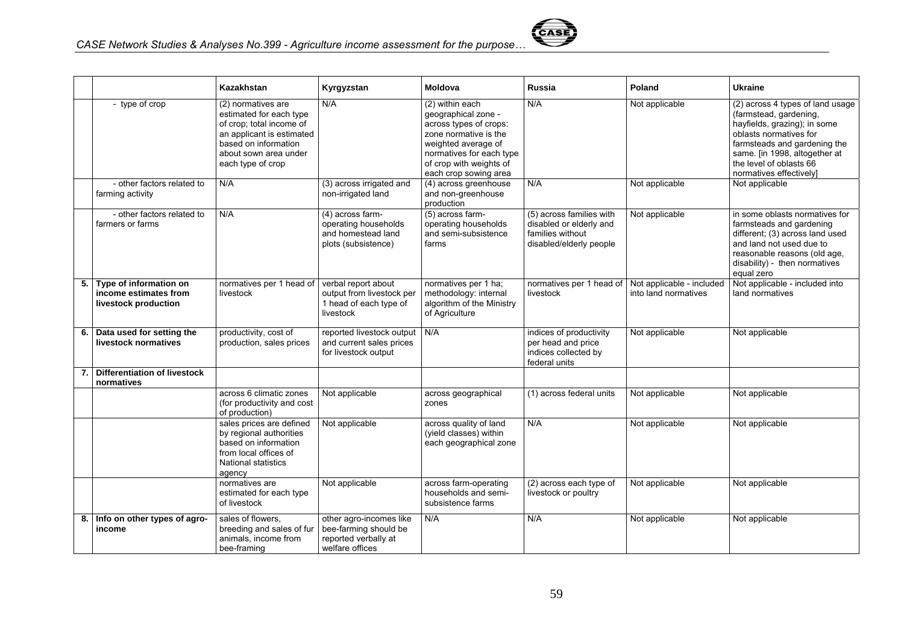| | | Kazakhstan | Kyrgyzstan | Moldova | Russia | Poland | Ukraine |
|---|---|---|---|---|---|---|---|
| | - type of crop | (2) normatives are estimated for each type of crop; total income of an applicant is estimated based on information about sown area under each type of crop | N/A | (2) within each geographical zone - across types of crops: zone normative is the weighted average of normatives for each type of crop with weights of each crop sowing area | N/A | Not applicable | (2) across 4 types of land usage (farmstead, gardening, hayfields, grazing); in some oblasts normatives for farmsteads and gardening the same. [in 1998, altogether at the level of oblasts 66 normatives effectively] |
| | - other factors related to farming activity | N/A | (3) across irrigated and non-irrigated land | (4) across greenhouse and non-greenhouse production | N/A | Not applicable | Not applicable |
| | - other factors related to farmers or farms | N/A | (4) across farm-operating households and homestead land plots (subsistence) | (5) across farm-operating households and semi-subsistence farms | (5) across families with disabled or elderly and families without disabled/elderly people | Not applicable | in some oblasts normatives for farmsteads and gardening different; (3) across land used and land not used due to reasonable reasons (old age, disability) - then normatives equal zero |
| **5.** | **Type of information on income estimates from livestock production** | normatives per 1 head of livestock | verbal report about output from livestock per 1 head of each type of livestock | normatives per 1 ha; methodology: internal algorithm of the Ministry of Agriculture | normatives per 1 head of livestock | Not applicable - included into land normatives | Not applicable - included into land normatives |
| **6.** | **Data used for setting the livestock normatives** | productivity, cost of production, sales prices | reported livestock output and current sales prices for livestock output | N/A | indices of productivity per head and price indices collected by federal units | Not applicable | Not applicable |
| **7.** | **Differentiation of livestock normatives** | | | | | | |
| | | across 6 climatic zones (for productivity and cost of production) | Not applicable | across geographical zones | (1) across federal units | Not applicable | Not applicable |
| | | sales prices are defined by regional authorities based on information from local offices of National statistics agency | Not applicable | across quality of land (yield classes) within each geographical zone | N/A | Not applicable | Not applicable |
| | | normatives are estimated for each type of livestock | Not applicable | across farm-operating households and semi-subsistence farms | (2) across each type of livestock or poultry | Not applicable | Not applicable |
| **8.** | **Info on other types of agro-income** | sales of flowers, breeding and sales of fur animals, income from bee-framing | other agro-incomes like bee-farming should be reported verbally at welfare offices | N/A | N/A | Not applicable | Not applicable |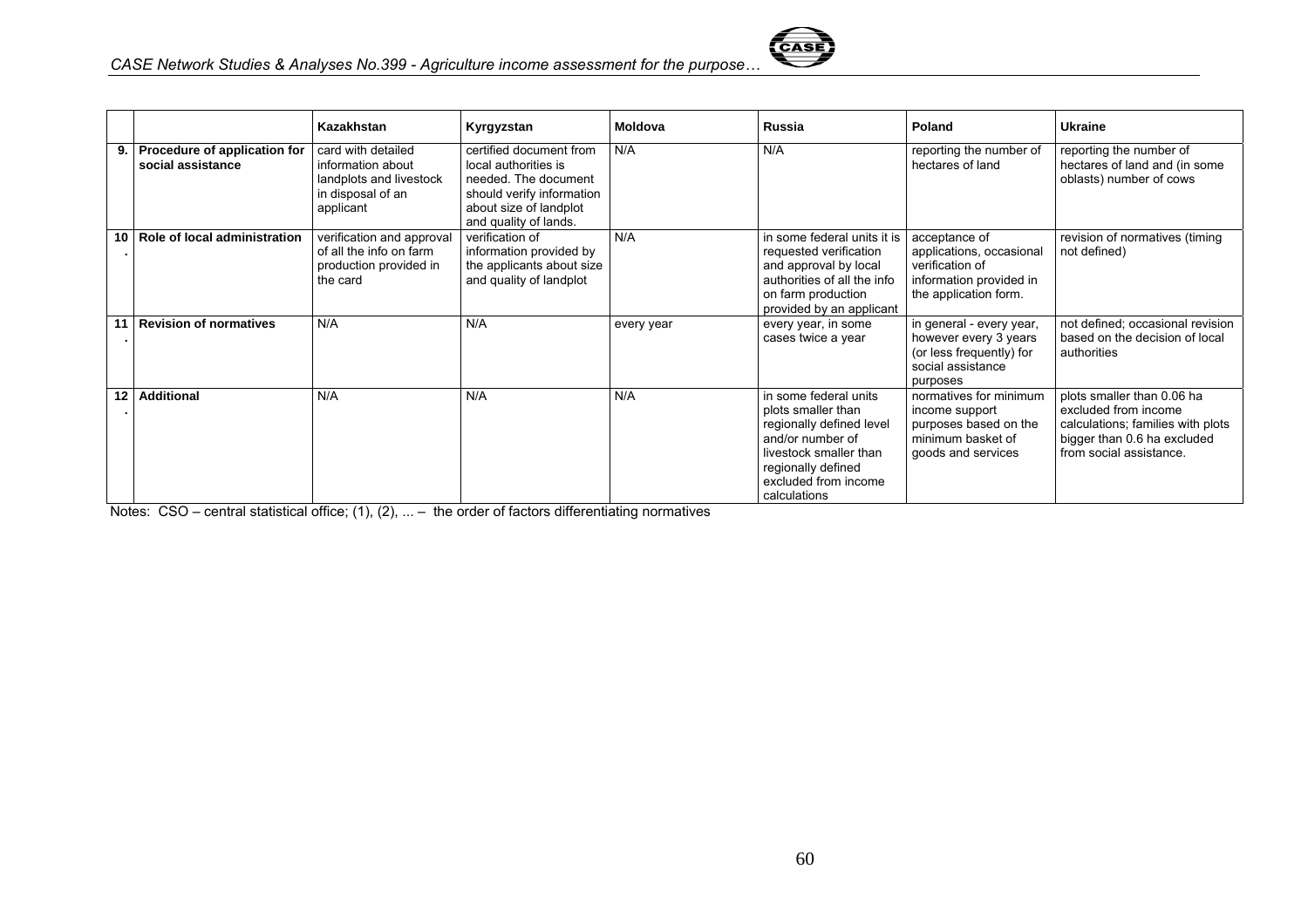| | | Kazakhstan | Kyrgyzstan | Moldova | Russia | Poland | Ukraine |
|---|---|---|---|---|---|---|---|
| 9. | **Procedure of application for social assistance** | card with detailed information about landplots and livestock in disposal of an applicant | certified document from local authorities is needed. The document should verify information about size of landplot and quality of lands. | N/A | N/A | reporting the number of hectares of land | reporting the number of hectares of land and (in some oblasts) number of cows |
| 10. | **Role of local administration** | verification and approval of all the info on farm production provided in the card | verification of information provided by the applicants about size and quality of landplot | N/A | in some federal units it is requested verification and approval by local authorities of all the info on farm production provided by an applicant | acceptance of applications, occasional verification of information provided in the application form. | revision of normatives (timing not defined) |
| 11. | **Revision of normatives** | N/A | N/A | every year | every year, in some cases twice a year | in general - every year, however every 3 years (or less frequently) for social assistance purposes | not defined; occasional revision based on the decision of local authorities |
| 12. | **Additional** | N/A | N/A | N/A | in some federal units plots smaller than regionally defined level and/or number of livestock smaller than regionally defined excluded from income calculations | normatives for minimum income support purposes based on the minimum basket of goods and services | plots smaller than 0.06 ha excluded from income calculations; families with plots bigger than 0.6 ha excluded from social assistance. |

Notes: CSO – central statistical office; (1), (2), ... – the order of factors differentiating normatives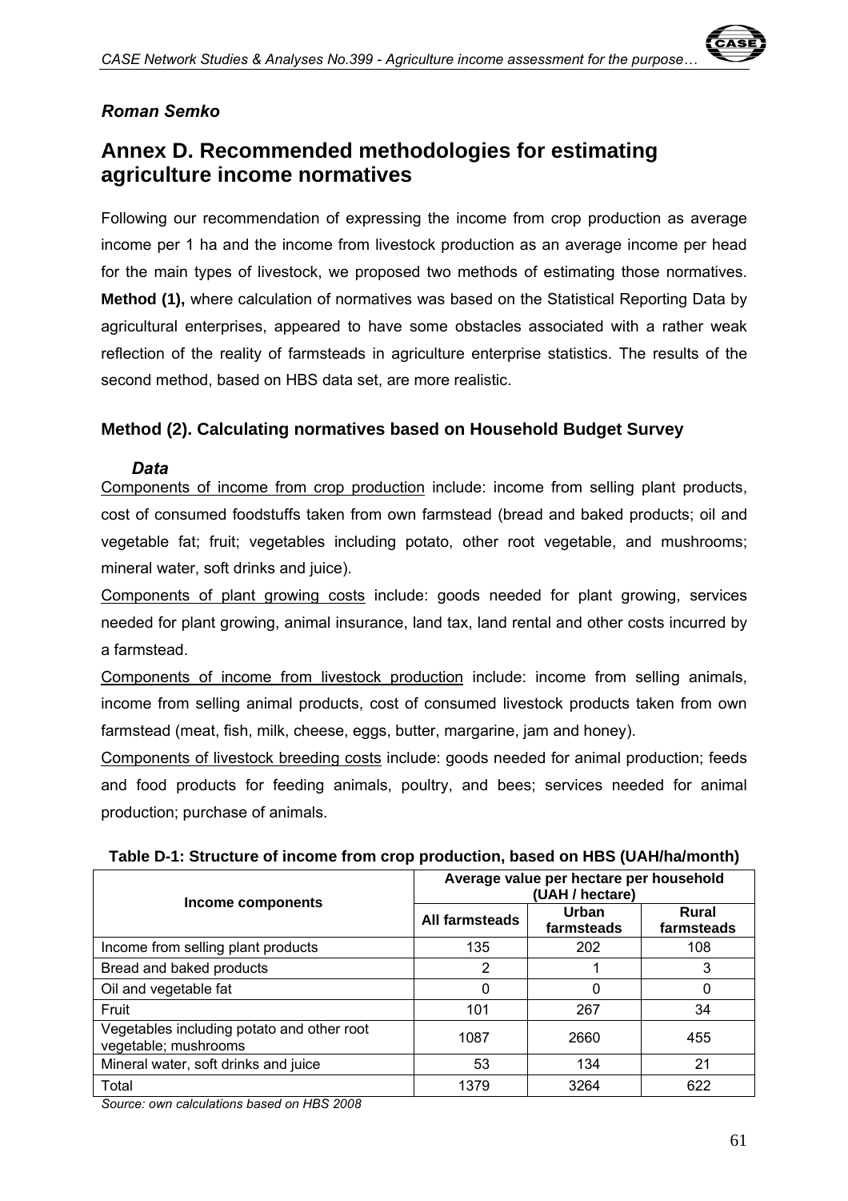*Roman Semko*

# Annex D. Recommended methodologies for estimating agriculture income normatives

Following our recommendation of expressing the income from crop production as average income per 1 ha and the income from livestock production as an average income per head for the main types of livestock, we proposed two methods of estimating those normatives. **Method (1),** where calculation of normatives was based on the Statistical Reporting Data by agricultural enterprises, appeared to have some obstacles associated with a rather weak reflection of the reality of farmsteads in agriculture enterprise statistics. The results of the second method, based on HBS data set, are more realistic.

## Method (2). Calculating normatives based on Household Budget Survey

### *Data*

Components of income from crop production include: income from selling plant products, cost of consumed foodstuffs taken from own farmstead (bread and baked products; oil and vegetable fat; fruit; vegetables including potato, other root vegetable, and mushrooms; mineral water, soft drinks and juice).

Components of plant growing costs include: goods needed for plant growing, services needed for plant growing, animal insurance, land tax, land rental and other costs incurred by a farmstead.

Components of income from livestock production include: income from selling animals, income from selling animal products, cost of consumed livestock products taken from own farmstead (meat, fish, milk, cheese, eggs, butter, margarine, jam and honey).

Components of livestock breeding costs include: goods needed for animal production; feeds and food products for feeding animals, poultry, and bees; services needed for animal production; purchase of animals.

**Table D-1: Structure of income from crop production, based on HBS (UAH/ha/month)**

| Income components | Average value per hectare per household (UAH / hectare) | | |
|---|---|---|---|
| | All farmsteads | Urban farmsteads | Rural farmsteads |
| Income from selling plant products | 135 | 202 | 108 |
| Bread and baked products | 2 | 1 | 3 |
| Oil and vegetable fat | 0 | 0 | 0 |
| Fruit | 101 | 267 | 34 |
| Vegetables including potato and other root vegetable; mushrooms | 1087 | 2660 | 455 |
| Mineral water, soft drinks and juice | 53 | 134 | 21 |
| Total | 1379 | 3264 | 622 |

*Source: own calculations based on HBS 2008*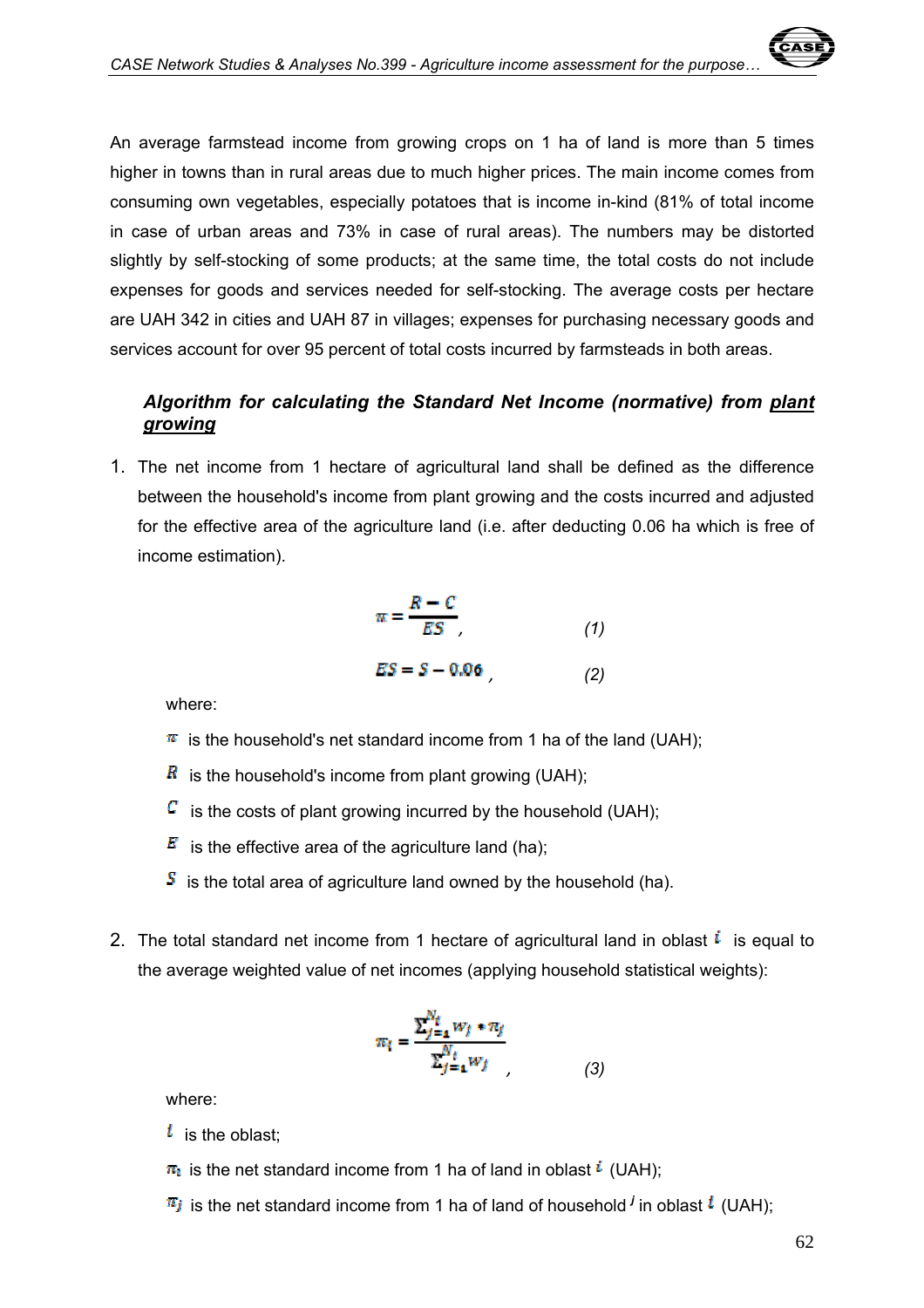An average farmstead income from growing crops on 1 ha of land is more than 5 times higher in towns than in rural areas due to much higher prices. The main income comes from consuming own vegetables, especially potatoes that is income in-kind (81% of total income in case of urban areas and 73% in case of rural areas). The numbers may be distorted slightly by self-stocking of some products; at the same time, the total costs do not include expenses for goods and services needed for self-stocking. The average costs per hectare are UAH 342 in cities and UAH 87 in villages; expenses for purchasing necessary goods and services account for over 95 percent of total costs incurred by farmsteads in both areas.

### ***Algorithm for calculating the Standard Net Income (normative) from <u>plant growing</u>***

1. The net income from 1 hectare of agricultural land shall be defined as the difference between the household's income from plant growing and the costs incurred and adjusted for the effective area of the agriculture land (i.e. after deducting 0.06 ha which is free of income estimation).

$$\pi = \frac{R - C}{ES}, \qquad (1)$$

$$ES = S - 0.06, \qquad (2)$$

   where:

   $\pi$ is the household's net standard income from 1 ha of the land (UAH);

   $R$ is the household's income from plant growing (UAH);

   $C$ is the costs of plant growing incurred by the household (UAH);

   $E$ is the effective area of the agriculture land (ha);

   $S$ is the total area of agriculture land owned by the household (ha).

2. The total standard net income from 1 hectare of agricultural land in oblast $i$ is equal to the average weighted value of net incomes (applying household statistical weights):

$$\pi_i = \frac{\sum_{j=1}^{N_i} w_j * \pi_j}{\sum_{j=1}^{N_i} w_j}, \qquad (3)$$

   where:

   $i$ is the oblast;

   $\pi_i$ is the net standard income from 1 ha of land in oblast $i$ (UAH);

   $\pi_j$ is the net standard income from 1 ha of land of household $j$ in oblast $i$ (UAH);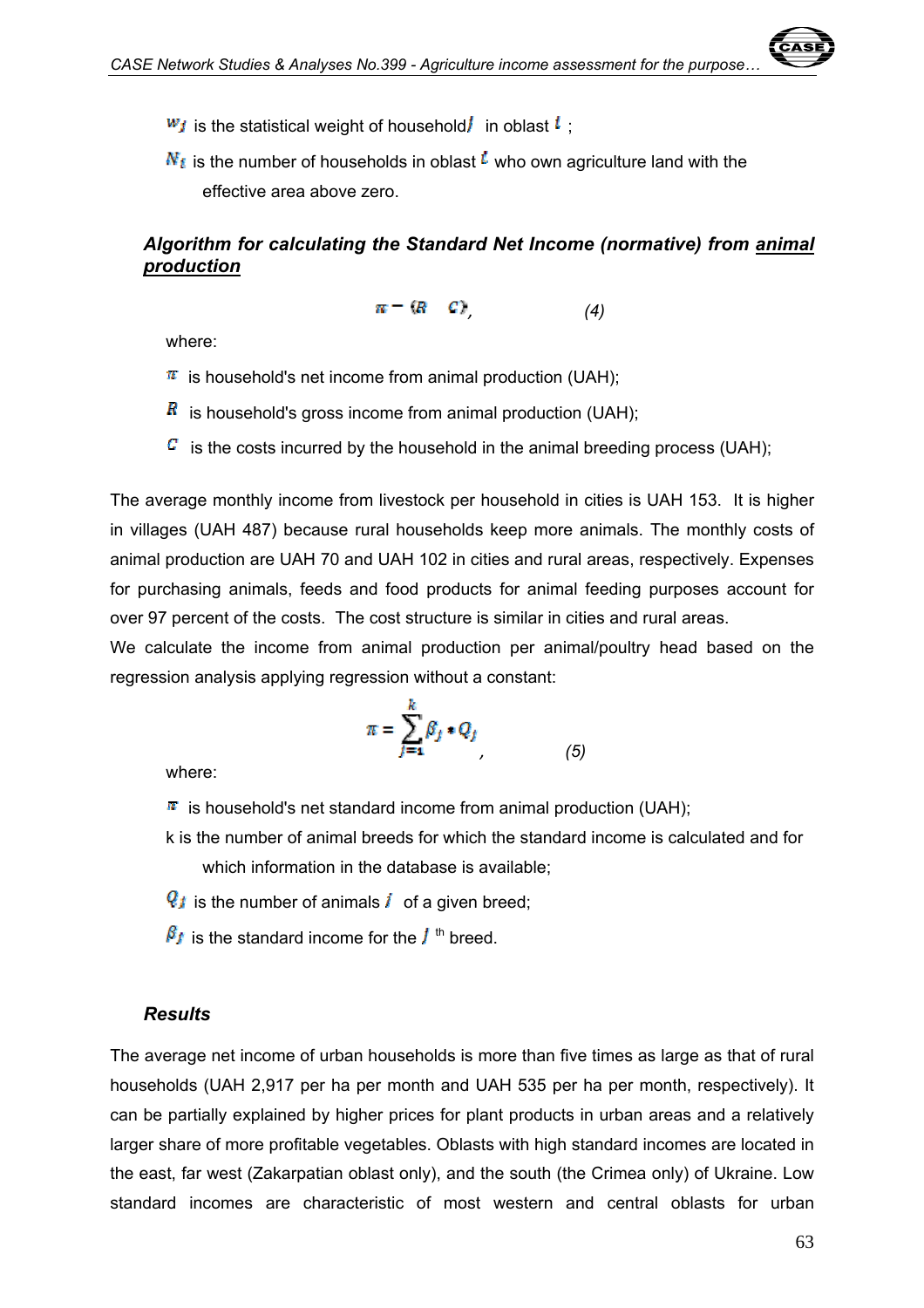$w_j$ is the statistical weight of household $j$ in oblast $i$ ;

$N_i$ is the number of households in oblast $i$ who own agriculture land with the effective area above zero.

### *Algorithm for calculating the Standard Net Income (normative) from animal production*

$$\pi = (R - C), \qquad (4)$$

where:

$\pi$ is household's net income from animal production (UAH);

$R$ is household's gross income from animal production (UAH);

$C$ is the costs incurred by the household in the animal breeding process (UAH);

The average monthly income from livestock per household in cities is UAH 153. It is higher in villages (UAH 487) because rural households keep more animals. The monthly costs of animal production are UAH 70 and UAH 102 in cities and rural areas, respectively. Expenses for purchasing animals, feeds and food products for animal feeding purposes account for over 97 percent of the costs. The cost structure is similar in cities and rural areas.

We calculate the income from animal production per animal/poultry head based on the regression analysis applying regression without a constant:

$$\pi = \sum_{j=1}^{k} \beta_j * Q_j, \qquad (5)$$

where:

$\pi$ is household's net standard income from animal production (UAH);

k is the number of animal breeds for which the standard income is calculated and for which information in the database is available;

$Q_j$ is the number of animals $j$ of a given breed;

$\beta_j$ is the standard income for the $j$ th breed.

### *Results*

The average net income of urban households is more than five times as large as that of rural households (UAH 2,917 per ha per month and UAH 535 per ha per month, respectively). It can be partially explained by higher prices for plant products in urban areas and a relatively larger share of more profitable vegetables. Oblasts with high standard incomes are located in the east, far west (Zakarpatian oblast only), and the south (the Crimea only) of Ukraine. Low standard incomes are characteristic of most western and central oblasts for urban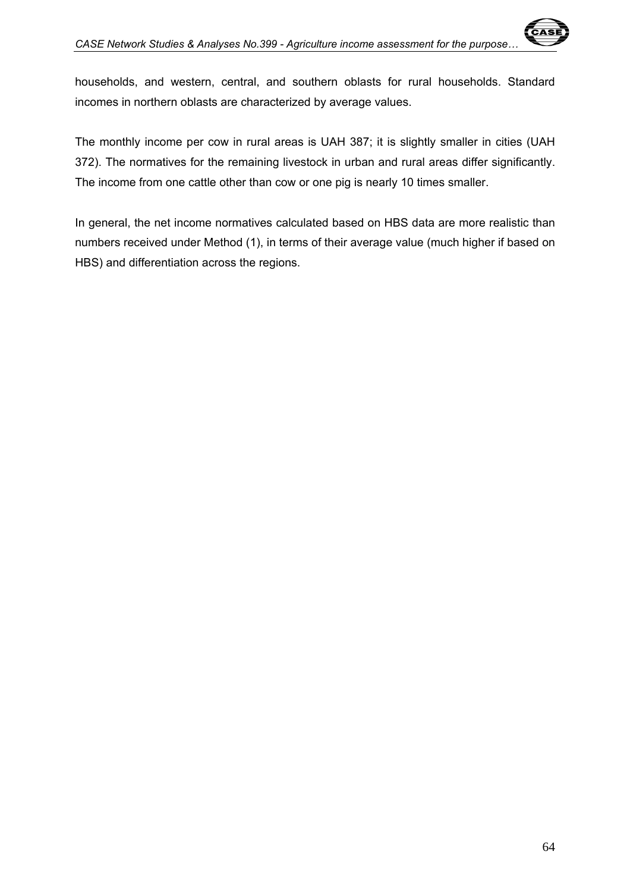households, and western, central, and southern oblasts for rural households. Standard incomes in northern oblasts are characterized by average values.

The monthly income per cow in rural areas is UAH 387; it is slightly smaller in cities (UAH 372). The normatives for the remaining livestock in urban and rural areas differ significantly. The income from one cattle other than cow or one pig is nearly 10 times smaller.

In general, the net income normatives calculated based on HBS data are more realistic than numbers received under Method (1), in terms of their average value (much higher if based on HBS) and differentiation across the regions.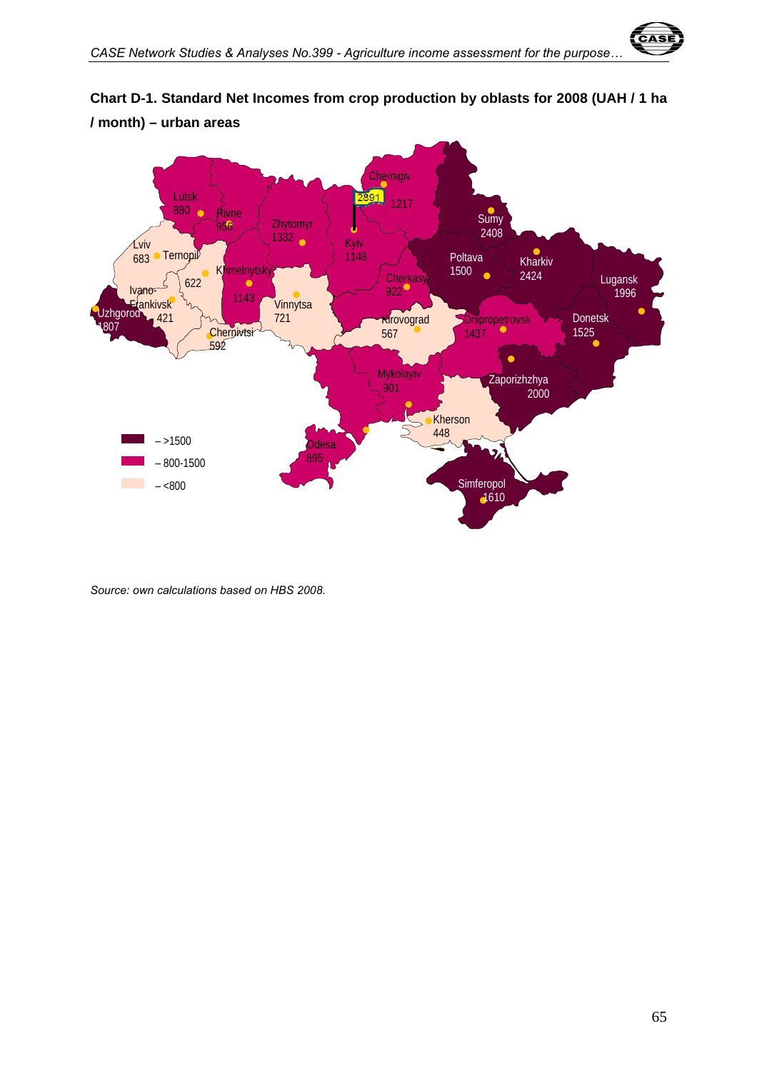**Chart D-1. Standard Net Incomes from crop production by oblasts for 2008 (UAH / 1 ha / month) – urban areas**

Source: own calculations based on HBS 2008.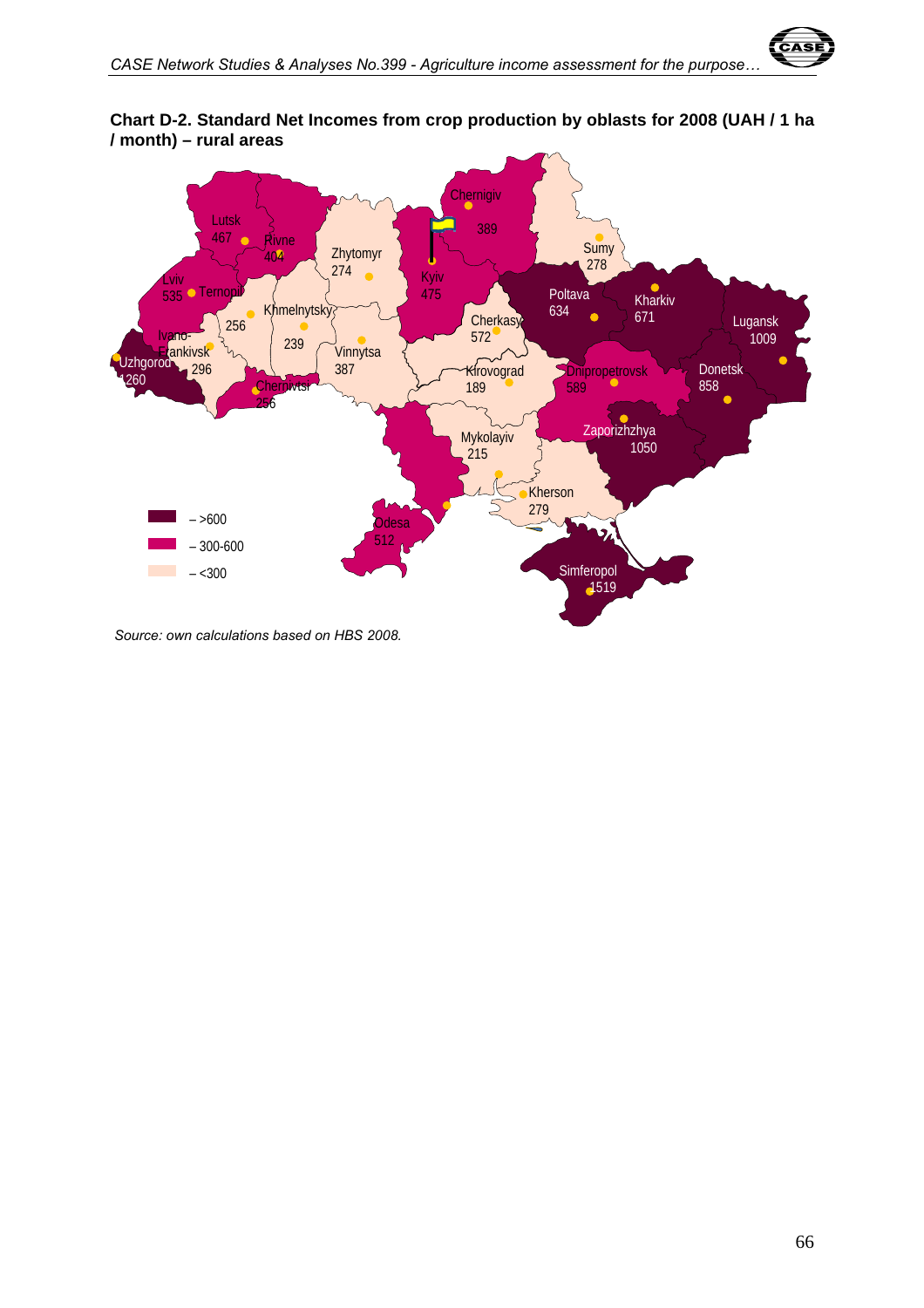**Chart D-2. Standard Net Incomes from crop production by oblasts for 2008 (UAH / 1 ha / month) – rural areas**

Lutsk
467
Rivne
404
Chernigiv
389
Zhytomyr
274
Kyiv
475
Sumy
278
Lviv
535
Ternopil
256
Khmelnytsky
239
Poltava
634
Kharkiv
671
Cherkasy
572
Lugansk
1009
Ivano-Frankivsk
296
Uzhgorod
1260
Vinnytsa
387
Kirovograd
189
Dnipropetrovsk
589
Donetsk
858
Chernivtsi
256
Zaporizhzhya
1050
Mykolayiv
215
Kherson
279
Odesa
512
Simferopol
1519

– >600
– 300-600
– <300

*Source: own calculations based on HBS 2008.*